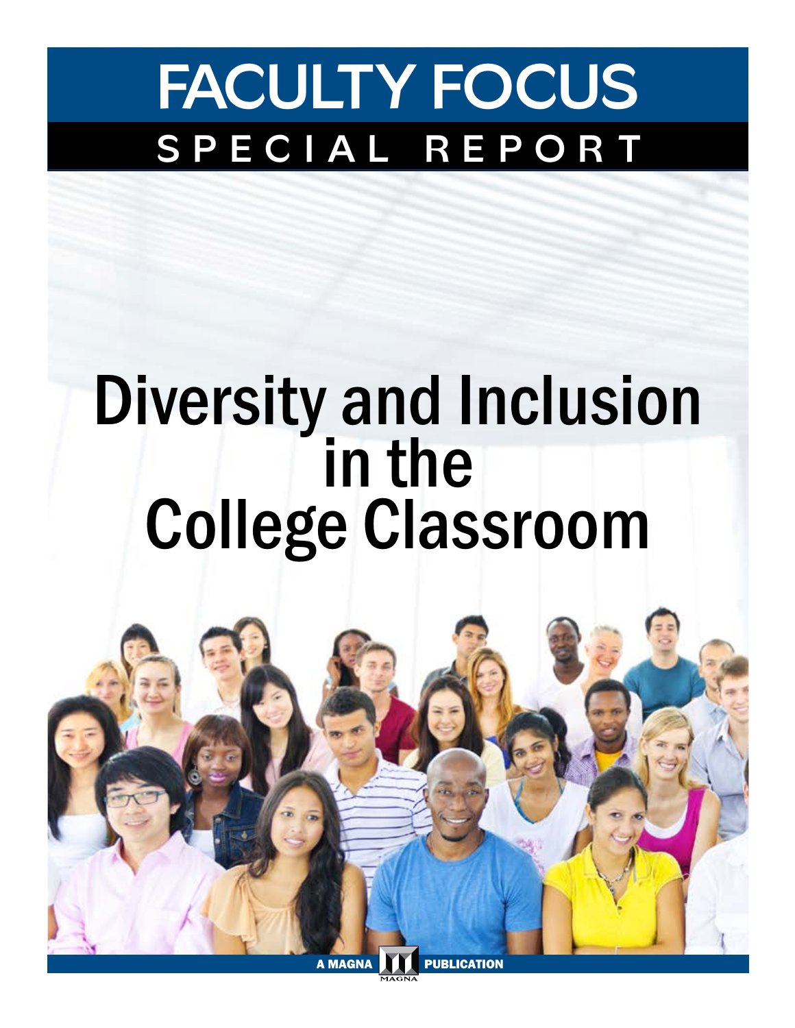# FACULTY FOCUS

## SPECIAL REPORT

# Diversity and Inclusion in the College Classroom

A MAGNA PUBLICATION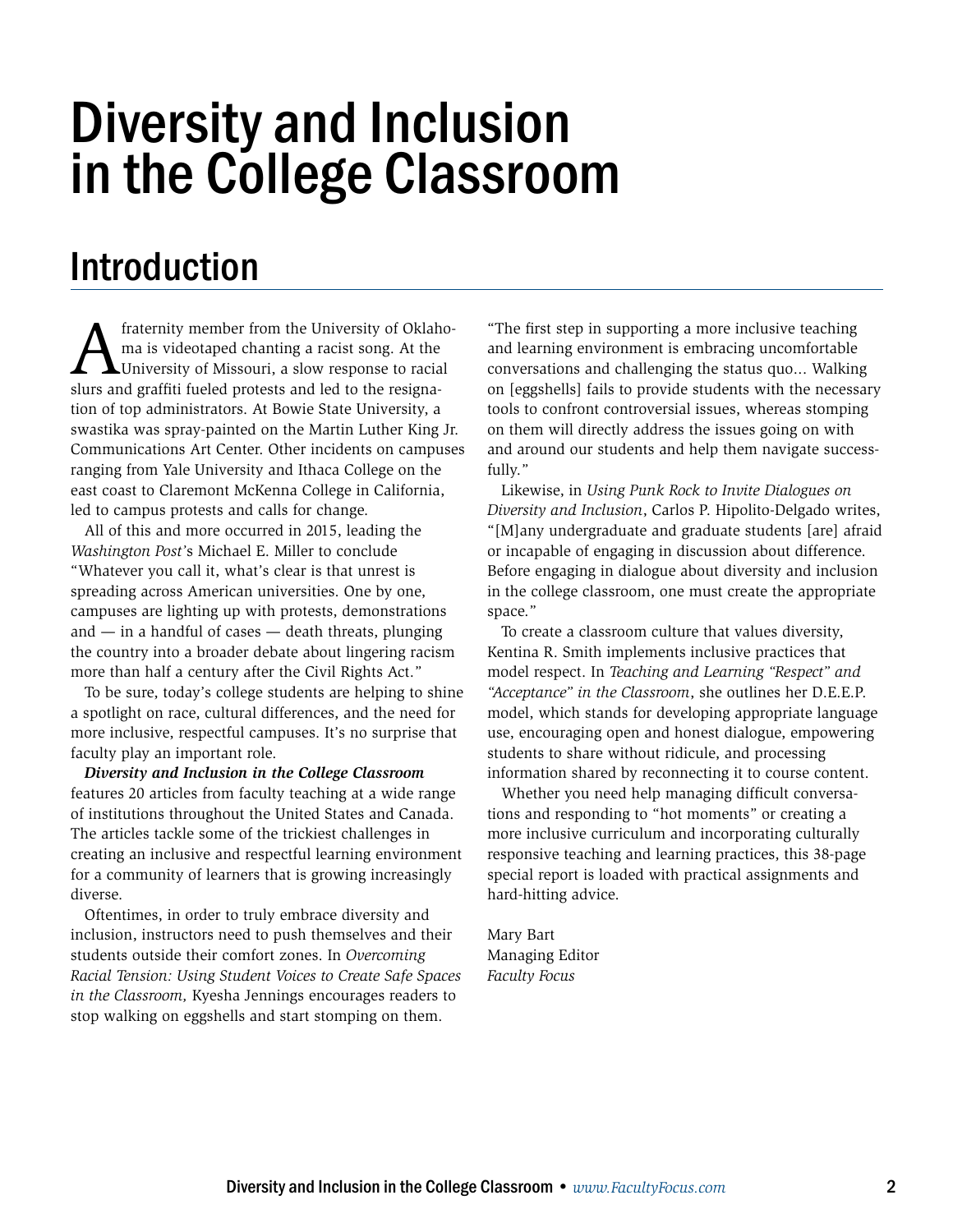# Diversity and Inclusion in the College Classroom

## Introduction

A fraternity member from the University of Oklahoma is videotaped chanting a racist song. At the University of Missouri, a slow response to racial slurs and graffiti fueled protests and led to the resignation of top administrators. At Bowie State University, a swastika was spray-painted on the Martin Luther King Jr. Communications Art Center. Other incidents on campuses ranging from Yale University and Ithaca College on the east coast to Claremont McKenna College in California, led to campus protests and calls for change.

All of this and more occurred in 2015, leading the *Washington Post's* Michael E. Miller to conclude "Whatever you call it, what's clear is that unrest is spreading across American universities. One by one, campuses are lighting up with protests, demonstrations and — in a handful of cases — death threats, plunging the country into a broader debate about lingering racism more than half a century after the Civil Rights Act."

To be sure, today's college students are helping to shine a spotlight on race, cultural differences, and the need for more inclusive, respectful campuses. It's no surprise that faculty play an important role.

***Diversity and Inclusion in the College Classroom*** features 20 articles from faculty teaching at a wide range of institutions throughout the United States and Canada. The articles tackle some of the trickiest challenges in creating an inclusive and respectful learning environment for a community of learners that is growing increasingly diverse.

Oftentimes, in order to truly embrace diversity and inclusion, instructors need to push themselves and their students outside their comfort zones. In *Overcoming Racial Tension: Using Student Voices to Create Safe Spaces in the Classroom,* Kyesha Jennings encourages readers to stop walking on eggshells and start stomping on them.

"The first step in supporting a more inclusive teaching and learning environment is embracing uncomfortable conversations and challenging the status quo... Walking on [eggshells] fails to provide students with the necessary tools to confront controversial issues, whereas stomping on them will directly address the issues going on with and around our students and help them navigate successfully."

Likewise, in *Using Punk Rock to Invite Dialogues on Diversity and Inclusion*, Carlos P. Hipolito-Delgado writes, "[M]any undergraduate and graduate students [are] afraid or incapable of engaging in discussion about difference. Before engaging in dialogue about diversity and inclusion in the college classroom, one must create the appropriate space."

To create a classroom culture that values diversity, Kentina R. Smith implements inclusive practices that model respect. In *Teaching and Learning "Respect" and "Acceptance" in the Classroom*, she outlines her D.E.E.P. model, which stands for developing appropriate language use, encouraging open and honest dialogue, empowering students to share without ridicule, and processing information shared by reconnecting it to course content.

Whether you need help managing difficult conversations and responding to "hot moments" or creating a more inclusive curriculum and incorporating culturally responsive teaching and learning practices, this 38-page special report is loaded with practical assignments and hard-hitting advice.

Mary Bart  
Managing Editor  
*Faculty Focus*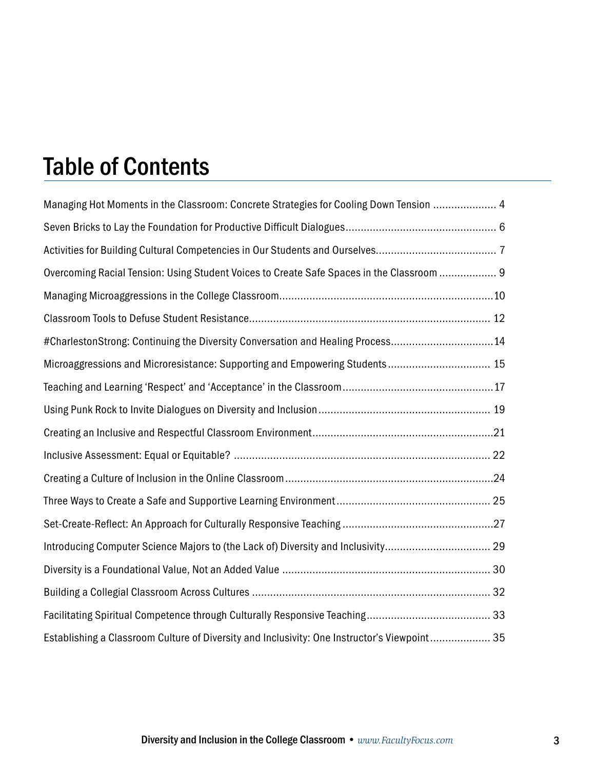# Table of Contents

Managing Hot Moments in the Classroom: Concrete Strategies for Cooling Down Tension ..................... 4

Seven Bricks to Lay the Foundation for Productive Difficult Dialogues................................................. 6

Activities for Building Cultural Competencies in Our Students and Ourselves....................................... 7

Overcoming Racial Tension: Using Student Voices to Create Safe Spaces in the Classroom .................. 9

Managing Microaggressions in the College Classroom......................................................................10

Classroom Tools to Defuse Student Resistance............................................................................... 12

#CharlestonStrong: Continuing the Diversity Conversation and Healing Process..................................14

Microaggressions and Microresistance: Supporting and Empowering Students.................................. 15

Teaching and Learning 'Respect' and 'Acceptance' in the Classroom.................................................17

Using Punk Rock to Invite Dialogues on Diversity and Inclusion........................................................ 19

Creating an Inclusive and Respectful Classroom Environment...........................................................21

Inclusive Assessment: Equal or Equitable? .................................................................................... 22

Creating a Culture of Inclusion in the Online Classroom....................................................................24

Three Ways to Create a Safe and Supportive Learning Environment.................................................. 25

Set-Create-Reflect: An Approach for Culturally Responsive Teaching .................................................27

Introducing Computer Science Majors to (the Lack of) Diversity and Inclusivity.................................. 29

Diversity is a Foundational Value, Not an Added Value .................................................................... 30

Building a Collegial Classroom Across Cultures .............................................................................. 32

Facilitating Spiritual Competence through Culturally Responsive Teaching........................................ 33

Establishing a Classroom Culture of Diversity and Inclusivity: One Instructor's Viewpoint.................... 35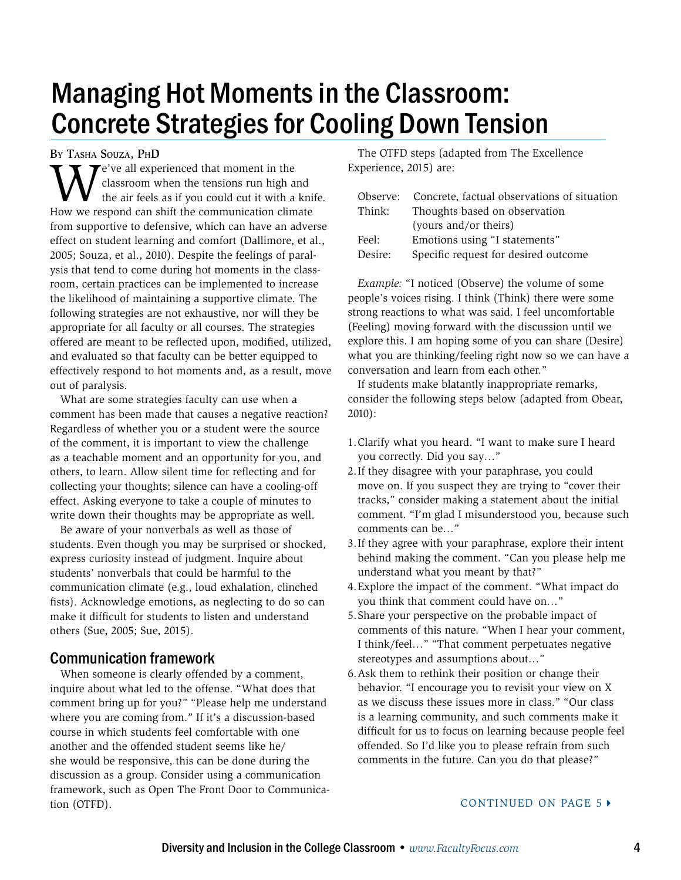# Managing Hot Moments in the Classroom: Concrete Strategies for Cooling Down Tension

By Tasha Souza, PhD

We've all experienced that moment in the classroom when the tensions run high and the air feels as if you could cut it with a knife. How we respond can shift the communication climate from supportive to defensive, which can have an adverse effect on student learning and comfort (Dallimore, et al., 2005; Souza, et al., 2010). Despite the feelings of paralysis that tend to come during hot moments in the classroom, certain practices can be implemented to increase the likelihood of maintaining a supportive climate. The following strategies are not exhaustive, nor will they be appropriate for all faculty or all courses. The strategies offered are meant to be reflected upon, modified, utilized, and evaluated so that faculty can be better equipped to effectively respond to hot moments and, as a result, move out of paralysis.

What are some strategies faculty can use when a comment has been made that causes a negative reaction? Regardless of whether you or a student were the source of the comment, it is important to view the challenge as a teachable moment and an opportunity for you, and others, to learn. Allow silent time for reflecting and for collecting your thoughts; silence can have a cooling-off effect. Asking everyone to take a couple of minutes to write down their thoughts may be appropriate as well.

Be aware of your nonverbals as well as those of students. Even though you may be surprised or shocked, express curiosity instead of judgment. Inquire about students' nonverbals that could be harmful to the communication climate (e.g., loud exhalation, clinched fists). Acknowledge emotions, as neglecting to do so can make it difficult for students to listen and understand others (Sue, 2005; Sue, 2015).

## Communication framework

When someone is clearly offended by a comment, inquire about what led to the offense. "What does that comment bring up for you?" "Please help me understand where you are coming from." If it's a discussion-based course in which students feel comfortable with one another and the offended student seems like he/she would be responsive, this can be done during the discussion as a group. Consider using a communication framework, such as Open The Front Door to Communication (OTFD).

The OTFD steps (adapted from The Excellence Experience, 2015) are:

| | |
|---|---|
| Observe: | Concrete, factual observations of situation |
| Think: | Thoughts based on observation (yours and/or theirs) |
| Feel: | Emotions using "I statements" |
| Desire: | Specific request for desired outcome |

*Example:* "I noticed (Observe) the volume of some people's voices rising. I think (Think) there were some strong reactions to what was said. I feel uncomfortable (Feeling) moving forward with the discussion until we explore this. I am hoping some of you can share (Desire) what you are thinking/feeling right now so we can have a conversation and learn from each other."

If students make blatantly inappropriate remarks, consider the following steps below (adapted from Obear, 2010):

1. Clarify what you heard. "I want to make sure I heard you correctly. Did you say…"
2. If they disagree with your paraphrase, you could move on. If you suspect they are trying to "cover their tracks," consider making a statement about the initial comment. "I'm glad I misunderstood you, because such comments can be…"
3. If they agree with your paraphrase, explore their intent behind making the comment. "Can you please help me understand what you meant by that?"
4. Explore the impact of the comment. "What impact do you think that comment could have on…"
5. Share your perspective on the probable impact of comments of this nature. "When I hear your comment, I think/feel…" "That comment perpetuates negative stereotypes and assumptions about…"
6. Ask them to rethink their position or change their behavior. "I encourage you to revisit your view on X as we discuss these issues more in class." "Our class is a learning community, and such comments make it difficult for us to focus on learning because people feel offended. So I'd like you to please refrain from such comments in the future. Can you do that please?"

CONTINUED ON PAGE 5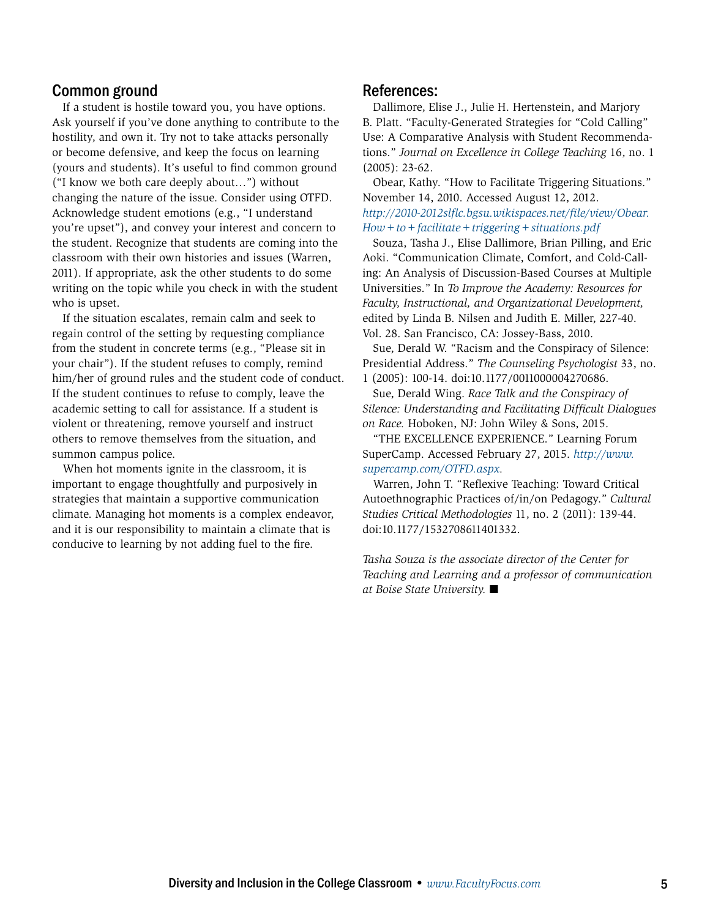## Common ground

If a student is hostile toward you, you have options. Ask yourself if you've done anything to contribute to the hostility, and own it. Try not to take attacks personally or become defensive, and keep the focus on learning (yours and students). It's useful to find common ground ("I know we both care deeply about…") without changing the nature of the issue. Consider using OTFD. Acknowledge student emotions (e.g., "I understand you're upset"), and convey your interest and concern to the student. Recognize that students are coming into the classroom with their own histories and issues (Warren, 2011). If appropriate, ask the other students to do some writing on the topic while you check in with the student who is upset.

If the situation escalates, remain calm and seek to regain control of the setting by requesting compliance from the student in concrete terms (e.g., "Please sit in your chair"). If the student refuses to comply, remind him/her of ground rules and the student code of conduct. If the student continues to refuse to comply, leave the academic setting to call for assistance. If a student is violent or threatening, remove yourself and instruct others to remove themselves from the situation, and summon campus police.

When hot moments ignite in the classroom, it is important to engage thoughtfully and purposively in strategies that maintain a supportive communication climate. Managing hot moments is a complex endeavor, and it is our responsibility to maintain a climate that is conducive to learning by not adding fuel to the fire.

## References:

Dallimore, Elise J., Julie H. Hertenstein, and Marjory B. Platt. "Faculty-Generated Strategies for "Cold Calling" Use: A Comparative Analysis with Student Recommendations." *Journal on Excellence in College Teaching* 16, no. 1 (2005): 23-62.

Obear, Kathy. "How to Facilitate Triggering Situations." November 14, 2010. Accessed August 12, 2012. *http://2010-2012slflc.bgsu.wikispaces.net/file/view/Obear.How+to+facilitate+triggering+situations.pdf*

Souza, Tasha J., Elise Dallimore, Brian Pilling, and Eric Aoki. "Communication Climate, Comfort, and Cold-Calling: An Analysis of Discussion-Based Courses at Multiple Universities." In *To Improve the Academy: Resources for Faculty, Instructional, and Organizational Development,* edited by Linda B. Nilsen and Judith E. Miller, 227-40. Vol. 28. San Francisco, CA: Jossey-Bass, 2010.

Sue, Derald W. "Racism and the Conspiracy of Silence: Presidential Address." *The Counseling Psychologist* 33, no. 1 (2005): 100-14. doi:10.1177/0011000004270686.

Sue, Derald Wing. *Race Talk and the Conspiracy of Silence: Understanding and Facilitating Difficult Dialogues on Race.* Hoboken, NJ: John Wiley & Sons, 2015.

"THE EXCELLENCE EXPERIENCE." Learning Forum SuperCamp. Accessed February 27, 2015. *http://www.supercamp.com/OTFD.aspx.*

Warren, John T. "Reflexive Teaching: Toward Critical Autoethnographic Practices of/in/on Pedagogy." *Cultural Studies Critical Methodologies* 11, no. 2 (2011): 139-44. doi:10.1177/1532708611401332.

*Tasha Souza is the associate director of the Center for Teaching and Learning and a professor of communication at Boise State University.* ■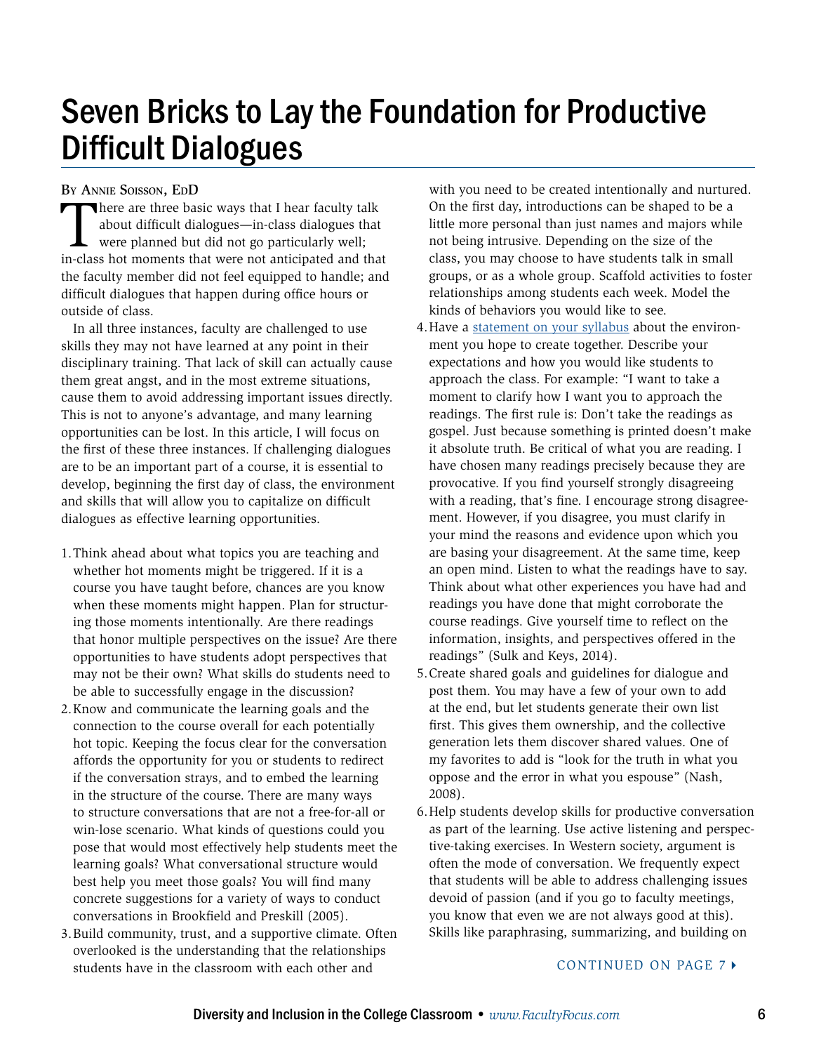# Seven Bricks to Lay the Foundation for Productive Difficult Dialogues

By Annie Soisson, EdD

There are three basic ways that I hear faculty talk about difficult dialogues—in-class dialogues that were planned but did not go particularly well; in-class hot moments that were not anticipated and that the faculty member did not feel equipped to handle; and difficult dialogues that happen during office hours or outside of class.

In all three instances, faculty are challenged to use skills they may not have learned at any point in their disciplinary training. That lack of skill can actually cause them great angst, and in the most extreme situations, cause them to avoid addressing important issues directly. This is not to anyone's advantage, and many learning opportunities can be lost. In this article, I will focus on the first of these three instances. If challenging dialogues are to be an important part of a course, it is essential to develop, beginning the first day of class, the environment and skills that will allow you to capitalize on difficult dialogues as effective learning opportunities.

1. Think ahead about what topics you are teaching and whether hot moments might be triggered. If it is a course you have taught before, chances are you know when these moments might happen. Plan for structuring those moments intentionally. Are there readings that honor multiple perspectives on the issue? Are there opportunities to have students adopt perspectives that may not be their own? What skills do students need to be able to successfully engage in the discussion?
2. Know and communicate the learning goals and the connection to the course overall for each potentially hot topic. Keeping the focus clear for the conversation affords the opportunity for you or students to redirect if the conversation strays, and to embed the learning in the structure of the course. There are many ways to structure conversations that are not a free-for-all or win-lose scenario. What kinds of questions could you pose that would most effectively help students meet the learning goals? What conversational structure would best help you meet those goals? You will find many concrete suggestions for a variety of ways to conduct conversations in Brookfield and Preskill (2005).
3. Build community, trust, and a supportive climate. Often overlooked is the understanding that the relationships students have in the classroom with each other and with you need to be created intentionally and nurtured. On the first day, introductions can be shaped to be a little more personal than just names and majors while not being intrusive. Depending on the size of the class, you may choose to have students talk in small groups, or as a whole group. Scaffold activities to foster relationships among students each week. Model the kinds of behaviors you would like to see.
4. Have a statement on your syllabus about the environment you hope to create together. Describe your expectations and how you would like students to approach the class. For example: "I want to take a moment to clarify how I want you to approach the readings. The first rule is: Don't take the readings as gospel. Just because something is printed doesn't make it absolute truth. Be critical of what you are reading. I have chosen many readings precisely because they are provocative. If you find yourself strongly disagreeing with a reading, that's fine. I encourage strong disagreement. However, if you disagree, you must clarify in your mind the reasons and evidence upon which you are basing your disagreement. At the same time, keep an open mind. Listen to what the readings have to say. Think about what other experiences you have had and readings you have done that might corroborate the course readings. Give yourself time to reflect on the information, insights, and perspectives offered in the readings" (Sulk and Keys, 2014).
5. Create shared goals and guidelines for dialogue and post them. You may have a few of your own to add at the end, but let students generate their own list first. This gives them ownership, and the collective generation lets them discover shared values. One of my favorites to add is "look for the truth in what you oppose and the error in what you espouse" (Nash, 2008).
6. Help students develop skills for productive conversation as part of the learning. Use active listening and perspective-taking exercises. In Western society, argument is often the mode of conversation. We frequently expect that students will be able to address challenging issues devoid of passion (and if you go to faculty meetings, you know that even we are not always good at this). Skills like paraphrasing, summarizing, and building on

CONTINUED ON PAGE 7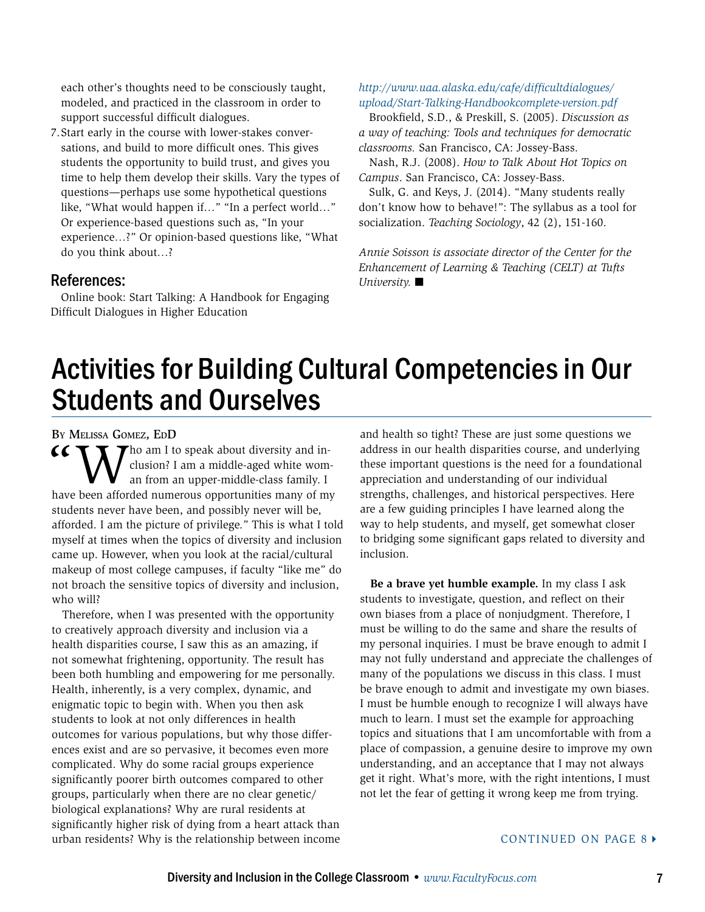each other's thoughts need to be consciously taught, modeled, and practiced in the classroom in order to support successful difficult dialogues.

7. Start early in the course with lower-stakes conversations, and build to more difficult ones. This gives students the opportunity to build trust, and gives you time to help them develop their skills. Vary the types of questions—perhaps use some hypothetical questions like, "What would happen if…" "In a perfect world…" Or experience-based questions such as, "In your experience…?" Or opinion-based questions like, "What do you think about…?

## References:

Online book: Start Talking: A Handbook for Engaging Difficult Dialogues in Higher Education *http://www.uaa.alaska.edu/cafe/difficultdialogues/upload/Start-Talking-Handbookcomplete-version.pdf*

Brookfield, S.D., & Preskill, S. (2005). *Discussion as a way of teaching: Tools and techniques for democratic classrooms.* San Francisco, CA: Jossey-Bass.

Nash, R.J. (2008). *How to Talk About Hot Topics on Campus*. San Francisco, CA: Jossey-Bass.

Sulk, G. and Keys, J. (2014). "Many students really don't know how to behave!": The syllabus as a tool for socialization. *Teaching Sociology*, 42 (2), 151-160.

*Annie Soisson is associate director of the Center for the Enhancement of Learning & Teaching (CELT) at Tufts University.* ■

# Activities for Building Cultural Competencies in Our Students and Ourselves

By Melissa Gomez, EdD

"Who am I to speak about diversity and inclusion? I am a middle-aged white woman from an upper-middle-class family. I have been afforded numerous opportunities many of my students never have been, and possibly never will be, afforded. I am the picture of privilege." This is what I told myself at times when the topics of diversity and inclusion came up. However, when you look at the racial/cultural makeup of most college campuses, if faculty "like me" do not broach the sensitive topics of diversity and inclusion, who will?

Therefore, when I was presented with the opportunity to creatively approach diversity and inclusion via a health disparities course, I saw this as an amazing, if not somewhat frightening, opportunity. The result has been both humbling and empowering for me personally. Health, inherently, is a very complex, dynamic, and enigmatic topic to begin with. When you then ask students to look at not only differences in health outcomes for various populations, but why those differences exist and are so pervasive, it becomes even more complicated. Why do some racial groups experience significantly poorer birth outcomes compared to other groups, particularly when there are no clear genetic/biological explanations? Why are rural residents at significantly higher risk of dying from a heart attack than urban residents? Why is the relationship between income and health so tight? These are just some questions we address in our health disparities course, and underlying these important questions is the need for a foundational appreciation and understanding of our individual strengths, challenges, and historical perspectives. Here are a few guiding principles I have learned along the way to help students, and myself, get somewhat closer to bridging some significant gaps related to diversity and inclusion.

**Be a brave yet humble example.** In my class I ask students to investigate, question, and reflect on their own biases from a place of nonjudgment. Therefore, I must be willing to do the same and share the results of my personal inquiries. I must be brave enough to admit I may not fully understand and appreciate the challenges of many of the populations we discuss in this class. I must be brave enough to admit and investigate my own biases. I must be humble enough to recognize I will always have much to learn. I must set the example for approaching topics and situations that I am uncomfortable with from a place of compassion, a genuine desire to improve my own understanding, and an acceptance that I may not always get it right. What's more, with the right intentions, I must not let the fear of getting it wrong keep me from trying.

CONTINUED ON PAGE 8 ▸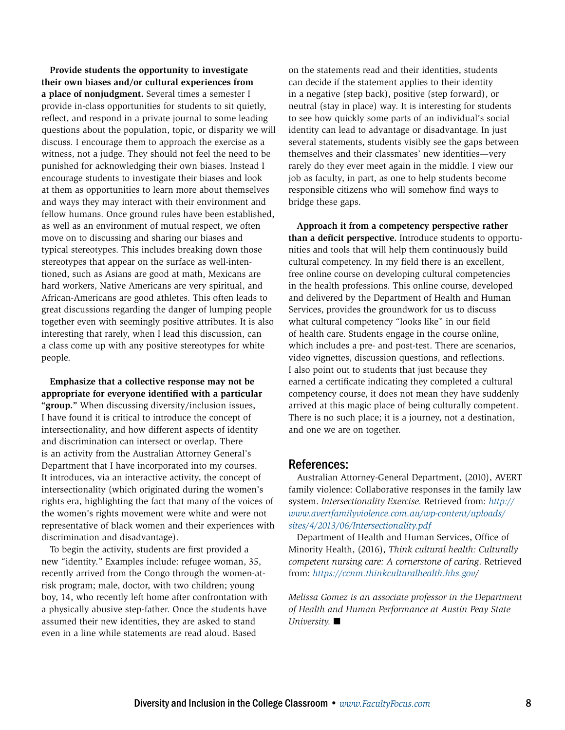**Provide students the opportunity to investigate their own biases and/or cultural experiences from a place of nonjudgment.** Several times a semester I provide in-class opportunities for students to sit quietly, reflect, and respond in a private journal to some leading questions about the population, topic, or disparity we will discuss. I encourage them to approach the exercise as a witness, not a judge. They should not feel the need to be punished for acknowledging their own biases. Instead I encourage students to investigate their biases and look at them as opportunities to learn more about themselves and ways they may interact with their environment and fellow humans. Once ground rules have been established, as well as an environment of mutual respect, we often move on to discussing and sharing our biases and typical stereotypes. This includes breaking down those stereotypes that appear on the surface as well-intentioned, such as Asians are good at math, Mexicans are hard workers, Native Americans are very spiritual, and African-Americans are good athletes. This often leads to great discussions regarding the danger of lumping people together even with seemingly positive attributes. It is also interesting that rarely, when I lead this discussion, can a class come up with any positive stereotypes for white people.

**Emphasize that a collective response may not be appropriate for everyone identified with a particular "group."** When discussing diversity/inclusion issues, I have found it is critical to introduce the concept of intersectionality, and how different aspects of identity and discrimination can intersect or overlap. There is an activity from the Australian Attorney General's Department that I have incorporated into my courses. It introduces, via an interactive activity, the concept of intersectionality (which originated during the women's rights era, highlighting the fact that many of the voices of the women's rights movement were white and were not representative of black women and their experiences with discrimination and disadvantage).

To begin the activity, students are first provided a new "identity." Examples include: refugee woman, 35, recently arrived from the Congo through the women-at-risk program; male, doctor, with two children; young boy, 14, who recently left home after confrontation with a physically abusive step-father. Once the students have assumed their new identities, they are asked to stand even in a line while statements are read aloud. Based on the statements read and their identities, students can decide if the statement applies to their identity in a negative (step back), positive (step forward), or neutral (stay in place) way. It is interesting for students to see how quickly some parts of an individual's social identity can lead to advantage or disadvantage. In just several statements, students visibly see the gaps between themselves and their classmates' new identities—very rarely do they ever meet again in the middle. I view our job as faculty, in part, as one to help students become responsible citizens who will somehow find ways to bridge these gaps.

**Approach it from a competency perspective rather than a deficit perspective.** Introduce students to opportunities and tools that will help them continuously build cultural competency. In my field there is an excellent, free online course on developing cultural competencies in the health professions. This online course, developed and delivered by the Department of Health and Human Services, provides the groundwork for us to discuss what cultural competency "looks like" in our field of health care. Students engage in the course online, which includes a pre- and post-test. There are scenarios, video vignettes, discussion questions, and reflections. I also point out to students that just because they earned a certificate indicating they completed a cultural competency course, it does not mean they have suddenly arrived at this magic place of being culturally competent. There is no such place; it is a journey, not a destination, and one we are on together.

## References:

Australian Attorney-General Department, (2010), AVERT family violence: Collaborative responses in the family law system. *Intersectionality Exercise.* Retrieved from: *http://www.avertfamilyviolence.com.au/wp-content/uploads/sites/4/2013/06/Intersectionality.pdf*

Department of Health and Human Services, Office of Minority Health, (2016), *Think cultural health: Culturally competent nursing care: A cornerstone of caring*. Retrieved from: *https://ccnm.thinkculturalhealth.hhs.gov/*

*Melissa Gomez is an associate professor in the Department of Health and Human Performance at Austin Peay State University.* ■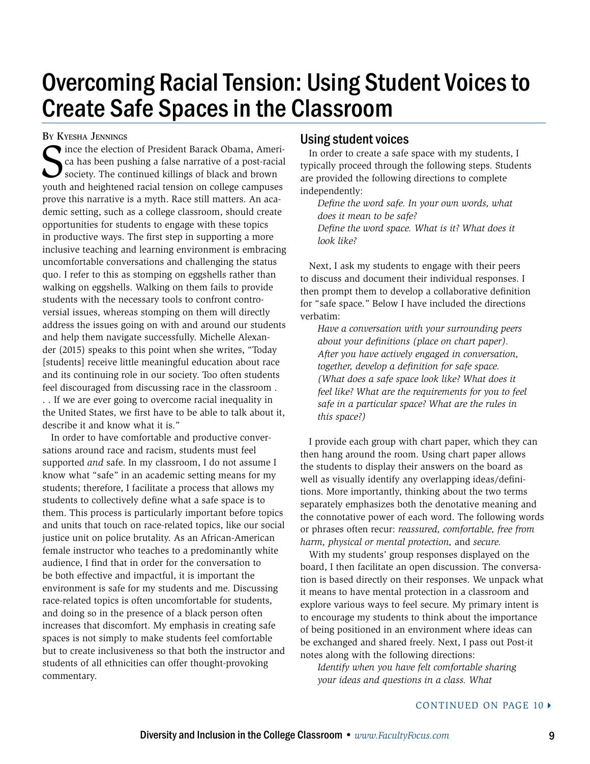# Overcoming Racial Tension: Using Student Voices to Create Safe Spaces in the Classroom

By Kyesha Jennings

Since the election of President Barack Obama, America has been pushing a false narrative of a post-racial society. The continued killings of black and brown youth and heightened racial tension on college campuses prove this narrative is a myth. Race still matters. An academic setting, such as a college classroom, should create opportunities for students to engage with these topics in productive ways. The first step in supporting a more inclusive teaching and learning environment is embracing uncomfortable conversations and challenging the status quo. I refer to this as stomping on eggshells rather than walking on eggshells. Walking on them fails to provide students with the necessary tools to confront controversial issues, whereas stomping on them will directly address the issues going on with and around our students and help them navigate successfully. Michelle Alexander (2015) speaks to this point when she writes, "Today [students] receive little meaningful education about race and its continuing role in our society. Too often students feel discouraged from discussing race in the classroom . . . If we are ever going to overcome racial inequality in the United States, we first have to be able to talk about it, describe it and know what it is."

In order to have comfortable and productive conversations around race and racism, students must feel supported *and* safe. In my classroom, I do not assume I know what "safe" in an academic setting means for my students; therefore, I facilitate a process that allows my students to collectively define what a safe space is to them. This process is particularly important before topics and units that touch on race-related topics, like our social justice unit on police brutality. As an African-American female instructor who teaches to a predominantly white audience, I find that in order for the conversation to be both effective and impactful, it is important the environment is safe for my students and me. Discussing race-related topics is often uncomfortable for students, and doing so in the presence of a black person often increases that discomfort. My emphasis in creating safe spaces is not simply to make students feel comfortable but to create inclusiveness so that both the instructor and students of all ethnicities can offer thought-provoking commentary.

## Using student voices

In order to create a safe space with my students, I typically proceed through the following steps. Students are provided the following directions to complete independently:

> *Define the word safe. In your own words, what does it mean to be safe?*
> *Define the word space. What is it? What does it look like?*

Next, I ask my students to engage with their peers to discuss and document their individual responses. I then prompt them to develop a collaborative definition for "safe space." Below I have included the directions verbatim:

> *Have a conversation with your surrounding peers about your definitions (place on chart paper). After you have actively engaged in conversation, together, develop a definition for safe space. (What does a safe space look like? What does it feel like? What are the requirements for you to feel safe in a particular space? What are the rules in this space?)*

I provide each group with chart paper, which they can then hang around the room. Using chart paper allows the students to display their answers on the board as well as visually identify any overlapping ideas/definitions. More importantly, thinking about the two terms separately emphasizes both the denotative meaning and the connotative power of each word. The following words or phrases often recur: *reassured, comfortable, free from harm, physical or mental protection,* and *secure.*

With my students' group responses displayed on the board, I then facilitate an open discussion. The conversation is based directly on their responses. We unpack what it means to have mental protection in a classroom and explore various ways to feel secure. My primary intent is to encourage my students to think about the importance of being positioned in an environment where ideas can be exchanged and shared freely. Next, I pass out Post-it notes along with the following directions:

> *Identify when you have felt comfortable sharing your ideas and questions in a class. What*

CONTINUED ON PAGE 10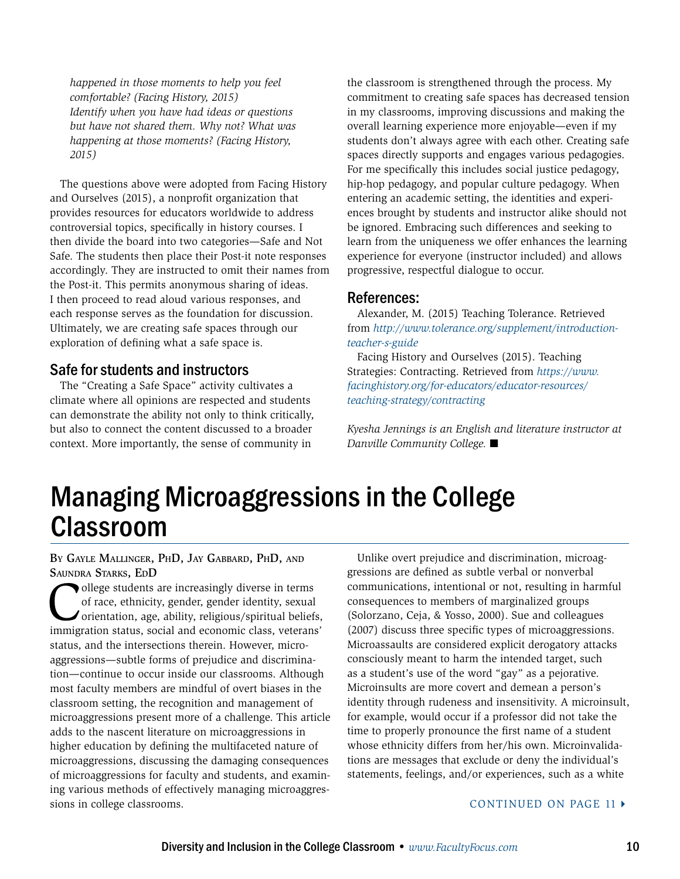*happened in those moments to help you feel comfortable? (Facing History, 2015)*
*Identify when you have had ideas or questions but have not shared them. Why not? What was happening at those moments? (Facing History, 2015)*

The questions above were adopted from Facing History and Ourselves (2015), a nonprofit organization that provides resources for educators worldwide to address controversial topics, specifically in history courses. I then divide the board into two categories—Safe and Not Safe. The students then place their Post-it note responses accordingly. They are instructed to omit their names from the Post-it. This permits anonymous sharing of ideas. I then proceed to read aloud various responses, and each response serves as the foundation for discussion. Ultimately, we are creating safe spaces through our exploration of defining what a safe space is.

## Safe for students and instructors

The "Creating a Safe Space" activity cultivates a climate where all opinions are respected and students can demonstrate the ability not only to think critically, but also to connect the content discussed to a broader context. More importantly, the sense of community in the classroom is strengthened through the process. My commitment to creating safe spaces has decreased tension in my classrooms, improving discussions and making the overall learning experience more enjoyable—even if my students don't always agree with each other. Creating safe spaces directly supports and engages various pedagogies. For me specifically this includes social justice pedagogy, hip-hop pedagogy, and popular culture pedagogy. When entering an academic setting, the identities and experiences brought by students and instructor alike should not be ignored. Embracing such differences and seeking to learn from the uniqueness we offer enhances the learning experience for everyone (instructor included) and allows progressive, respectful dialogue to occur.

## References:

Alexander, M. (2015) Teaching Tolerance. Retrieved from *http://www.tolerance.org/supplement/introduction-teacher-s-guide*

Facing History and Ourselves (2015). Teaching Strategies: Contracting. Retrieved from *https://www.facinghistory.org/for-educators/educator-resources/teaching-strategy/contracting*

*Kyesha Jennings is an English and literature instructor at Danville Community College.* ■

# Managing Microaggressions in the College Classroom

By Gayle Mallinger, PhD, Jay Gabbard, PhD, and Saundra Starks, EdD

College students are increasingly diverse in terms of race, ethnicity, gender, gender identity, sexual orientation, age, ability, religious/spiritual beliefs, immigration status, social and economic class, veterans' status, and the intersections therein. However, microaggressions—subtle forms of prejudice and discrimination—continue to occur inside our classrooms. Although most faculty members are mindful of overt biases in the classroom setting, the recognition and management of microaggressions present more of a challenge. This article adds to the nascent literature on microaggressions in higher education by defining the multifaceted nature of microaggressions, discussing the damaging consequences of microaggressions for faculty and students, and examining various methods of effectively managing microaggressions in college classrooms.

Unlike overt prejudice and discrimination, microaggressions are defined as subtle verbal or nonverbal communications, intentional or not, resulting in harmful consequences to members of marginalized groups (Solorzano, Ceja, & Yosso, 2000). Sue and colleagues (2007) discuss three specific types of microaggressions. Microassaults are considered explicit derogatory attacks consciously meant to harm the intended target, such as a student's use of the word "gay" as a pejorative. Microinsults are more covert and demean a person's identity through rudeness and insensitivity. A microinsult, for example, would occur if a professor did not take the time to properly pronounce the first name of a student whose ethnicity differs from her/his own. Microinvalidations are messages that exclude or deny the individual's statements, feelings, and/or experiences, such as a white

CONTINUED ON PAGE 11 ▸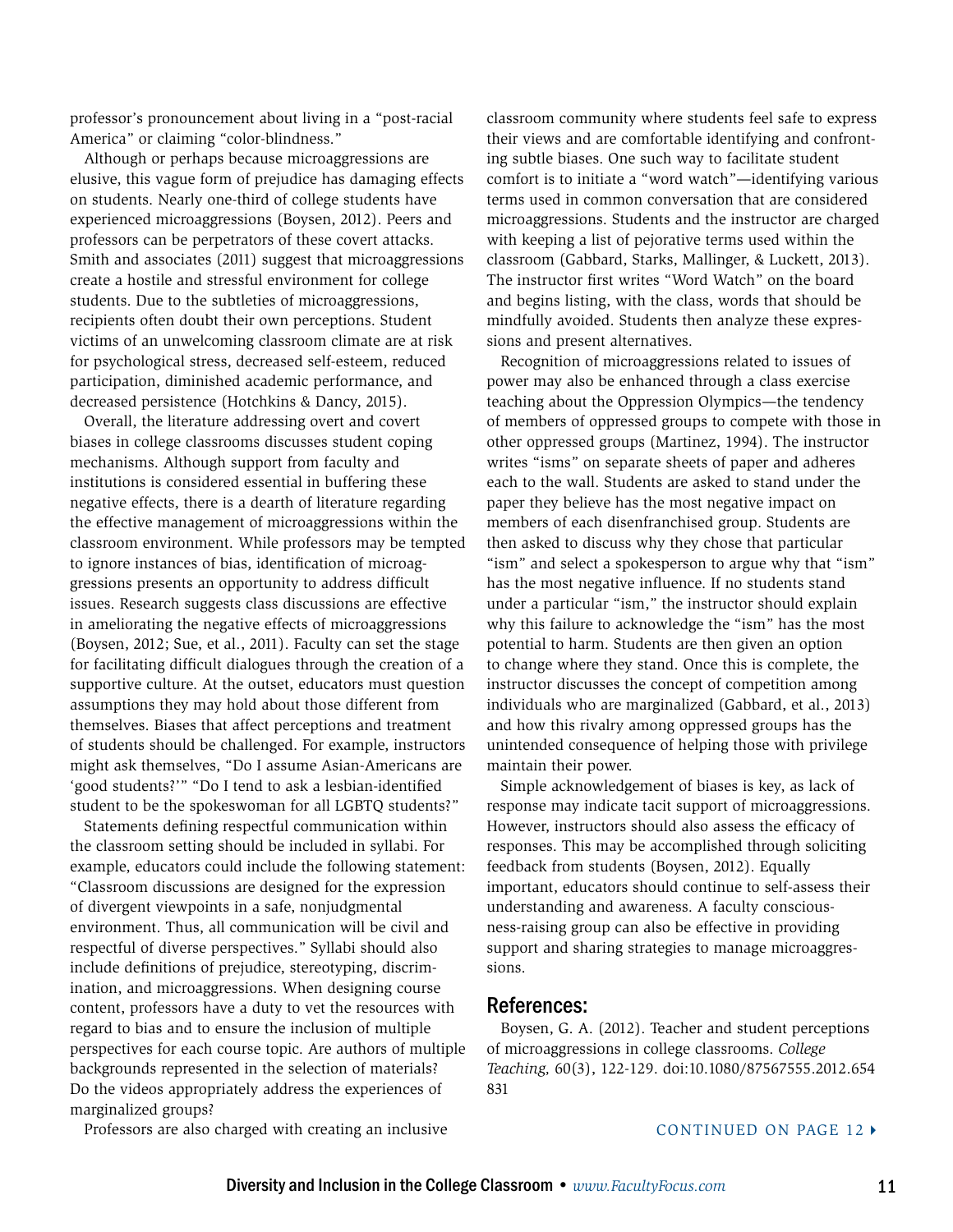professor's pronouncement about living in a "post-racial America" or claiming "color-blindness."

Although or perhaps because microaggressions are elusive, this vague form of prejudice has damaging effects on students. Nearly one-third of college students have experienced microaggressions (Boysen, 2012). Peers and professors can be perpetrators of these covert attacks. Smith and associates (2011) suggest that microaggressions create a hostile and stressful environment for college students. Due to the subtleties of microaggressions, recipients often doubt their own perceptions. Student victims of an unwelcoming classroom climate are at risk for psychological stress, decreased self-esteem, reduced participation, diminished academic performance, and decreased persistence (Hotchkins & Dancy, 2015).

Overall, the literature addressing overt and covert biases in college classrooms discusses student coping mechanisms. Although support from faculty and institutions is considered essential in buffering these negative effects, there is a dearth of literature regarding the effective management of microaggressions within the classroom environment. While professors may be tempted to ignore instances of bias, identification of microaggressions presents an opportunity to address difficult issues. Research suggests class discussions are effective in ameliorating the negative effects of microaggressions (Boysen, 2012; Sue, et al., 2011). Faculty can set the stage for facilitating difficult dialogues through the creation of a supportive culture. At the outset, educators must question assumptions they may hold about those different from themselves. Biases that affect perceptions and treatment of students should be challenged. For example, instructors might ask themselves, "Do I assume Asian-Americans are 'good students?'" "Do I tend to ask a lesbian-identified student to be the spokeswoman for all LGBTQ students?"

Statements defining respectful communication within the classroom setting should be included in syllabi. For example, educators could include the following statement: "Classroom discussions are designed for the expression of divergent viewpoints in a safe, nonjudgmental environment. Thus, all communication will be civil and respectful of diverse perspectives." Syllabi should also include definitions of prejudice, stereotyping, discrimination, and microaggressions. When designing course content, professors have a duty to vet the resources with regard to bias and to ensure the inclusion of multiple perspectives for each course topic. Are authors of multiple backgrounds represented in the selection of materials? Do the videos appropriately address the experiences of marginalized groups?

Professors are also charged with creating an inclusive classroom community where students feel safe to express their views and are comfortable identifying and confronting subtle biases. One such way to facilitate student comfort is to initiate a "word watch"—identifying various terms used in common conversation that are considered microaggressions. Students and the instructor are charged with keeping a list of pejorative terms used within the classroom (Gabbard, Starks, Mallinger, & Luckett, 2013). The instructor first writes "Word Watch" on the board and begins listing, with the class, words that should be mindfully avoided. Students then analyze these expressions and present alternatives.

Recognition of microaggressions related to issues of power may also be enhanced through a class exercise teaching about the Oppression Olympics—the tendency of members of oppressed groups to compete with those in other oppressed groups (Martinez, 1994). The instructor writes "isms" on separate sheets of paper and adheres each to the wall. Students are asked to stand under the paper they believe has the most negative impact on members of each disenfranchised group. Students are then asked to discuss why they chose that particular "ism" and select a spokesperson to argue why that "ism" has the most negative influence. If no students stand under a particular "ism," the instructor should explain why this failure to acknowledge the "ism" has the most potential to harm. Students are then given an option to change where they stand. Once this is complete, the instructor discusses the concept of competition among individuals who are marginalized (Gabbard, et al., 2013) and how this rivalry among oppressed groups has the unintended consequence of helping those with privilege maintain their power.

Simple acknowledgement of biases is key, as lack of response may indicate tacit support of microaggressions. However, instructors should also assess the efficacy of responses. This may be accomplished through soliciting feedback from students (Boysen, 2012). Equally important, educators should continue to self-assess their understanding and awareness. A faculty consciousness-raising group can also be effective in providing support and sharing strategies to manage microaggressions.

## References:

Boysen, G. A. (2012). Teacher and student perceptions of microaggressions in college classrooms. *College Teaching,* 60(3), 122-129. doi:10.1080/87567555.2012.654831

CONTINUED ON PAGE 12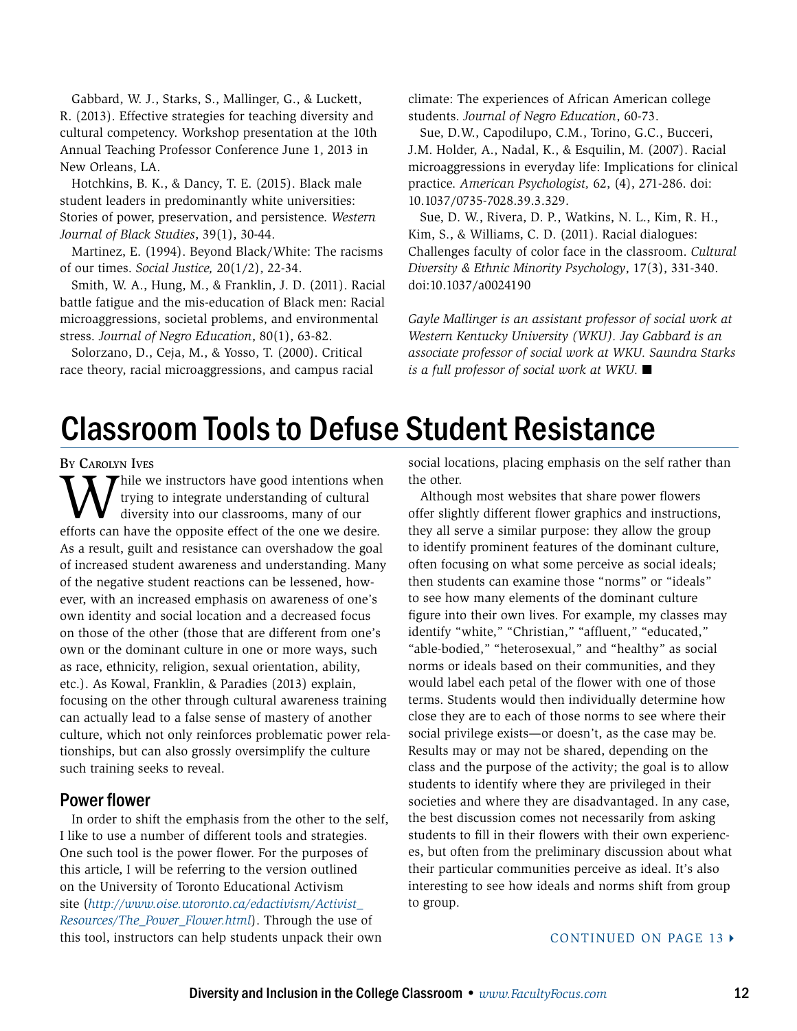Gabbard, W. J., Starks, S., Mallinger, G., & Luckett, R. (2013). Effective strategies for teaching diversity and cultural competency. Workshop presentation at the 10th Annual Teaching Professor Conference June 1, 2013 in New Orleans, LA.

Hotchkins, B. K., & Dancy, T. E. (2015). Black male student leaders in predominantly white universities: Stories of power, preservation, and persistence. *Western Journal of Black Studies*, 39(1), 30-44.

Martinez, E. (1994). Beyond Black/White: The racisms of our times. *Social Justice,* 20(1/2), 22-34.

Smith, W. A., Hung, M., & Franklin, J. D. (2011). Racial battle fatigue and the mis-education of Black men: Racial microaggressions, societal problems, and environmental stress. *Journal of Negro Education*, 80(1), 63-82.

Solorzano, D., Ceja, M., & Yosso, T. (2000). Critical race theory, racial microaggressions, and campus racial climate: The experiences of African American college students. *Journal of Negro Education*, 60-73.

Sue, D.W., Capodilupo, C.M., Torino, G.C., Bucceri, J.M. Holder, A., Nadal, K., & Esquilin, M. (2007). Racial microaggressions in everyday life: Implications for clinical practice. *American Psychologist,* 62, (4), 271-286. doi: 10.1037/0735-7028.39.3.329.

Sue, D. W., Rivera, D. P., Watkins, N. L., Kim, R. H., Kim, S., & Williams, C. D. (2011). Racial dialogues: Challenges faculty of color face in the classroom. *Cultural Diversity & Ethnic Minority Psychology*, 17(3), 331-340. doi:10.1037/a0024190

*Gayle Mallinger is an assistant professor of social work at Western Kentucky University (WKU). Jay Gabbard is an associate professor of social work at WKU. Saundra Starks is a full professor of social work at WKU.* ■

# Classroom Tools to Defuse Student Resistance

By Carolyn Ives

While we instructors have good intentions when trying to integrate understanding of cultural diversity into our classrooms, many of our efforts can have the opposite effect of the one we desire. As a result, guilt and resistance can overshadow the goal of increased student awareness and understanding. Many of the negative student reactions can be lessened, however, with an increased emphasis on awareness of one's own identity and social location and a decreased focus on those of the other (those that are different from one's own or the dominant culture in one or more ways, such as race, ethnicity, religion, sexual orientation, ability, etc.). As Kowal, Franklin, & Paradies (2013) explain, focusing on the other through cultural awareness training can actually lead to a false sense of mastery of another culture, which not only reinforces problematic power relationships, but can also grossly oversimplify the culture such training seeks to reveal.

## Power flower

In order to shift the emphasis from the other to the self, I like to use a number of different tools and strategies. One such tool is the power flower. For the purposes of this article, I will be referring to the version outlined on the University of Toronto Educational Activism site (*http://www.oise.utoronto.ca/edactivism/Activist_Resources/The_Power_Flower.html*). Through the use of this tool, instructors can help students unpack their own social locations, placing emphasis on the self rather than the other.

Although most websites that share power flowers offer slightly different flower graphics and instructions, they all serve a similar purpose: they allow the group to identify prominent features of the dominant culture, often focusing on what some perceive as social ideals; then students can examine those "norms" or "ideals" to see how many elements of the dominant culture figure into their own lives. For example, my classes may identify "white," "Christian," "affluent," "educated," "able-bodied," "heterosexual," and "healthy" as social norms or ideals based on their communities, and they would label each petal of the flower with one of those terms. Students would then individually determine how close they are to each of those norms to see where their social privilege exists—or doesn't, as the case may be. Results may or may not be shared, depending on the class and the purpose of the activity; the goal is to allow students to identify where they are privileged in their societies and where they are disadvantaged. In any case, the best discussion comes not necessarily from asking students to fill in their flowers with their own experiences, but often from the preliminary discussion about what their particular communities perceive as ideal. It's also interesting to see how ideals and norms shift from group to group.

CONTINUED ON PAGE 13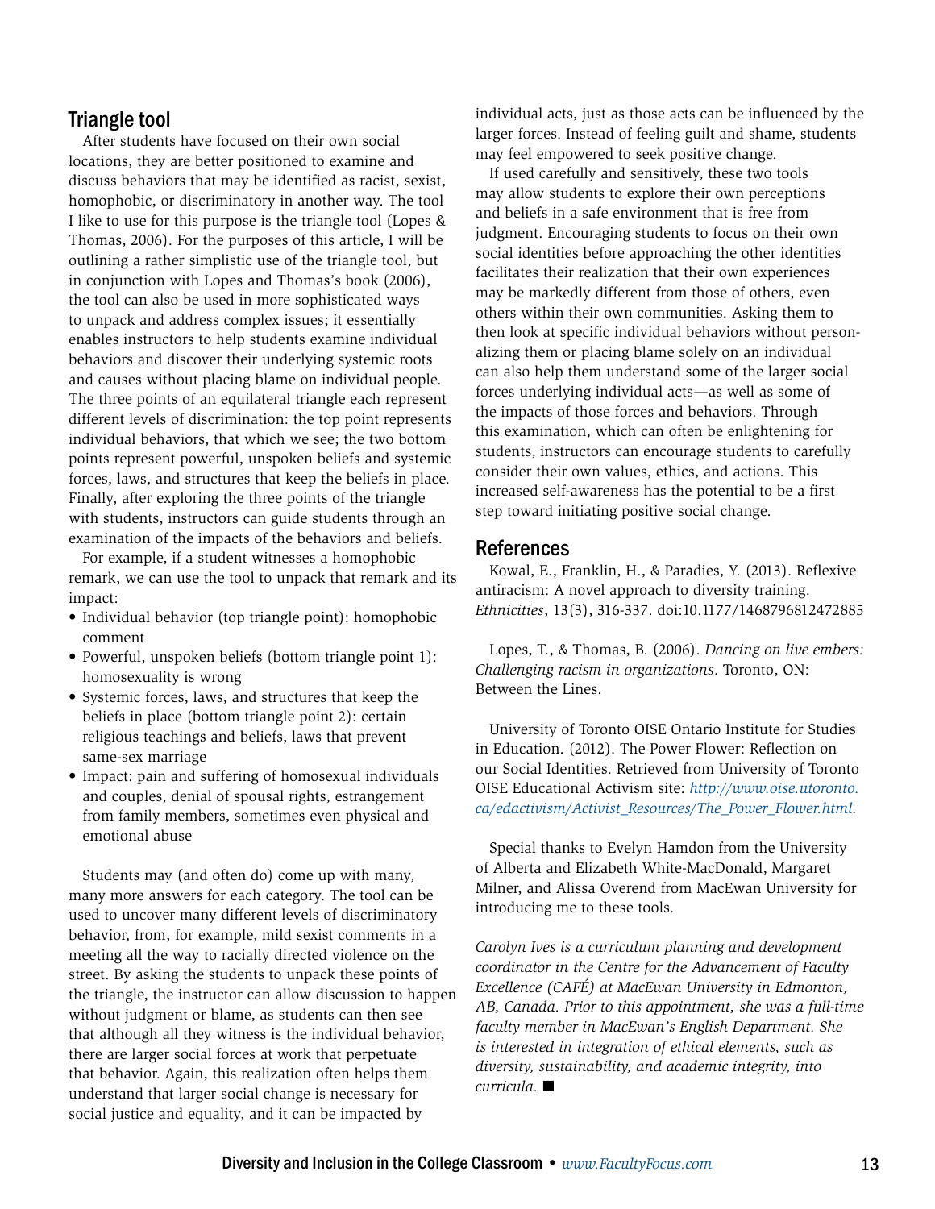## Triangle tool

After students have focused on their own social locations, they are better positioned to examine and discuss behaviors that may be identified as racist, sexist, homophobic, or discriminatory in another way. The tool I like to use for this purpose is the triangle tool (Lopes & Thomas, 2006). For the purposes of this article, I will be outlining a rather simplistic use of the triangle tool, but in conjunction with Lopes and Thomas's book (2006), the tool can also be used in more sophisticated ways to unpack and address complex issues; it essentially enables instructors to help students examine individual behaviors and discover their underlying systemic roots and causes without placing blame on individual people. The three points of an equilateral triangle each represent different levels of discrimination: the top point represents individual behaviors, that which we see; the two bottom points represent powerful, unspoken beliefs and systemic forces, laws, and structures that keep the beliefs in place. Finally, after exploring the three points of the triangle with students, instructors can guide students through an examination of the impacts of the behaviors and beliefs.

For example, if a student witnesses a homophobic remark, we can use the tool to unpack that remark and its impact:

- Individual behavior (top triangle point): homophobic comment
- Powerful, unspoken beliefs (bottom triangle point 1): homosexuality is wrong
- Systemic forces, laws, and structures that keep the beliefs in place (bottom triangle point 2): certain religious teachings and beliefs, laws that prevent same-sex marriage
- Impact: pain and suffering of homosexual individuals and couples, denial of spousal rights, estrangement from family members, sometimes even physical and emotional abuse

Students may (and often do) come up with many, many more answers for each category. The tool can be used to uncover many different levels of discriminatory behavior, from, for example, mild sexist comments in a meeting all the way to racially directed violence on the street. By asking the students to unpack these points of the triangle, the instructor can allow discussion to happen without judgment or blame, as students can then see that although all they witness is the individual behavior, there are larger social forces at work that perpetuate that behavior. Again, this realization often helps them understand that larger social change is necessary for social justice and equality, and it can be impacted by individual acts, just as those acts can be influenced by the larger forces. Instead of feeling guilt and shame, students may feel empowered to seek positive change.

If used carefully and sensitively, these two tools may allow students to explore their own perceptions and beliefs in a safe environment that is free from judgment. Encouraging students to focus on their own social identities before approaching the other identities facilitates their realization that their own experiences may be markedly different from those of others, even others within their own communities. Asking them to then look at specific individual behaviors without personalizing them or placing blame solely on an individual can also help them understand some of the larger social forces underlying individual acts—as well as some of the impacts of those forces and behaviors. Through this examination, which can often be enlightening for students, instructors can encourage students to carefully consider their own values, ethics, and actions. This increased self-awareness has the potential to be a first step toward initiating positive social change.

## References

Kowal, E., Franklin, H., & Paradies, Y. (2013). Reflexive antiracism: A novel approach to diversity training. *Ethnicities*, 13(3), 316-337. doi:10.1177/1468796812472885

Lopes, T., & Thomas, B. (2006). *Dancing on live embers: Challenging racism in organizations*. Toronto, ON: Between the Lines.

University of Toronto OISE Ontario Institute for Studies in Education. (2012). The Power Flower: Reflection on our Social Identities. Retrieved from University of Toronto OISE Educational Activism site: *http://www.oise.utoronto.ca/edactivism/Activist_Resources/The_Power_Flower.html.*

Special thanks to Evelyn Hamdon from the University of Alberta and Elizabeth White-MacDonald, Margaret Milner, and Alissa Overend from MacEwan University for introducing me to these tools.

*Carolyn Ives is a curriculum planning and development coordinator in the Centre for the Advancement of Faculty Excellence (CAFÉ) at MacEwan University in Edmonton, AB, Canada. Prior to this appointment, she was a full-time faculty member in MacEwan's English Department. She is interested in integration of ethical elements, such as diversity, sustainability, and academic integrity, into curricula.* ■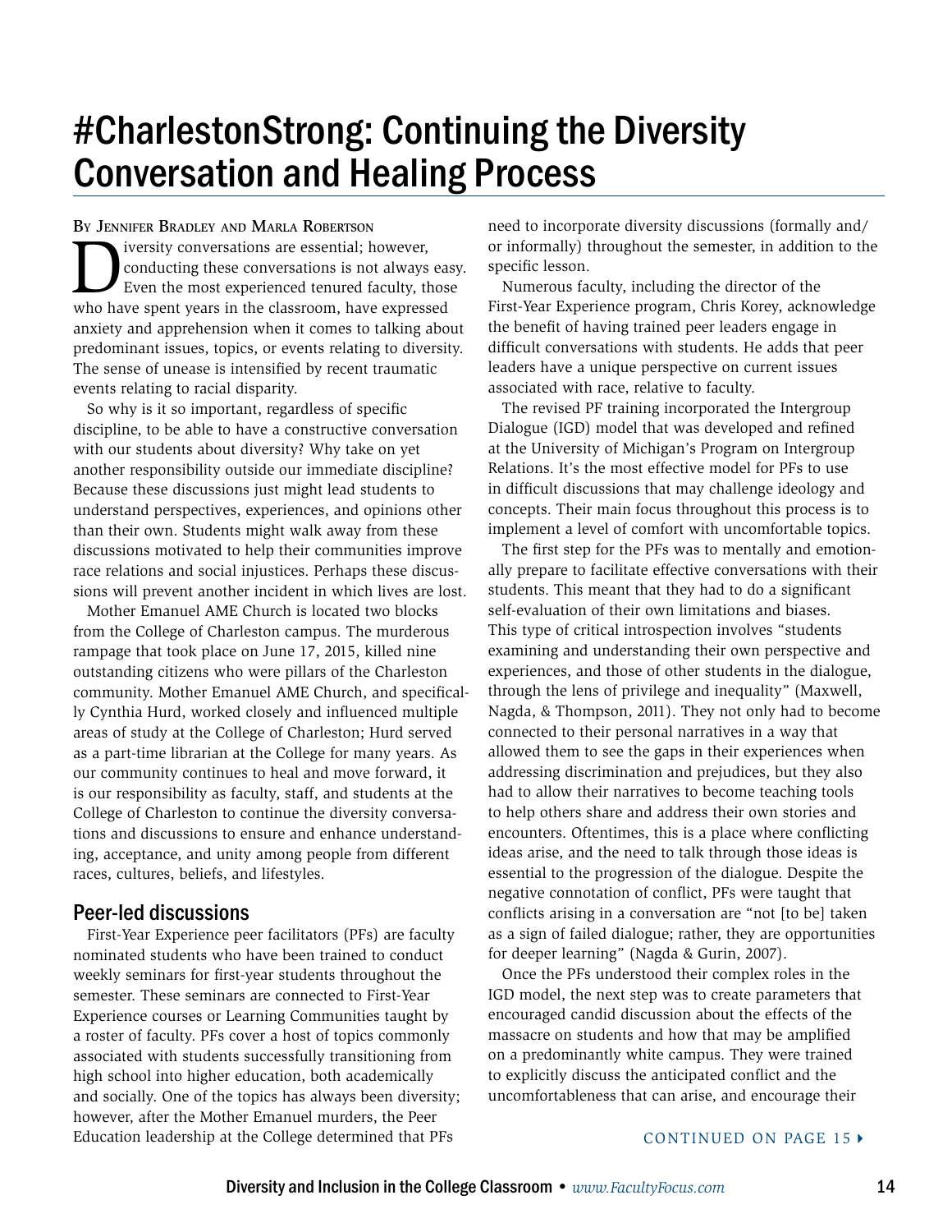# #CharlestonStrong: Continuing the Diversity Conversation and Healing Process

By Jennifer Bradley and Marla Robertson

Diversity conversations are essential; however, conducting these conversations is not always easy. Even the most experienced tenured faculty, those who have spent years in the classroom, have expressed anxiety and apprehension when it comes to talking about predominant issues, topics, or events relating to diversity. The sense of unease is intensified by recent traumatic events relating to racial disparity.

So why is it so important, regardless of specific discipline, to be able to have a constructive conversation with our students about diversity? Why take on yet another responsibility outside our immediate discipline? Because these discussions just might lead students to understand perspectives, experiences, and opinions other than their own. Students might walk away from these discussions motivated to help their communities improve race relations and social injustices. Perhaps these discussions will prevent another incident in which lives are lost.

Mother Emanuel AME Church is located two blocks from the College of Charleston campus. The murderous rampage that took place on June 17, 2015, killed nine outstanding citizens who were pillars of the Charleston community. Mother Emanuel AME Church, and specifically Cynthia Hurd, worked closely and influenced multiple areas of study at the College of Charleston; Hurd served as a part-time librarian at the College for many years. As our community continues to heal and move forward, it is our responsibility as faculty, staff, and students at the College of Charleston to continue the diversity conversations and discussions to ensure and enhance understanding, acceptance, and unity among people from different races, cultures, beliefs, and lifestyles.

## Peer-led discussions

First-Year Experience peer facilitators (PFs) are faculty nominated students who have been trained to conduct weekly seminars for first-year students throughout the semester. These seminars are connected to First-Year Experience courses or Learning Communities taught by a roster of faculty. PFs cover a host of topics commonly associated with students successfully transitioning from high school into higher education, both academically and socially. One of the topics has always been diversity; however, after the Mother Emanuel murders, the Peer Education leadership at the College determined that PFs need to incorporate diversity discussions (formally and/or informally) throughout the semester, in addition to the specific lesson.

Numerous faculty, including the director of the First-Year Experience program, Chris Korey, acknowledge the benefit of having trained peer leaders engage in difficult conversations with students. He adds that peer leaders have a unique perspective on current issues associated with race, relative to faculty.

The revised PF training incorporated the Intergroup Dialogue (IGD) model that was developed and refined at the University of Michigan's Program on Intergroup Relations. It's the most effective model for PFs to use in difficult discussions that may challenge ideology and concepts. Their main focus throughout this process is to implement a level of comfort with uncomfortable topics.

The first step for the PFs was to mentally and emotionally prepare to facilitate effective conversations with their students. This meant that they had to do a significant self-evaluation of their own limitations and biases. This type of critical introspection involves "students examining and understanding their own perspective and experiences, and those of other students in the dialogue, through the lens of privilege and inequality" (Maxwell, Nagda, & Thompson, 2011). They not only had to become connected to their personal narratives in a way that allowed them to see the gaps in their experiences when addressing discrimination and prejudices, but they also had to allow their narratives to become teaching tools to help others share and address their own stories and encounters. Oftentimes, this is a place where conflicting ideas arise, and the need to talk through those ideas is essential to the progression of the dialogue. Despite the negative connotation of conflict, PFs were taught that conflicts arising in a conversation are "not [to be] taken as a sign of failed dialogue; rather, they are opportunities for deeper learning" (Nagda & Gurin, 2007).

Once the PFs understood their complex roles in the IGD model, the next step was to create parameters that encouraged candid discussion about the effects of the massacre on students and how that may be amplified on a predominantly white campus. They were trained to explicitly discuss the anticipated conflict and the uncomfortableness that can arise, and encourage their

CONTINUED ON PAGE 15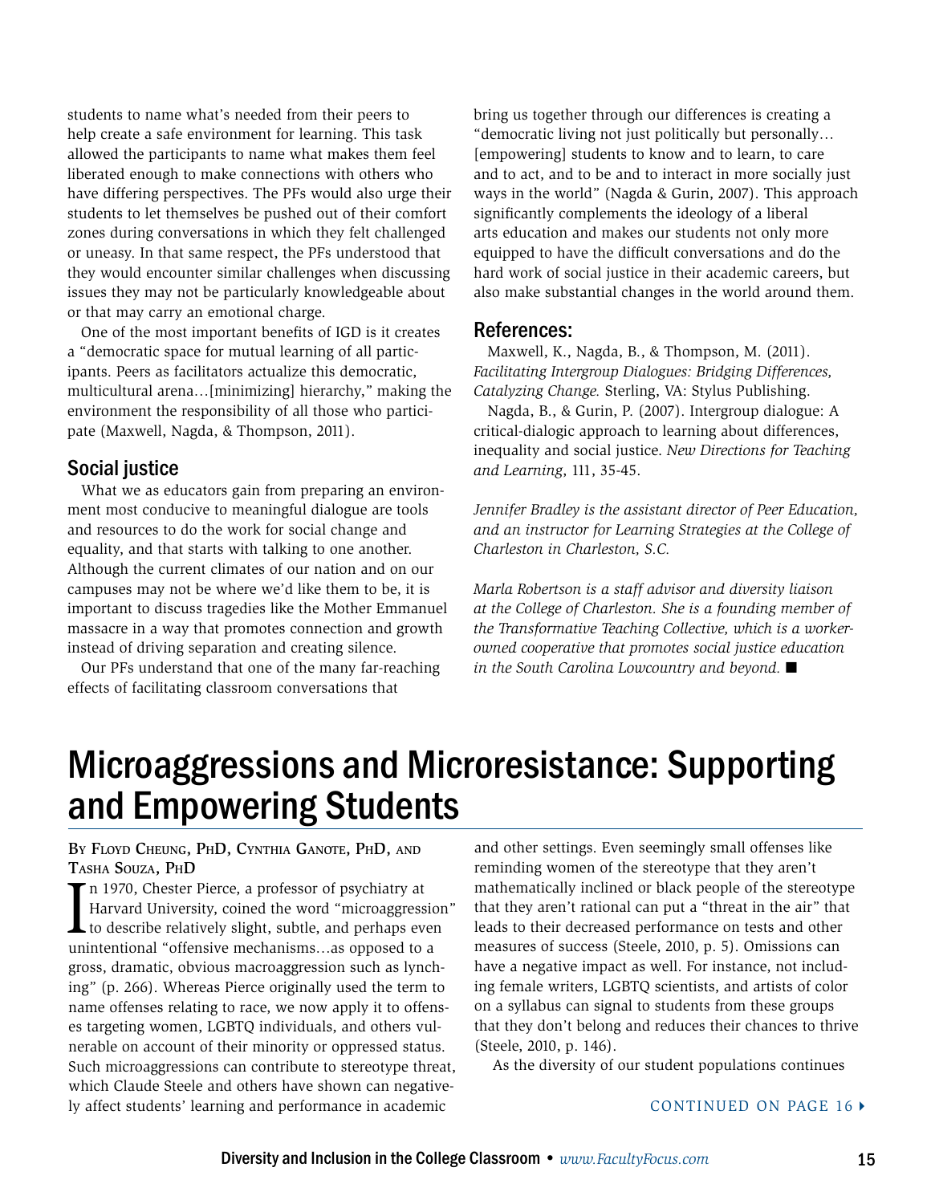students to name what's needed from their peers to help create a safe environment for learning. This task allowed the participants to name what makes them feel liberated enough to make connections with others who have differing perspectives. The PFs would also urge their students to let themselves be pushed out of their comfort zones during conversations in which they felt challenged or uneasy. In that same respect, the PFs understood that they would encounter similar challenges when discussing issues they may not be particularly knowledgeable about or that may carry an emotional charge.

One of the most important benefits of IGD is it creates a "democratic space for mutual learning of all participants. Peers as facilitators actualize this democratic, multicultural arena…[minimizing] hierarchy," making the environment the responsibility of all those who participate (Maxwell, Nagda, & Thompson, 2011).

## Social justice

What we as educators gain from preparing an environment most conducive to meaningful dialogue are tools and resources to do the work for social change and equality, and that starts with talking to one another. Although the current climates of our nation and on our campuses may not be where we'd like them to be, it is important to discuss tragedies like the Mother Emmanuel massacre in a way that promotes connection and growth instead of driving separation and creating silence.

Our PFs understand that one of the many far-reaching effects of facilitating classroom conversations that bring us together through our differences is creating a "democratic living not just politically but personally… [empowering] students to know and to learn, to care and to act, and to be and to interact in more socially just ways in the world" (Nagda & Gurin, 2007). This approach significantly complements the ideology of a liberal arts education and makes our students not only more equipped to have the difficult conversations and do the hard work of social justice in their academic careers, but also make substantial changes in the world around them.

## References:

Maxwell, K., Nagda, B., & Thompson, M. (2011). *Facilitating Intergroup Dialogues: Bridging Differences, Catalyzing Change.* Sterling, VA: Stylus Publishing.

Nagda, B., & Gurin, P. (2007). Intergroup dialogue: A critical-dialogic approach to learning about differences, inequality and social justice. *New Directions for Teaching and Learning*, 111, 35-45.

*Jennifer Bradley is the assistant director of Peer Education, and an instructor for Learning Strategies at the College of Charleston in Charleston, S.C.*

*Marla Robertson is a staff advisor and diversity liaison at the College of Charleston. She is a founding member of the Transformative Teaching Collective, which is a worker-owned cooperative that promotes social justice education in the South Carolina Lowcountry and beyond.* ■

# Microaggressions and Microresistance: Supporting and Empowering Students

By Floyd Cheung, PhD, Cynthia Ganote, PhD, and Tasha Souza, PhD

In 1970, Chester Pierce, a professor of psychiatry at Harvard University, coined the word "microaggression" to describe relatively slight, subtle, and perhaps even unintentional "offensive mechanisms…as opposed to a gross, dramatic, obvious macroaggression such as lynching" (p. 266). Whereas Pierce originally used the term to name offenses relating to race, we now apply it to offenses targeting women, LGBTQ individuals, and others vulnerable on account of their minority or oppressed status. Such microaggressions can contribute to stereotype threat, which Claude Steele and others have shown can negatively affect students' learning and performance in academic and other settings. Even seemingly small offenses like reminding women of the stereotype that they aren't mathematically inclined or black people of the stereotype that they aren't rational can put a "threat in the air" that leads to their decreased performance on tests and other measures of success (Steele, 2010, p. 5). Omissions can have a negative impact as well. For instance, not including female writers, LGBTQ scientists, and artists of color on a syllabus can signal to students from these groups that they don't belong and reduces their chances to thrive (Steele, 2010, p. 146).

As the diversity of our student populations continues

CONTINUED ON PAGE 16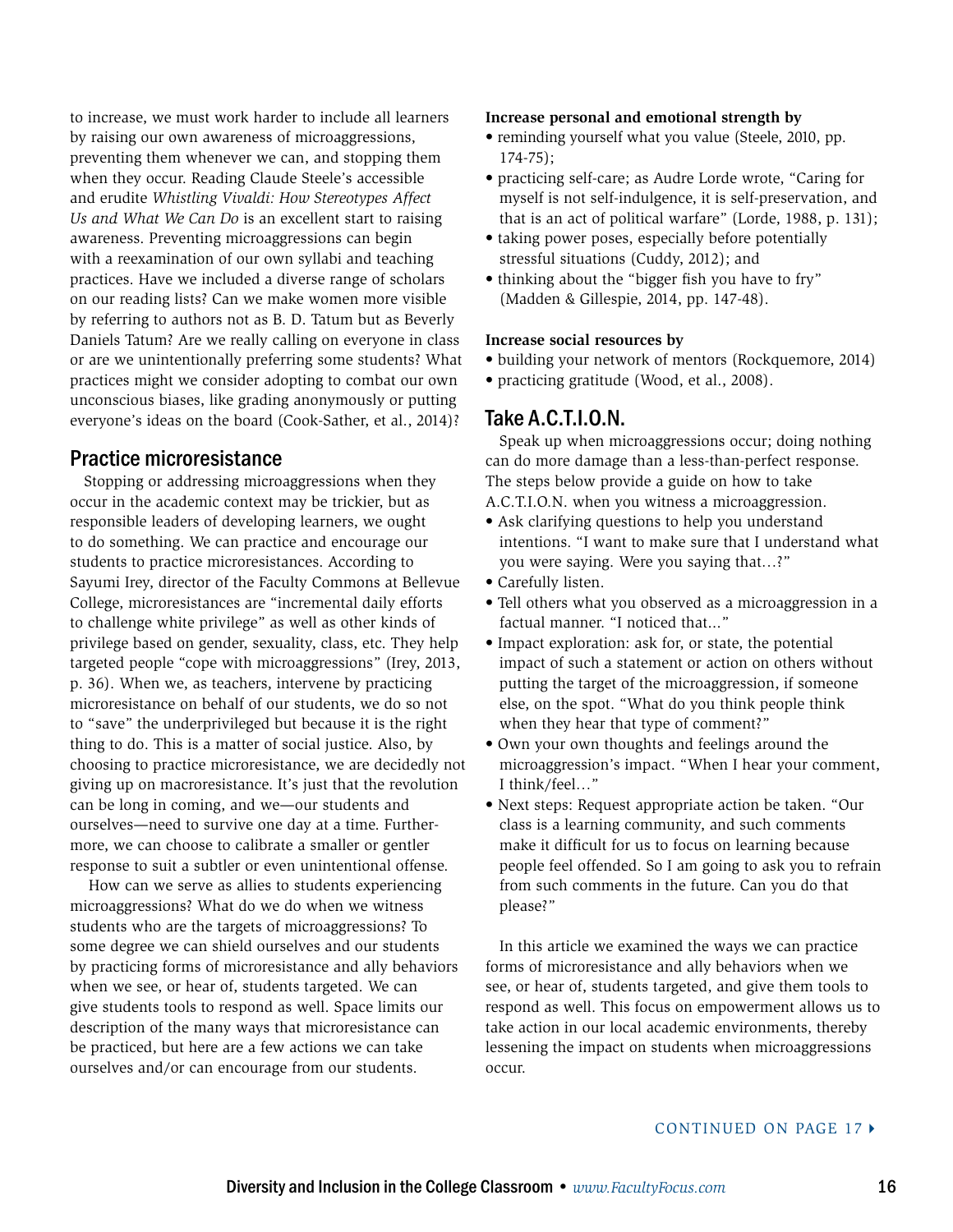to increase, we must work harder to include all learners by raising our own awareness of microaggressions, preventing them whenever we can, and stopping them when they occur. Reading Claude Steele's accessible and erudite *Whistling Vivaldi: How Stereotypes Affect Us and What We Can Do* is an excellent start to raising awareness. Preventing microaggressions can begin with a reexamination of our own syllabi and teaching practices. Have we included a diverse range of scholars on our reading lists? Can we make women more visible by referring to authors not as B. D. Tatum but as Beverly Daniels Tatum? Are we really calling on everyone in class or are we unintentionally preferring some students? What practices might we consider adopting to combat our own unconscious biases, like grading anonymously or putting everyone's ideas on the board (Cook-Sather, et al., 2014)?

## Practice microresistance

Stopping or addressing microaggressions when they occur in the academic context may be trickier, but as responsible leaders of developing learners, we ought to do something. We can practice and encourage our students to practice microresistances. According to Sayumi Irey, director of the Faculty Commons at Bellevue College, microresistances are "incremental daily efforts to challenge white privilege" as well as other kinds of privilege based on gender, sexuality, class, etc. They help targeted people "cope with microaggressions" (Irey, 2013, p. 36). When we, as teachers, intervene by practicing microresistance on behalf of our students, we do so not to "save" the underprivileged but because it is the right thing to do. This is a matter of social justice. Also, by choosing to practice microresistance, we are decidedly not giving up on macroresistance. It's just that the revolution can be long in coming, and we—our students and ourselves—need to survive one day at a time. Furthermore, we can choose to calibrate a smaller or gentler response to suit a subtler or even unintentional offense.

How can we serve as allies to students experiencing microaggressions? What do we do when we witness students who are the targets of microaggressions? To some degree we can shield ourselves and our students by practicing forms of microresistance and ally behaviors when we see, or hear of, students targeted. We can give students tools to respond as well. Space limits our description of the many ways that microresistance can be practiced, but here are a few actions we can take ourselves and/or can encourage from our students.

**Increase personal and emotional strength by**

- reminding yourself what you value (Steele, 2010, pp. 174-75);
- practicing self-care; as Audre Lorde wrote, "Caring for myself is not self-indulgence, it is self-preservation, and that is an act of political warfare" (Lorde, 1988, p. 131);
- taking power poses, especially before potentially stressful situations (Cuddy, 2012); and
- thinking about the "bigger fish you have to fry" (Madden & Gillespie, 2014, pp. 147-48).

**Increase social resources by**

- building your network of mentors (Rockquemore, 2014)
- practicing gratitude (Wood, et al., 2008).

## Take A.C.T.I.O.N.

Speak up when microaggressions occur; doing nothing can do more damage than a less-than-perfect response. The steps below provide a guide on how to take A.C.T.I.O.N. when you witness a microaggression.

- Ask clarifying questions to help you understand intentions. "I want to make sure that I understand what you were saying. Were you saying that…?"
- Carefully listen.
- Tell others what you observed as a microaggression in a factual manner. "I noticed that..."
- Impact exploration: ask for, or state, the potential impact of such a statement or action on others without putting the target of the microaggression, if someone else, on the spot. "What do you think people think when they hear that type of comment?"
- Own your own thoughts and feelings around the microaggression's impact. "When I hear your comment, I think/feel…"
- Next steps: Request appropriate action be taken. "Our class is a learning community, and such comments make it difficult for us to focus on learning because people feel offended. So I am going to ask you to refrain from such comments in the future. Can you do that please?"

In this article we examined the ways we can practice forms of microresistance and ally behaviors when we see, or hear of, students targeted, and give them tools to respond as well. This focus on empowerment allows us to take action in our local academic environments, thereby lessening the impact on students when microaggressions occur.

CONTINUED ON PAGE 17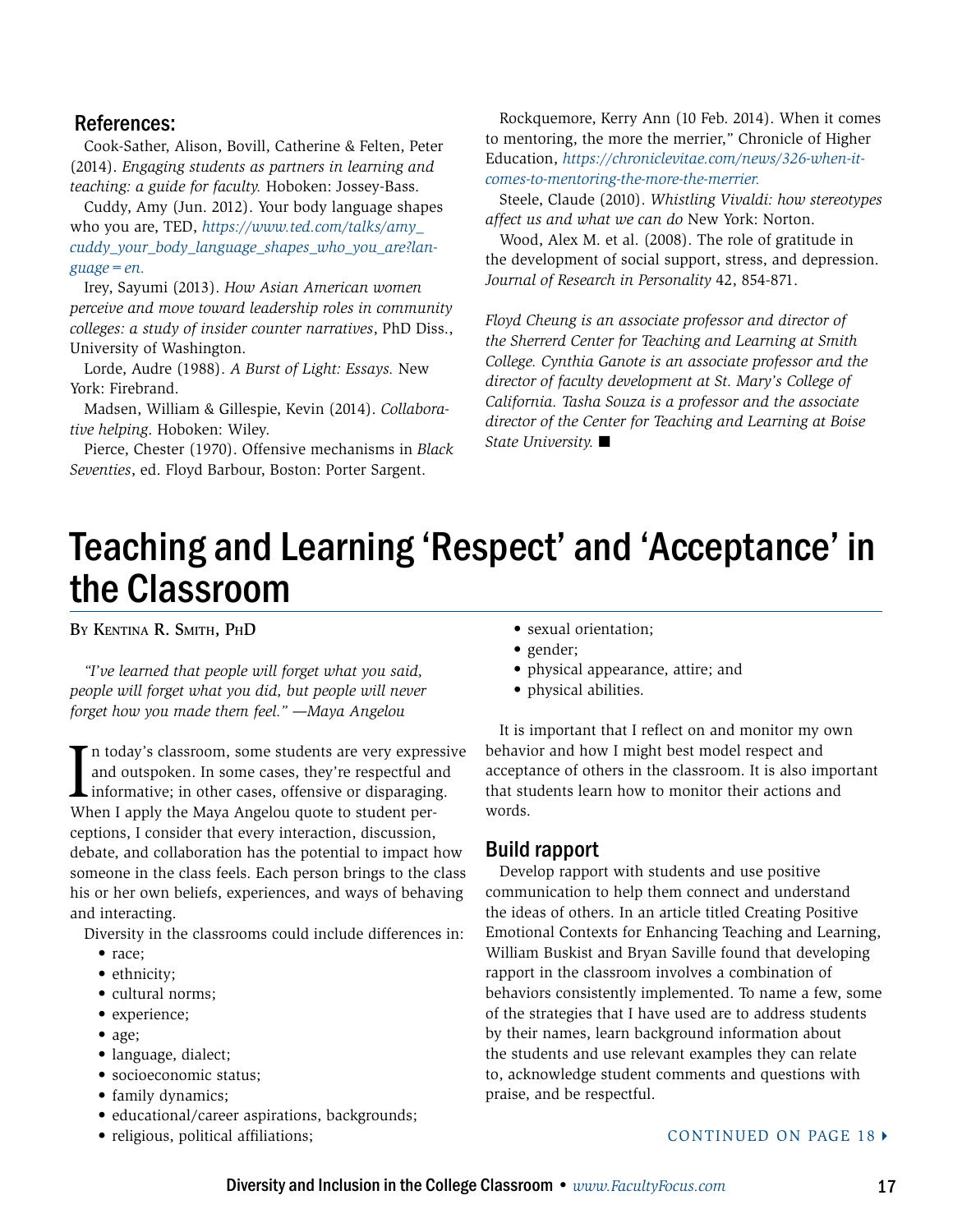## References:

Cook-Sather, Alison, Bovill, Catherine & Felten, Peter (2014). *Engaging students as partners in learning and teaching: a guide for faculty.* Hoboken: Jossey-Bass.

Cuddy, Amy (Jun. 2012). Your body language shapes who you are, TED, *https://www.ted.com/talks/amy_cuddy_your_body_language_shapes_who_you_are?language=en.*

Irey, Sayumi (2013). *How Asian American women perceive and move toward leadership roles in community colleges: a study of insider counter narratives*, PhD Diss., University of Washington.

Lorde, Audre (1988). *A Burst of Light: Essays.* New York: Firebrand.

Madsen, William & Gillespie, Kevin (2014). *Collaborative helping*. Hoboken: Wiley.

Pierce, Chester (1970). Offensive mechanisms in *Black Seventies*, ed. Floyd Barbour, Boston: Porter Sargent.

Rockquemore, Kerry Ann (10 Feb. 2014). When it comes to mentoring, the more the merrier," Chronicle of Higher Education, *https://chroniclevitae.com/news/326-when-it-comes-to-mentoring-the-more-the-merrier.*

Steele, Claude (2010). *Whistling Vivaldi: how stereotypes affect us and what we can do* New York: Norton.

Wood, Alex M. et al. (2008). The role of gratitude in the development of social support, stress, and depression. *Journal of Research in Personality* 42, 854-871.

*Floyd Cheung is an associate professor and director of the Sherrerd Center for Teaching and Learning at Smith College. Cynthia Ganote is an associate professor and the director of faculty development at St. Mary's College of California. Tasha Souza is a professor and the associate director of the Center for Teaching and Learning at Boise State University.* ■

# Teaching and Learning 'Respect' and 'Acceptance' in the Classroom

By Kentina R. Smith, PhD

*"I've learned that people will forget what you said, people will forget what you did, but people will never forget how you made them feel." —Maya Angelou*

In today's classroom, some students are very expressive and outspoken. In some cases, they're respectful and informative; in other cases, offensive or disparaging. When I apply the Maya Angelou quote to student perceptions, I consider that every interaction, discussion, debate, and collaboration has the potential to impact how someone in the class feels. Each person brings to the class his or her own beliefs, experiences, and ways of behaving and interacting.

Diversity in the classrooms could include differences in:

- race;
- ethnicity;
- cultural norms;
- experience;
- age;
- language, dialect;
- socioeconomic status;
- family dynamics;
- educational/career aspirations, backgrounds;
- religious, political affiliations;
- sexual orientation;
- gender;
- physical appearance, attire; and
- physical abilities.

It is important that I reflect on and monitor my own behavior and how I might best model respect and acceptance of others in the classroom. It is also important that students learn how to monitor their actions and words.

## Build rapport

Develop rapport with students and use positive communication to help them connect and understand the ideas of others. In an article titled Creating Positive Emotional Contexts for Enhancing Teaching and Learning, William Buskist and Bryan Saville found that developing rapport in the classroom involves a combination of behaviors consistently implemented. To name a few, some of the strategies that I have used are to address students by their names, learn background information about the students and use relevant examples they can relate to, acknowledge student comments and questions with praise, and be respectful.

CONTINUED ON PAGE 18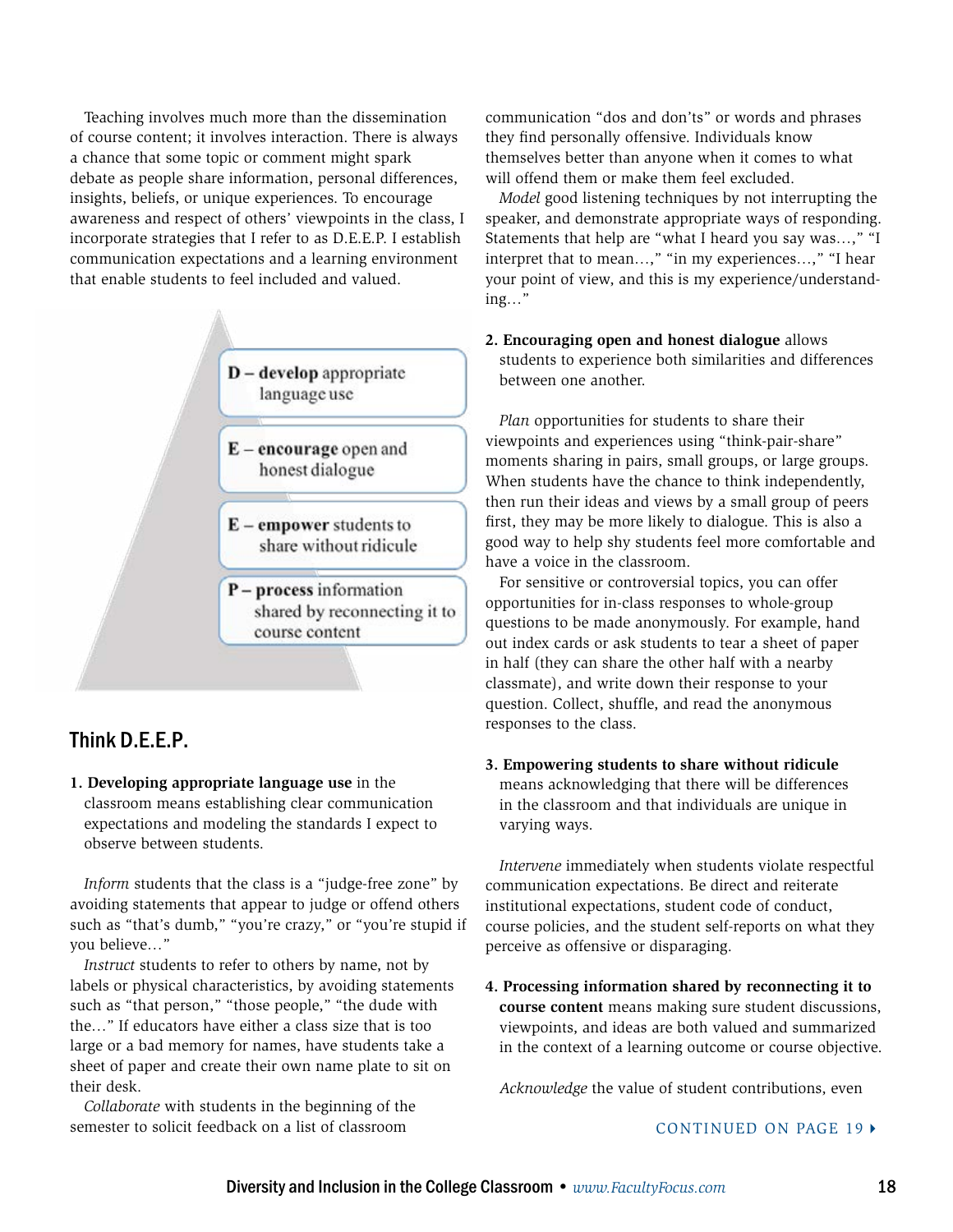Teaching involves much more than the dissemination of course content; it involves interaction. There is always a chance that some topic or comment might spark debate as people share information, personal differences, insights, beliefs, or unique experiences. To encourage awareness and respect of others' viewpoints in the class, I incorporate strategies that I refer to as D.E.E.P. I establish communication expectations and a learning environment that enable students to feel included and valued.

**D** – **develop** appropriate language use

**E** – **encourage** open and honest dialogue

**E** – **empower** students to share without ridicule

**P** – **process** information shared by reconnecting it to course content

## Think D.E.E.P.

**1. Developing appropriate language use** in the classroom means establishing clear communication expectations and modeling the standards I expect to observe between students.

*Inform* students that the class is a "judge-free zone" by avoiding statements that appear to judge or offend others such as "that's dumb," "you're crazy," or "you're stupid if you believe…"

*Instruct* students to refer to others by name, not by labels or physical characteristics, by avoiding statements such as "that person," "those people," "the dude with the…" If educators have either a class size that is too large or a bad memory for names, have students take a sheet of paper and create their own name plate to sit on their desk.

*Collaborate* with students in the beginning of the semester to solicit feedback on a list of classroom communication "dos and don'ts" or words and phrases they find personally offensive. Individuals know themselves better than anyone when it comes to what will offend them or make them feel excluded.

*Model* good listening techniques by not interrupting the speaker, and demonstrate appropriate ways of responding. Statements that help are "what I heard you say was…," "I interpret that to mean…," "in my experiences…," "I hear your point of view, and this is my experience/understanding…"

**2. Encouraging open and honest dialogue** allows students to experience both similarities and differences between one another.

*Plan* opportunities for students to share their viewpoints and experiences using "think-pair-share" moments sharing in pairs, small groups, or large groups. When students have the chance to think independently, then run their ideas and views by a small group of peers first, they may be more likely to dialogue. This is also a good way to help shy students feel more comfortable and have a voice in the classroom.

For sensitive or controversial topics, you can offer opportunities for in-class responses to whole-group questions to be made anonymously. For example, hand out index cards or ask students to tear a sheet of paper in half (they can share the other half with a nearby classmate), and write down their response to your question. Collect, shuffle, and read the anonymous responses to the class.

**3. Empowering students to share without ridicule** means acknowledging that there will be differences in the classroom and that individuals are unique in varying ways.

*Intervene* immediately when students violate respectful communication expectations. Be direct and reiterate institutional expectations, student code of conduct, course policies, and the student self-reports on what they perceive as offensive or disparaging.

**4. Processing information shared by reconnecting it to course content** means making sure student discussions, viewpoints, and ideas are both valued and summarized in the context of a learning outcome or course objective.

*Acknowledge* the value of student contributions, even

CONTINUED ON PAGE 19 ▸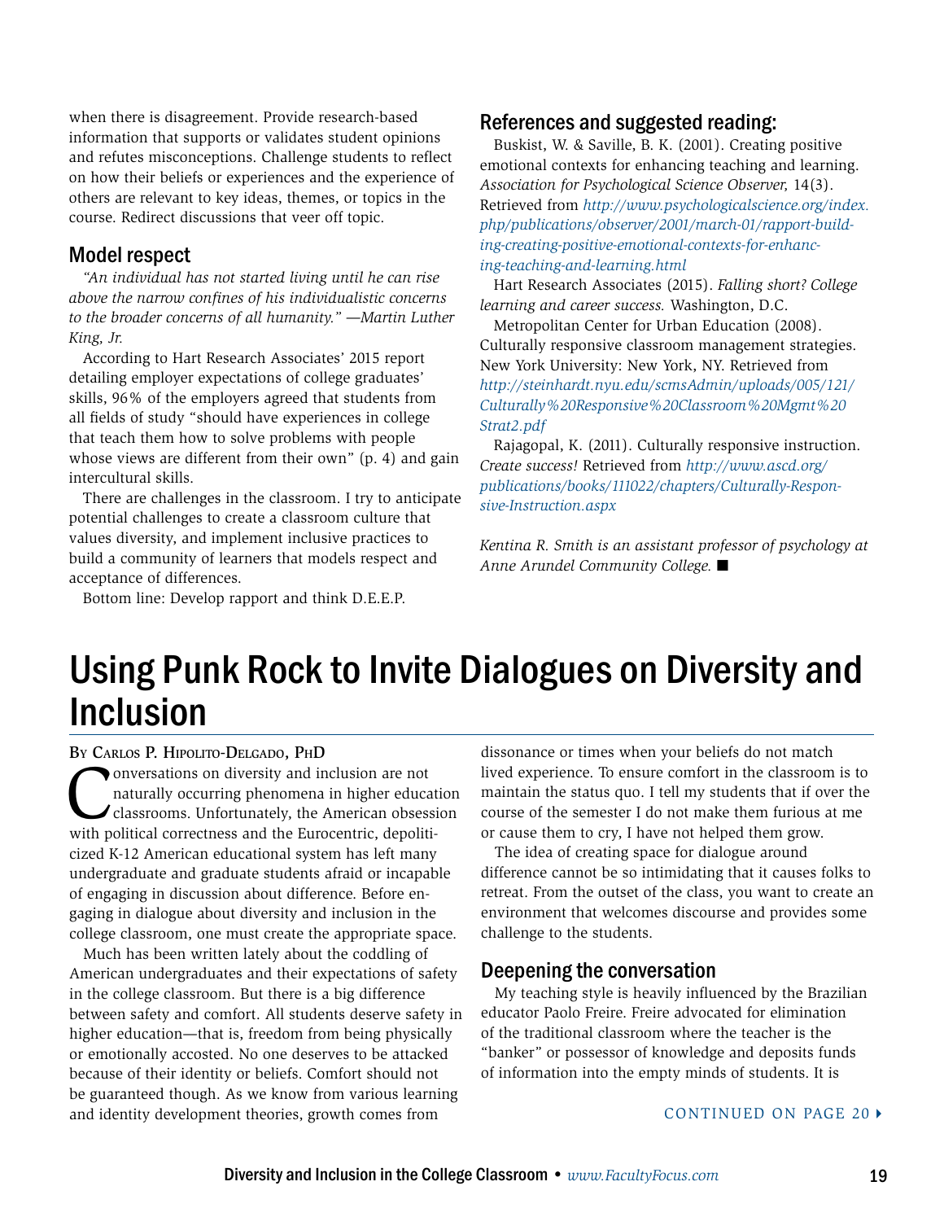when there is disagreement. Provide research-based information that supports or validates student opinions and refutes misconceptions. Challenge students to reflect on how their beliefs or experiences and the experience of others are relevant to key ideas, themes, or topics in the course. Redirect discussions that veer off topic.

## Model respect

*"An individual has not started living until he can rise above the narrow confines of his individualistic concerns to the broader concerns of all humanity." —Martin Luther King, Jr.*

According to Hart Research Associates' 2015 report detailing employer expectations of college graduates' skills, 96% of the employers agreed that students from all fields of study "should have experiences in college that teach them how to solve problems with people whose views are different from their own" (p. 4) and gain intercultural skills.

There are challenges in the classroom. I try to anticipate potential challenges to create a classroom culture that values diversity, and implement inclusive practices to build a community of learners that models respect and acceptance of differences.

Bottom line: Develop rapport and think D.E.E.P.

## References and suggested reading:

Buskist, W. & Saville, B. K. (2001). Creating positive emotional contexts for enhancing teaching and learning. *Association for Psychological Science Observer,* 14(3). Retrieved from *http://www.psychologicalscience.org/index.php/publications/observer/2001/march-01/rapport-building-creating-positive-emotional-contexts-for-enhancing-teaching-and-learning.html*

Hart Research Associates (2015). *Falling short? College learning and career success.* Washington, D.C.

Metropolitan Center for Urban Education (2008). Culturally responsive classroom management strategies. New York University: New York, NY. Retrieved from *http://steinhardt.nyu.edu/scmsAdmin/uploads/005/121/Culturally%20Responsive%20Classroom%20Mgmt%20Strat2.pdf*

Rajagopal, K. (2011). Culturally responsive instruction. *Create success!* Retrieved from *http://www.ascd.org/publications/books/111022/chapters/Culturally-Responsive-Instruction.aspx*

*Kentina R. Smith is an assistant professor of psychology at Anne Arundel Community College.* ■

# Using Punk Rock to Invite Dialogues on Diversity and Inclusion

By Carlos P. Hipolito-Delgado, PhD

Conversations on diversity and inclusion are not naturally occurring phenomena in higher education classrooms. Unfortunately, the American obsession with political correctness and the Eurocentric, depoliticized K-12 American educational system has left many undergraduate and graduate students afraid or incapable of engaging in discussion about difference. Before engaging in dialogue about diversity and inclusion in the college classroom, one must create the appropriate space.

Much has been written lately about the coddling of American undergraduates and their expectations of safety in the college classroom. But there is a big difference between safety and comfort. All students deserve safety in higher education—that is, freedom from being physically or emotionally accosted. No one deserves to be attacked because of their identity or beliefs. Comfort should not be guaranteed though. As we know from various learning and identity development theories, growth comes from dissonance or times when your beliefs do not match lived experience. To ensure comfort in the classroom is to maintain the status quo. I tell my students that if over the course of the semester I do not make them furious at me or cause them to cry, I have not helped them grow.

The idea of creating space for dialogue around difference cannot be so intimidating that it causes folks to retreat. From the outset of the class, you want to create an environment that welcomes discourse and provides some challenge to the students.

## Deepening the conversation

My teaching style is heavily influenced by the Brazilian educator Paolo Freire. Freire advocated for elimination of the traditional classroom where the teacher is the "banker" or possessor of knowledge and deposits funds of information into the empty minds of students. It is

CONTINUED ON PAGE 20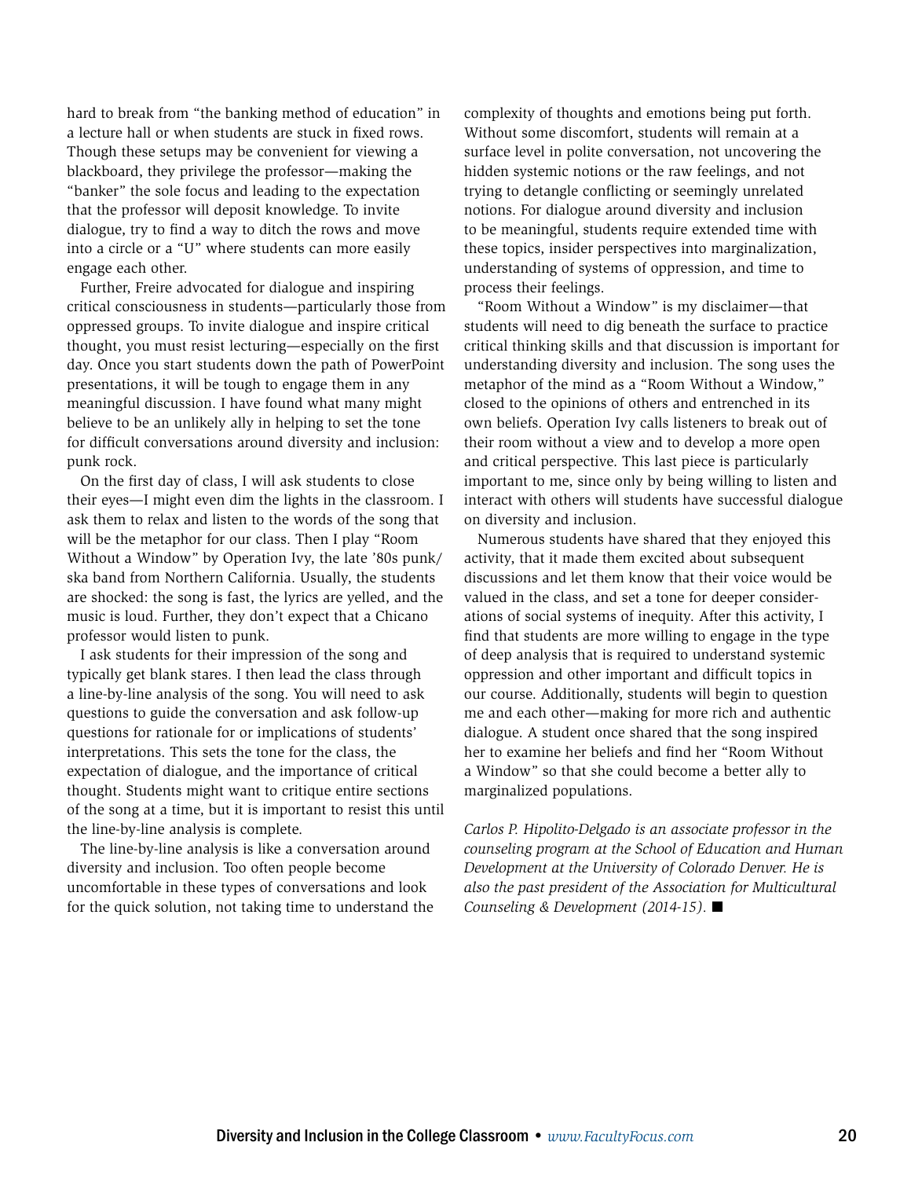hard to break from "the banking method of education" in a lecture hall or when students are stuck in fixed rows. Though these setups may be convenient for viewing a blackboard, they privilege the professor—making the "banker" the sole focus and leading to the expectation that the professor will deposit knowledge. To invite dialogue, try to find a way to ditch the rows and move into a circle or a "U" where students can more easily engage each other.

Further, Freire advocated for dialogue and inspiring critical consciousness in students—particularly those from oppressed groups. To invite dialogue and inspire critical thought, you must resist lecturing—especially on the first day. Once you start students down the path of PowerPoint presentations, it will be tough to engage them in any meaningful discussion. I have found what many might believe to be an unlikely ally in helping to set the tone for difficult conversations around diversity and inclusion: punk rock.

On the first day of class, I will ask students to close their eyes—I might even dim the lights in the classroom. I ask them to relax and listen to the words of the song that will be the metaphor for our class. Then I play "Room Without a Window" by Operation Ivy, the late '80s punk/ska band from Northern California. Usually, the students are shocked: the song is fast, the lyrics are yelled, and the music is loud. Further, they don't expect that a Chicano professor would listen to punk.

I ask students for their impression of the song and typically get blank stares. I then lead the class through a line-by-line analysis of the song. You will need to ask questions to guide the conversation and ask follow-up questions for rationale for or implications of students' interpretations. This sets the tone for the class, the expectation of dialogue, and the importance of critical thought. Students might want to critique entire sections of the song at a time, but it is important to resist this until the line-by-line analysis is complete.

The line-by-line analysis is like a conversation around diversity and inclusion. Too often people become uncomfortable in these types of conversations and look for the quick solution, not taking time to understand the complexity of thoughts and emotions being put forth. Without some discomfort, students will remain at a surface level in polite conversation, not uncovering the hidden systemic notions or the raw feelings, and not trying to detangle conflicting or seemingly unrelated notions. For dialogue around diversity and inclusion to be meaningful, students require extended time with these topics, insider perspectives into marginalization, understanding of systems of oppression, and time to process their feelings.

"Room Without a Window" is my disclaimer—that students will need to dig beneath the surface to practice critical thinking skills and that discussion is important for understanding diversity and inclusion. The song uses the metaphor of the mind as a "Room Without a Window," closed to the opinions of others and entrenched in its own beliefs. Operation Ivy calls listeners to break out of their room without a view and to develop a more open and critical perspective. This last piece is particularly important to me, since only by being willing to listen and interact with others will students have successful dialogue on diversity and inclusion.

Numerous students have shared that they enjoyed this activity, that it made them excited about subsequent discussions and let them know that their voice would be valued in the class, and set a tone for deeper considerations of social systems of inequity. After this activity, I find that students are more willing to engage in the type of deep analysis that is required to understand systemic oppression and other important and difficult topics in our course. Additionally, students will begin to question me and each other—making for more rich and authentic dialogue. A student once shared that the song inspired her to examine her beliefs and find her "Room Without a Window" so that she could become a better ally to marginalized populations.

*Carlos P. Hipolito-Delgado is an associate professor in the counseling program at the School of Education and Human Development at the University of Colorado Denver. He is also the past president of the Association for Multicultural Counseling & Development (2014-15).* ■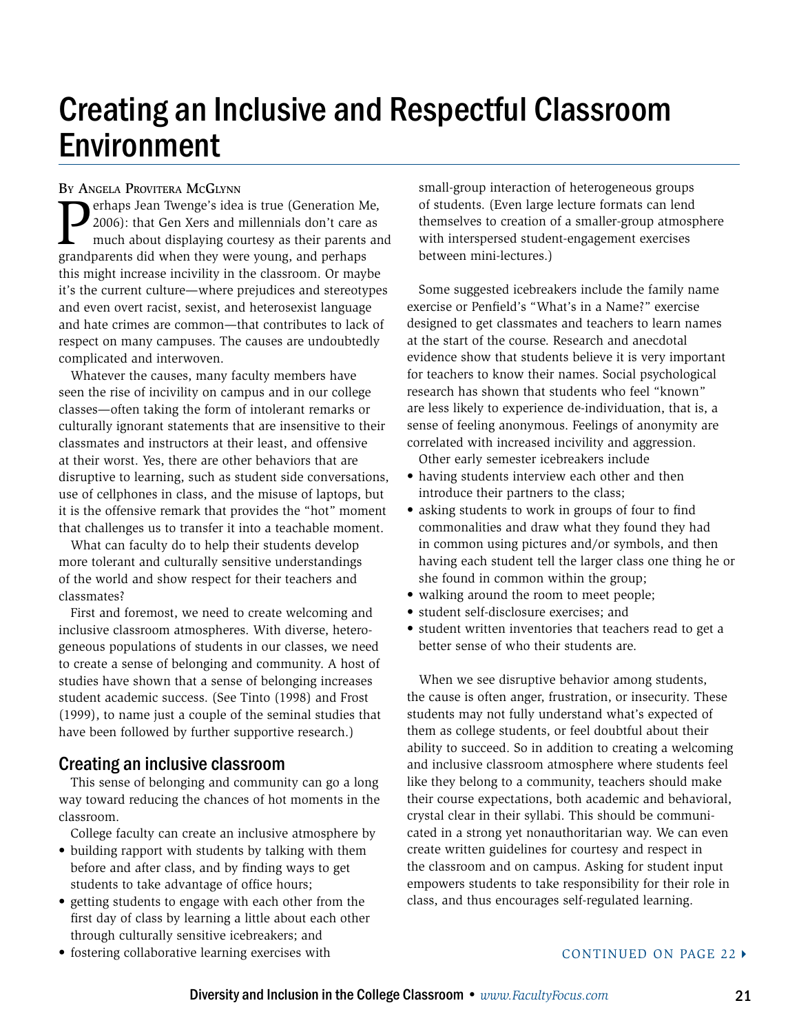# Creating an Inclusive and Respectful Classroom Environment

By Angela Provitera McGlynn

Perhaps Jean Twenge's idea is true (Generation Me, 2006): that Gen Xers and millennials don't care as much about displaying courtesy as their parents and grandparents did when they were young, and perhaps this might increase incivility in the classroom. Or maybe it's the current culture—where prejudices and stereotypes and even overt racist, sexist, and heterosexist language and hate crimes are common—that contributes to lack of respect on many campuses. The causes are undoubtedly complicated and interwoven.

Whatever the causes, many faculty members have seen the rise of incivility on campus and in our college classes—often taking the form of intolerant remarks or culturally ignorant statements that are insensitive to their classmates and instructors at their least, and offensive at their worst. Yes, there are other behaviors that are disruptive to learning, such as student side conversations, use of cellphones in class, and the misuse of laptops, but it is the offensive remark that provides the "hot" moment that challenges us to transfer it into a teachable moment.

What can faculty do to help their students develop more tolerant and culturally sensitive understandings of the world and show respect for their teachers and classmates?

First and foremost, we need to create welcoming and inclusive classroom atmospheres. With diverse, heterogeneous populations of students in our classes, we need to create a sense of belonging and community. A host of studies have shown that a sense of belonging increases student academic success. (See Tinto (1998) and Frost (1999), to name just a couple of the seminal studies that have been followed by further supportive research.)

## Creating an inclusive classroom

This sense of belonging and community can go a long way toward reducing the chances of hot moments in the classroom.

College faculty can create an inclusive atmosphere by

- building rapport with students by talking with them before and after class, and by finding ways to get students to take advantage of office hours;
- getting students to engage with each other from the first day of class by learning a little about each other through culturally sensitive icebreakers; and
- fostering collaborative learning exercises with small-group interaction of heterogeneous groups of students. (Even large lecture formats can lend themselves to creation of a smaller-group atmosphere with interspersed student-engagement exercises between mini-lectures.)

Some suggested icebreakers include the family name exercise or Penfield's "What's in a Name?" exercise designed to get classmates and teachers to learn names at the start of the course. Research and anecdotal evidence show that students believe it is very important for teachers to know their names. Social psychological research has shown that students who feel "known" are less likely to experience de-individuation, that is, a sense of feeling anonymous. Feelings of anonymity are correlated with increased incivility and aggression.

Other early semester icebreakers include

- having students interview each other and then introduce their partners to the class;
- asking students to work in groups of four to find commonalities and draw what they found they had in common using pictures and/or symbols, and then having each student tell the larger class one thing he or she found in common within the group;
- walking around the room to meet people;
- student self-disclosure exercises; and
- student written inventories that teachers read to get a better sense of who their students are.

When we see disruptive behavior among students, the cause is often anger, frustration, or insecurity. These students may not fully understand what's expected of them as college students, or feel doubtful about their ability to succeed. So in addition to creating a welcoming and inclusive classroom atmosphere where students feel like they belong to a community, teachers should make their course expectations, both academic and behavioral, crystal clear in their syllabi. This should be communicated in a strong yet nonauthoritarian way. We can even create written guidelines for courtesy and respect in the classroom and on campus. Asking for student input empowers students to take responsibility for their role in class, and thus encourages self-regulated learning.

CONTINUED ON PAGE 22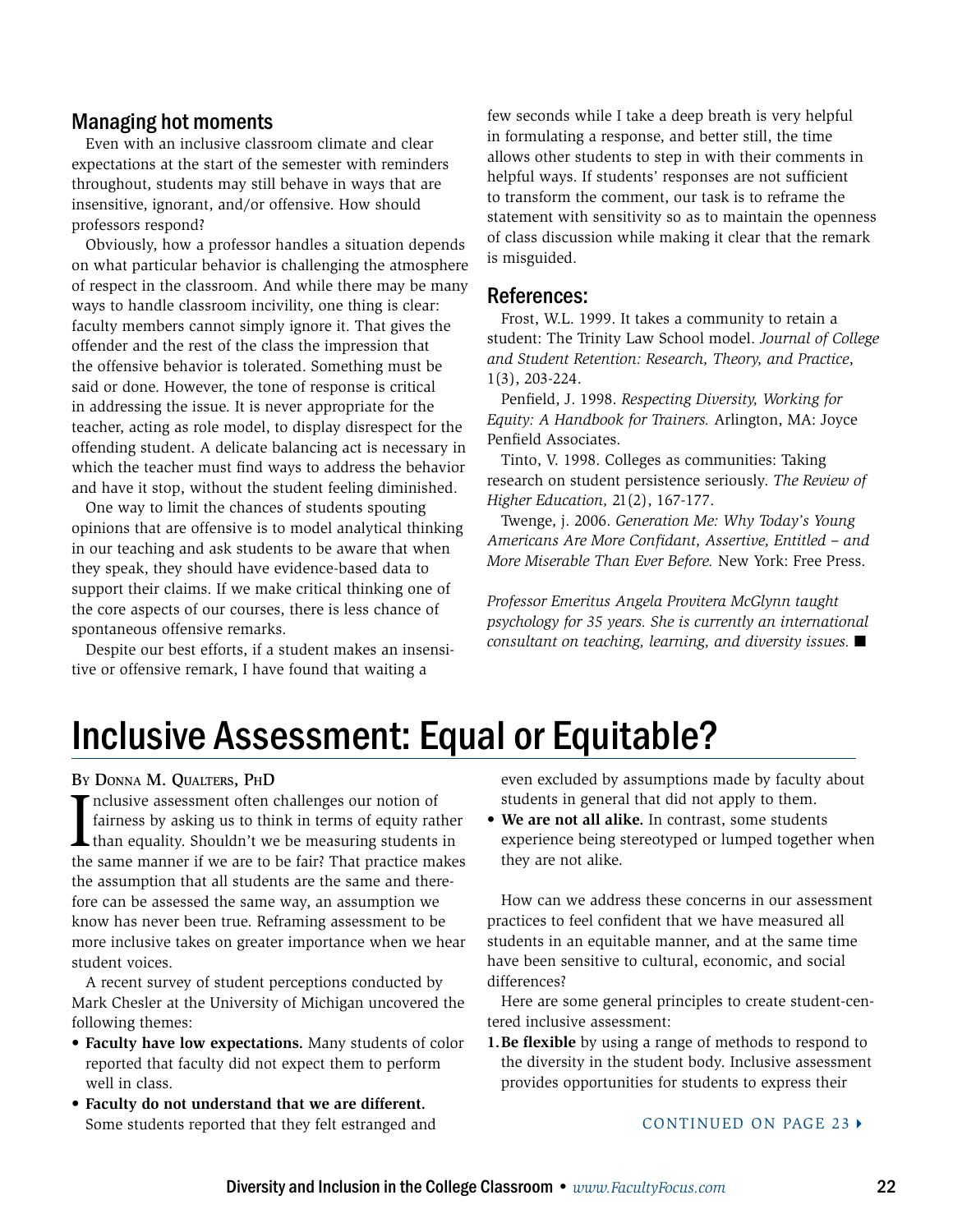## Managing hot moments

Even with an inclusive classroom climate and clear expectations at the start of the semester with reminders throughout, students may still behave in ways that are insensitive, ignorant, and/or offensive. How should professors respond?

Obviously, how a professor handles a situation depends on what particular behavior is challenging the atmosphere of respect in the classroom. And while there may be many ways to handle classroom incivility, one thing is clear: faculty members cannot simply ignore it. That gives the offender and the rest of the class the impression that the offensive behavior is tolerated. Something must be said or done. However, the tone of response is critical in addressing the issue. It is never appropriate for the teacher, acting as role model, to display disrespect for the offending student. A delicate balancing act is necessary in which the teacher must find ways to address the behavior and have it stop, without the student feeling diminished.

One way to limit the chances of students spouting opinions that are offensive is to model analytical thinking in our teaching and ask students to be aware that when they speak, they should have evidence-based data to support their claims. If we make critical thinking one of the core aspects of our courses, there is less chance of spontaneous offensive remarks.

Despite our best efforts, if a student makes an insensitive or offensive remark, I have found that waiting a few seconds while I take a deep breath is very helpful in formulating a response, and better still, the time allows other students to step in with their comments in helpful ways. If students' responses are not sufficient to transform the comment, our task is to reframe the statement with sensitivity so as to maintain the openness of class discussion while making it clear that the remark is misguided.

## References:

Frost, W.L. 1999. It takes a community to retain a student: The Trinity Law School model. *Journal of College and Student Retention: Research, Theory, and Practice*, 1(3), 203-224.

Penfield, J. 1998. *Respecting Diversity, Working for Equity: A Handbook for Trainers.* Arlington, MA: Joyce Penfield Associates.

Tinto, V. 1998. Colleges as communities: Taking research on student persistence seriously. *The Review of Higher Education,* 21(2), 167-177.

Twenge, j. 2006. *Generation Me: Why Today's Young Americans Are More Confidant, Assertive, Entitled – and More Miserable Than Ever Before.* New York: Free Press.

*Professor Emeritus Angela Provitera McGlynn taught psychology for 35 years. She is currently an international consultant on teaching, learning, and diversity issues.* ■

# Inclusive Assessment: Equal or Equitable?

By Donna M. Qualters, PhD

Inclusive assessment often challenges our notion of fairness by asking us to think in terms of equity rather than equality. Shouldn't we be measuring students in the same manner if we are to be fair? That practice makes the assumption that all students are the same and therefore can be assessed the same way, an assumption we know has never been true. Reframing assessment to be more inclusive takes on greater importance when we hear student voices.

A recent survey of student perceptions conducted by Mark Chesler at the University of Michigan uncovered the following themes:

- **Faculty have low expectations.** Many students of color reported that faculty did not expect them to perform well in class.
- **Faculty do not understand that we are different.** Some students reported that they felt estranged and even excluded by assumptions made by faculty about students in general that did not apply to them.
- **We are not all alike.** In contrast, some students experience being stereotyped or lumped together when they are not alike.

How can we address these concerns in our assessment practices to feel confident that we have measured all students in an equitable manner, and at the same time have been sensitive to cultural, economic, and social differences?

Here are some general principles to create student-centered inclusive assessment:

1. **Be flexible** by using a range of methods to respond to the diversity in the student body. Inclusive assessment provides opportunities for students to express their

CONTINUED ON PAGE 23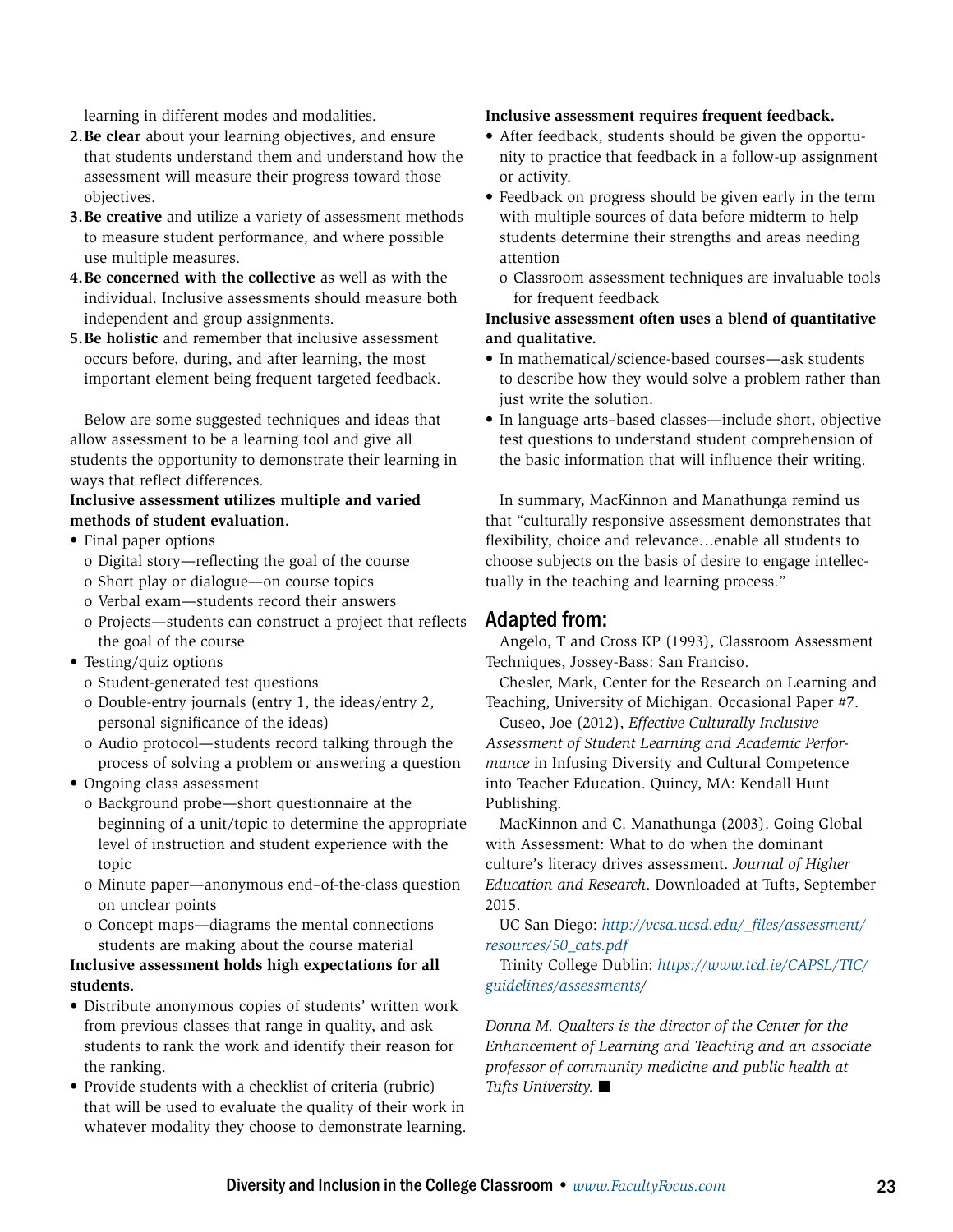learning in different modes and modalities.

2. **Be clear** about your learning objectives, and ensure that students understand them and understand how the assessment will measure their progress toward those objectives.
3. **Be creative** and utilize a variety of assessment methods to measure student performance, and where possible use multiple measures.
4. **Be concerned with the collective** as well as with the individual. Inclusive assessments should measure both independent and group assignments.
5. **Be holistic** and remember that inclusive assessment occurs before, during, and after learning, the most important element being frequent targeted feedback.

Below are some suggested techniques and ideas that allow assessment to be a learning tool and give all students the opportunity to demonstrate their learning in ways that reflect differences.

**Inclusive assessment utilizes multiple and varied methods of student evaluation.**

- Final paper options
  - Digital story—reflecting the goal of the course
  - Short play or dialogue—on course topics
  - Verbal exam—students record their answers
  - Projects—students can construct a project that reflects the goal of the course
- Testing/quiz options
  - Student-generated test questions
  - Double-entry journals (entry 1, the ideas/entry 2, personal significance of the ideas)
  - Audio protocol—students record talking through the process of solving a problem or answering a question
- Ongoing class assessment
  - Background probe—short questionnaire at the beginning of a unit/topic to determine the appropriate level of instruction and student experience with the topic
  - Minute paper—anonymous end–of-the-class question on unclear points
  - Concept maps—diagrams the mental connections students are making about the course material

**Inclusive assessment holds high expectations for all students.**

- Distribute anonymous copies of students' written work from previous classes that range in quality, and ask students to rank the work and identify their reason for the ranking.
- Provide students with a checklist of criteria (rubric) that will be used to evaluate the quality of their work in whatever modality they choose to demonstrate learning.

**Inclusive assessment requires frequent feedback.**

- After feedback, students should be given the opportunity to practice that feedback in a follow-up assignment or activity.
- Feedback on progress should be given early in the term with multiple sources of data before midterm to help students determine their strengths and areas needing attention
  - Classroom assessment techniques are invaluable tools for frequent feedback

**Inclusive assessment often uses a blend of quantitative and qualitative.**

- In mathematical/science-based courses—ask students to describe how they would solve a problem rather than just write the solution.
- In language arts–based classes—include short, objective test questions to understand student comprehension of the basic information that will influence their writing.

In summary, MacKinnon and Manathunga remind us that "culturally responsive assessment demonstrates that flexibility, choice and relevance…enable all students to choose subjects on the basis of desire to engage intellectually in the teaching and learning process."

## Adapted from:

Angelo, T and Cross KP (1993), Classroom Assessment Techniques, Jossey-Bass: San Francisco.

Chesler, Mark, Center for the Research on Learning and Teaching, University of Michigan. Occasional Paper #7.

Cuseo, Joe (2012), *Effective Culturally Inclusive Assessment of Student Learning and Academic Performance* in Infusing Diversity and Cultural Competence into Teacher Education. Quincy, MA: Kendall Hunt Publishing.

MacKinnon and C. Manathunga (2003). Going Global with Assessment: What to do when the dominant culture's literacy drives assessment. *Journal of Higher Education and Research*. Downloaded at Tufts, September 2015.

UC San Diego: *http://vcsa.ucsd.edu/_files/assessment/resources/50_cats.pdf*

Trinity College Dublin: *https://www.tcd.ie/CAPSL/TIC/guidelines/assessments/*

*Donna M. Qualters is the director of the Center for the Enhancement of Learning and Teaching and an associate professor of community medicine and public health at Tufts University.* ■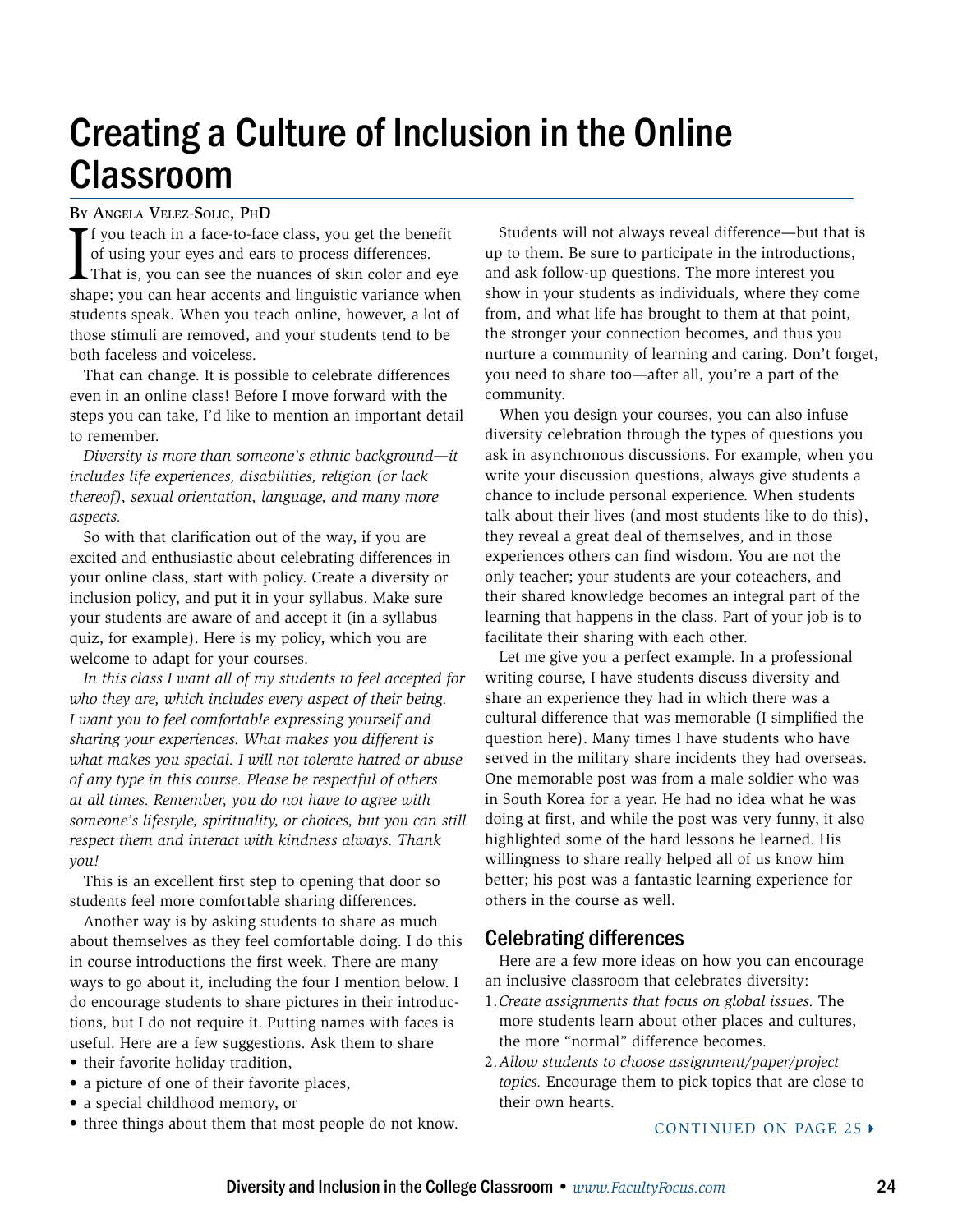# Creating a Culture of Inclusion in the Online Classroom

By Angela Velez-Solic, PhD

If you teach in a face-to-face class, you get the benefit of using your eyes and ears to process differences. That is, you can see the nuances of skin color and eye shape; you can hear accents and linguistic variance when students speak. When you teach online, however, a lot of those stimuli are removed, and your students tend to be both faceless and voiceless.

That can change. It is possible to celebrate differences even in an online class! Before I move forward with the steps you can take, I'd like to mention an important detail to remember.

*Diversity is more than someone's ethnic background—it includes life experiences, disabilities, religion (or lack thereof), sexual orientation, language, and many more aspects.*

So with that clarification out of the way, if you are excited and enthusiastic about celebrating differences in your online class, start with policy. Create a diversity or inclusion policy, and put it in your syllabus. Make sure your students are aware of and accept it (in a syllabus quiz, for example). Here is my policy, which you are welcome to adapt for your courses.

*In this class I want all of my students to feel accepted for who they are, which includes every aspect of their being. I want you to feel comfortable expressing yourself and sharing your experiences. What makes you different is what makes you special. I will not tolerate hatred or abuse of any type in this course. Please be respectful of others at all times. Remember, you do not have to agree with someone's lifestyle, spirituality, or choices, but you can still respect them and interact with kindness always. Thank you!*

This is an excellent first step to opening that door so students feel more comfortable sharing differences.

Another way is by asking students to share as much about themselves as they feel comfortable doing. I do this in course introductions the first week. There are many ways to go about it, including the four I mention below. I do encourage students to share pictures in their introductions, but I do not require it. Putting names with faces is useful. Here are a few suggestions. Ask them to share

- their favorite holiday tradition,
- a picture of one of their favorite places,
- a special childhood memory, or
- three things about them that most people do not know.

Students will not always reveal difference—but that is up to them. Be sure to participate in the introductions, and ask follow-up questions. The more interest you show in your students as individuals, where they come from, and what life has brought to them at that point, the stronger your connection becomes, and thus you nurture a community of learning and caring. Don't forget, you need to share too—after all, you're a part of the community.

When you design your courses, you can also infuse diversity celebration through the types of questions you ask in asynchronous discussions. For example, when you write your discussion questions, always give students a chance to include personal experience. When students talk about their lives (and most students like to do this), they reveal a great deal of themselves, and in those experiences others can find wisdom. You are not the only teacher; your students are your coteachers, and their shared knowledge becomes an integral part of the learning that happens in the class. Part of your job is to facilitate their sharing with each other.

Let me give you a perfect example. In a professional writing course, I have students discuss diversity and share an experience they had in which there was a cultural difference that was memorable (I simplified the question here). Many times I have students who have served in the military share incidents they had overseas. One memorable post was from a male soldier who was in South Korea for a year. He had no idea what he was doing at first, and while the post was very funny, it also highlighted some of the hard lessons he learned. His willingness to share really helped all of us know him better; his post was a fantastic learning experience for others in the course as well.

## Celebrating differences

Here are a few more ideas on how you can encourage an inclusive classroom that celebrates diversity:

1. *Create assignments that focus on global issues.* The more students learn about other places and cultures, the more "normal" difference becomes.
2. *Allow students to choose assignment/paper/project topics.* Encourage them to pick topics that are close to their own hearts.

CONTINUED ON PAGE 25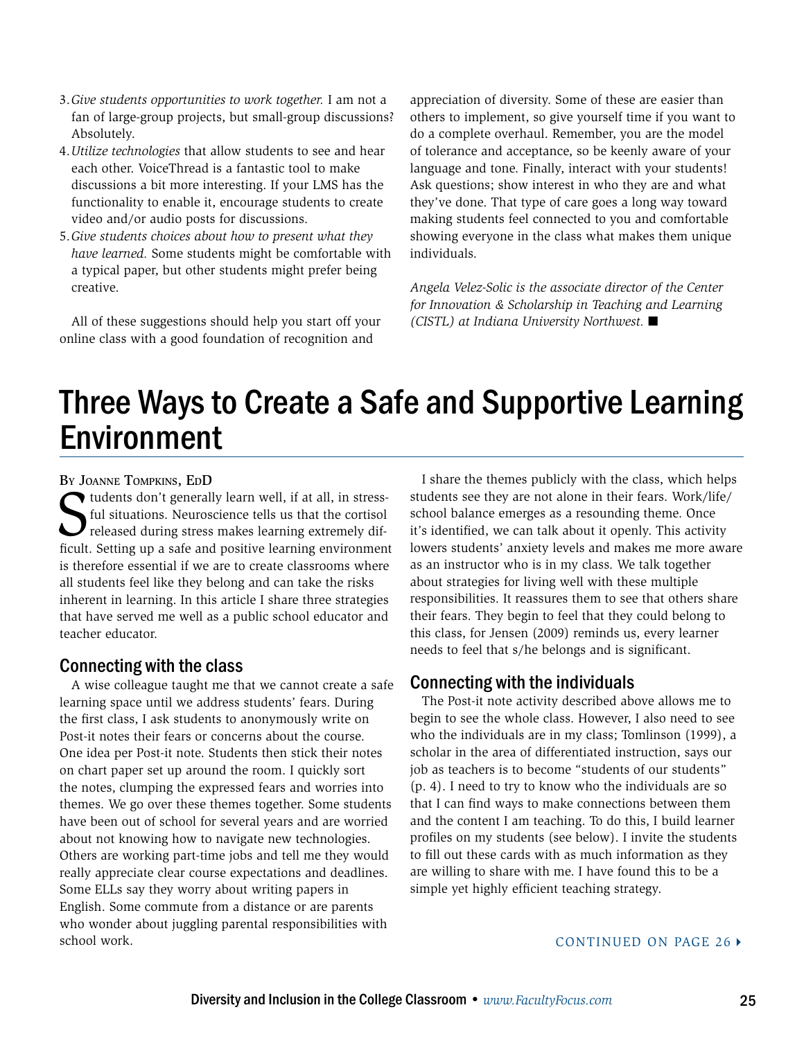3. *Give students opportunities to work together.* I am not a fan of large-group projects, but small-group discussions? Absolutely.
4. *Utilize technologies* that allow students to see and hear each other. VoiceThread is a fantastic tool to make discussions a bit more interesting. If your LMS has the functionality to enable it, encourage students to create video and/or audio posts for discussions.
5. *Give students choices about how to present what they have learned.* Some students might be comfortable with a typical paper, but other students might prefer being creative.

All of these suggestions should help you start off your online class with a good foundation of recognition and appreciation of diversity. Some of these are easier than others to implement, so give yourself time if you want to do a complete overhaul. Remember, you are the model of tolerance and acceptance, so be keenly aware of your language and tone. Finally, interact with your students! Ask questions; show interest in who they are and what they've done. That type of care goes a long way toward making students feel connected to you and comfortable showing everyone in the class what makes them unique individuals.

*Angela Velez-Solic is the associate director of the Center for Innovation & Scholarship in Teaching and Learning (CISTL) at Indiana University Northwest.* ■

# Three Ways to Create a Safe and Supportive Learning Environment

By Joanne Tompkins, EdD

Students don't generally learn well, if at all, in stressful situations. Neuroscience tells us that the cortisol released during stress makes learning extremely difficult. Setting up a safe and positive learning environment is therefore essential if we are to create classrooms where all students feel like they belong and can take the risks inherent in learning. In this article I share three strategies that have served me well as a public school educator and teacher educator.

## Connecting with the class

A wise colleague taught me that we cannot create a safe learning space until we address students' fears. During the first class, I ask students to anonymously write on Post-it notes their fears or concerns about the course. One idea per Post-it note. Students then stick their notes on chart paper set up around the room. I quickly sort the notes, clumping the expressed fears and worries into themes. We go over these themes together. Some students have been out of school for several years and are worried about not knowing how to navigate new technologies. Others are working part-time jobs and tell me they would really appreciate clear course expectations and deadlines. Some ELLs say they worry about writing papers in English. Some commute from a distance or are parents who wonder about juggling parental responsibilities with school work.

I share the themes publicly with the class, which helps students see they are not alone in their fears. Work/life/school balance emerges as a resounding theme. Once it's identified, we can talk about it openly. This activity lowers students' anxiety levels and makes me more aware as an instructor who is in my class. We talk together about strategies for living well with these multiple responsibilities. It reassures them to see that others share their fears. They begin to feel that they could belong to this class, for Jensen (2009) reminds us, every learner needs to feel that s/he belongs and is significant.

## Connecting with the individuals

The Post-it note activity described above allows me to begin to see the whole class. However, I also need to see who the individuals are in my class; Tomlinson (1999), a scholar in the area of differentiated instruction, says our job as teachers is to become "students of our students" (p. 4). I need to try to know who the individuals are so that I can find ways to make connections between them and the content I am teaching. To do this, I build learner profiles on my students (see below). I invite the students to fill out these cards with as much information as they are willing to share with me. I have found this to be a simple yet highly efficient teaching strategy.

CONTINUED ON PAGE 26 ▸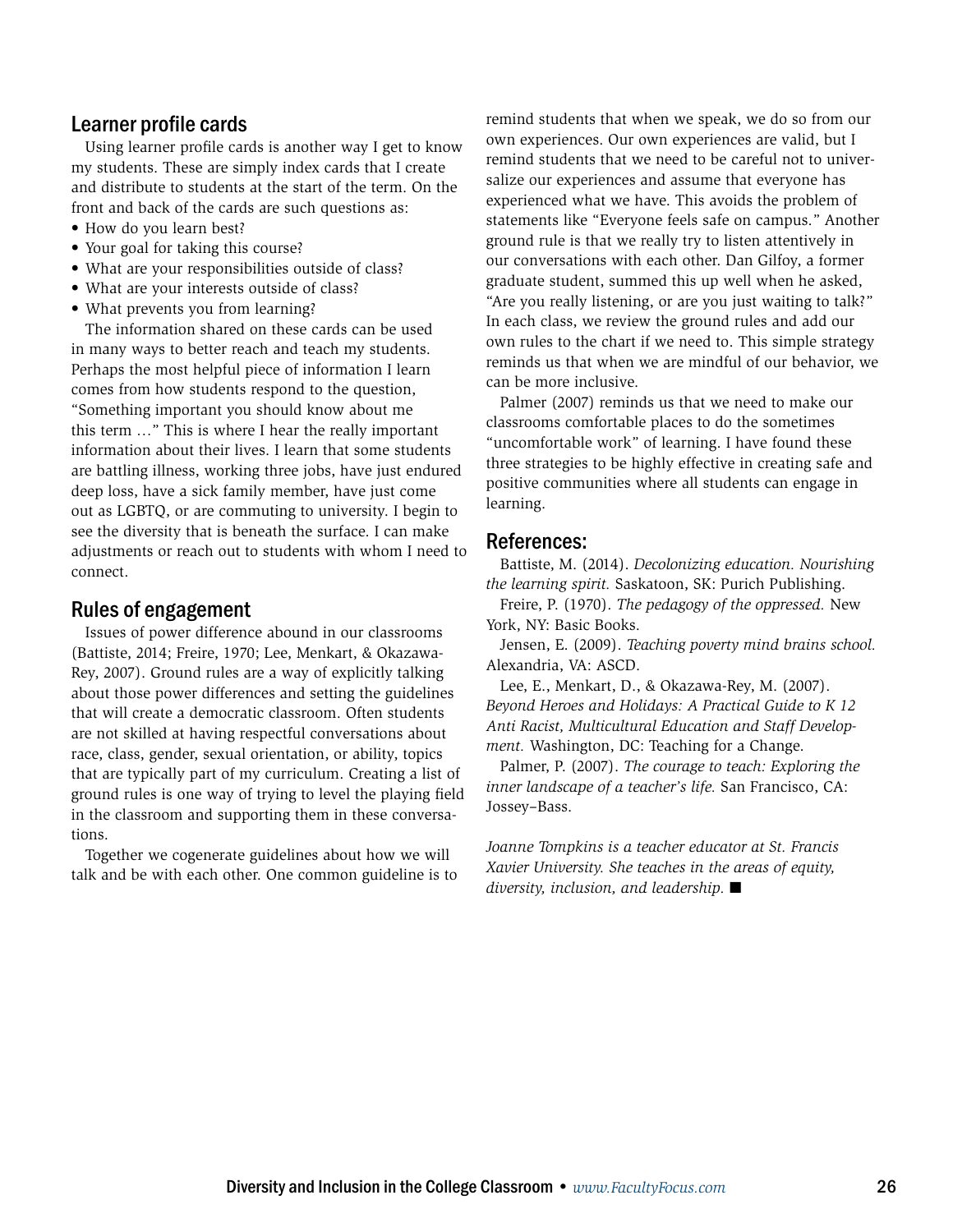## Learner profile cards

Using learner profile cards is another way I get to know my students. These are simply index cards that I create and distribute to students at the start of the term. On the front and back of the cards are such questions as:

- How do you learn best?
- Your goal for taking this course?
- What are your responsibilities outside of class?
- What are your interests outside of class?
- What prevents you from learning?

The information shared on these cards can be used in many ways to better reach and teach my students. Perhaps the most helpful piece of information I learn comes from how students respond to the question, "Something important you should know about me this term …" This is where I hear the really important information about their lives. I learn that some students are battling illness, working three jobs, have just endured deep loss, have a sick family member, have just come out as LGBTQ, or are commuting to university. I begin to see the diversity that is beneath the surface. I can make adjustments or reach out to students with whom I need to connect.

## Rules of engagement

Issues of power difference abound in our classrooms (Battiste, 2014; Freire, 1970; Lee, Menkart, & Okazawa-Rey, 2007). Ground rules are a way of explicitly talking about those power differences and setting the guidelines that will create a democratic classroom. Often students are not skilled at having respectful conversations about race, class, gender, sexual orientation, or ability, topics that are typically part of my curriculum. Creating a list of ground rules is one way of trying to level the playing field in the classroom and supporting them in these conversations.

Together we cogenerate guidelines about how we will talk and be with each other. One common guideline is to remind students that when we speak, we do so from our own experiences. Our own experiences are valid, but I remind students that we need to be careful not to universalize our experiences and assume that everyone has experienced what we have. This avoids the problem of statements like "Everyone feels safe on campus." Another ground rule is that we really try to listen attentively in our conversations with each other. Dan Gilfoy, a former graduate student, summed this up well when he asked, "Are you really listening, or are you just waiting to talk?" In each class, we review the ground rules and add our own rules to the chart if we need to. This simple strategy reminds us that when we are mindful of our behavior, we can be more inclusive.

Palmer (2007) reminds us that we need to make our classrooms comfortable places to do the sometimes "uncomfortable work" of learning. I have found these three strategies to be highly effective in creating safe and positive communities where all students can engage in learning.

## References:

Battiste, M. (2014). *Decolonizing education. Nourishing the learning spirit.* Saskatoon, SK: Purich Publishing.

Freire, P. (1970). *The pedagogy of the oppressed.* New York, NY: Basic Books.

Jensen, E. (2009). *Teaching poverty mind brains school.* Alexandria, VA: ASCD.

Lee, E., Menkart, D., & Okazawa-Rey, M. (2007). *Beyond Heroes and Holidays: A Practical Guide to K 12 Anti Racist, Multicultural Education and Staff Development.* Washington, DC: Teaching for a Change.

Palmer, P. (2007). *The courage to teach: Exploring the inner landscape of a teacher's life.* San Francisco, CA: Jossey–Bass.

*Joanne Tompkins is a teacher educator at St. Francis Xavier University. She teaches in the areas of equity, diversity, inclusion, and leadership.* ■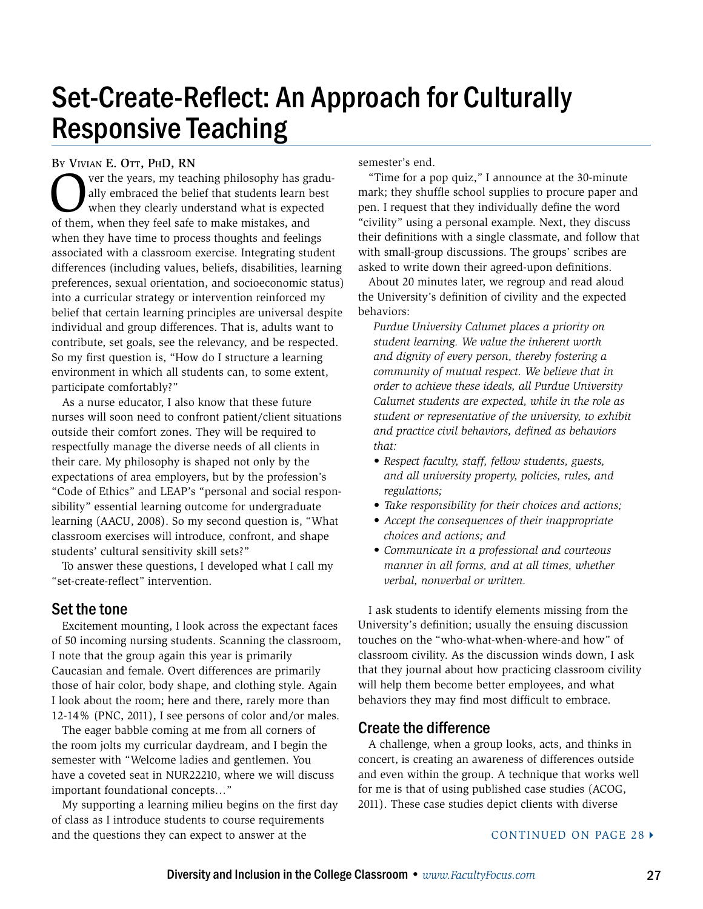# Set-Create-Reflect: An Approach for Culturally Responsive Teaching

By Vivian E. Ott, PhD, RN

Over the years, my teaching philosophy has gradually embraced the belief that students learn best when they clearly understand what is expected of them, when they feel safe to make mistakes, and when they have time to process thoughts and feelings associated with a classroom exercise. Integrating student differences (including values, beliefs, disabilities, learning preferences, sexual orientation, and socioeconomic status) into a curricular strategy or intervention reinforced my belief that certain learning principles are universal despite individual and group differences. That is, adults want to contribute, set goals, see the relevancy, and be respected. So my first question is, "How do I structure a learning environment in which all students can, to some extent, participate comfortably?"

As a nurse educator, I also know that these future nurses will soon need to confront patient/client situations outside their comfort zones. They will be required to respectfully manage the diverse needs of all clients in their care. My philosophy is shaped not only by the expectations of area employers, but by the profession's "Code of Ethics" and LEAP's "personal and social responsibility" essential learning outcome for undergraduate learning (AACU, 2008). So my second question is, "What classroom exercises will introduce, confront, and shape students' cultural sensitivity skill sets?"

To answer these questions, I developed what I call my "set-create-reflect" intervention.

## Set the tone

Excitement mounting, I look across the expectant faces of 50 incoming nursing students. Scanning the classroom, I note that the group again this year is primarily Caucasian and female. Overt differences are primarily those of hair color, body shape, and clothing style. Again I look about the room; here and there, rarely more than 12-14% (PNC, 2011), I see persons of color and/or males.

The eager babble coming at me from all corners of the room jolts my curricular daydream, and I begin the semester with "Welcome ladies and gentlemen. You have a coveted seat in NUR22210, where we will discuss important foundational concepts…"

My supporting a learning milieu begins on the first day of class as I introduce students to course requirements and the questions they can expect to answer at the semester's end.

"Time for a pop quiz," I announce at the 30-minute mark; they shuffle school supplies to procure paper and pen. I request that they individually define the word "civility" using a personal example. Next, they discuss their definitions with a single classmate, and follow that with small-group discussions. The groups' scribes are asked to write down their agreed-upon definitions.

About 20 minutes later, we regroup and read aloud the University's definition of civility and the expected behaviors:

*Purdue University Calumet places a priority on student learning. We value the inherent worth and dignity of every person, thereby fostering a community of mutual respect. We believe that in order to achieve these ideals, all Purdue University Calumet students are expected, while in the role as student or representative of the university, to exhibit and practice civil behaviors, defined as behaviors that:*

- *Respect faculty, staff, fellow students, guests, and all university property, policies, rules, and regulations;*
- *Take responsibility for their choices and actions;*
- *Accept the consequences of their inappropriate choices and actions; and*
- *Communicate in a professional and courteous manner in all forms, and at all times, whether verbal, nonverbal or written.*

I ask students to identify elements missing from the University's definition; usually the ensuing discussion touches on the "who-what-when-where-and how" of classroom civility. As the discussion winds down, I ask that they journal about how practicing classroom civility will help them become better employees, and what behaviors they may find most difficult to embrace.

## Create the difference

A challenge, when a group looks, acts, and thinks in concert, is creating an awareness of differences outside and even within the group. A technique that works well for me is that of using published case studies (ACOG, 2011). These case studies depict clients with diverse

CONTINUED ON PAGE 28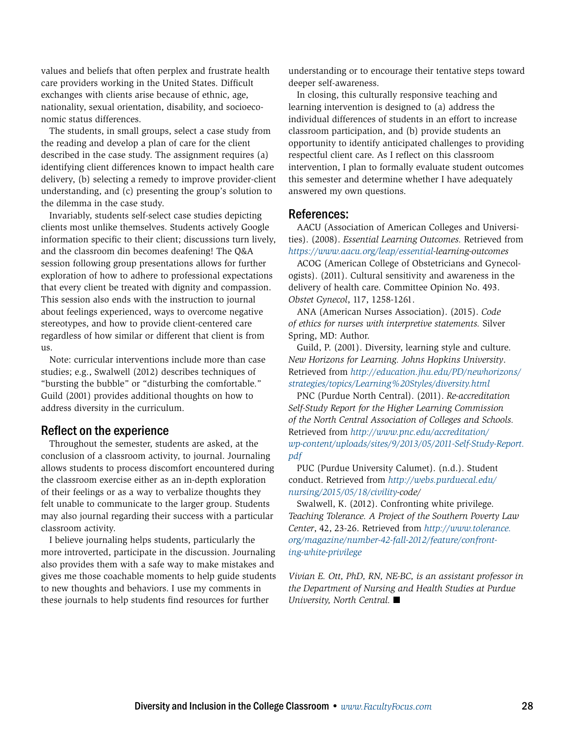values and beliefs that often perplex and frustrate health care providers working in the United States. Difficult exchanges with clients arise because of ethnic, age, nationality, sexual orientation, disability, and socioeconomic status differences.

The students, in small groups, select a case study from the reading and develop a plan of care for the client described in the case study. The assignment requires (a) identifying client differences known to impact health care delivery, (b) selecting a remedy to improve provider-client understanding, and (c) presenting the group's solution to the dilemma in the case study.

Invariably, students self-select case studies depicting clients most unlike themselves. Students actively Google information specific to their client; discussions turn lively, and the classroom din becomes deafening! The Q&A session following group presentations allows for further exploration of how to adhere to professional expectations that every client be treated with dignity and compassion. This session also ends with the instruction to journal about feelings experienced, ways to overcome negative stereotypes, and how to provide client-centered care regardless of how similar or different that client is from us.

Note: curricular interventions include more than case studies; e.g., Swalwell (2012) describes techniques of "bursting the bubble" or "disturbing the comfortable." Guild (2001) provides additional thoughts on how to address diversity in the curriculum.

## Reflect on the experience

Throughout the semester, students are asked, at the conclusion of a classroom activity, to journal. Journaling allows students to process discomfort encountered during the classroom exercise either as an in-depth exploration of their feelings or as a way to verbalize thoughts they felt unable to communicate to the larger group. Students may also journal regarding their success with a particular classroom activity.

I believe journaling helps students, particularly the more introverted, participate in the discussion. Journaling also provides them with a safe way to make mistakes and gives me those coachable moments to help guide students to new thoughts and behaviors. I use my comments in these journals to help students find resources for further understanding or to encourage their tentative steps toward deeper self-awareness.

In closing, this culturally responsive teaching and learning intervention is designed to (a) address the individual differences of students in an effort to increase classroom participation, and (b) provide students an opportunity to identify anticipated challenges to providing respectful client care. As I reflect on this classroom intervention, I plan to formally evaluate student outcomes this semester and determine whether I have adequately answered my own questions.

## References:

AACU (Association of American Colleges and Universities). (2008). *Essential Learning Outcomes.* Retrieved from *https://www.aacu.org/leap/essential-learning-outcomes*

ACOG (American College of Obstetricians and Gynecologists). (2011). Cultural sensitivity and awareness in the delivery of health care. Committee Opinion No. 493. *Obstet Gynecol*, 117, 1258-1261.

ANA (American Nurses Association). (2015). *Code of ethics for nurses with interpretive statements.* Silver Spring, MD: Author.

Guild, P. (2001). Diversity, learning style and culture. *New Horizons for Learning. Johns Hopkins University*. Retrieved from *http://education.jhu.edu/PD/newhorizons/strategies/topics/Learning%20Styles/diversity.html*

PNC (Purdue North Central). (2011). *Re-accreditation Self-Study Report for the Higher Learning Commission of the North Central Association of Colleges and Schools.* Retrieved from *http://www.pnc.edu/accreditation/wp-content/uploads/sites/9/2013/05/2011-Self-Study-Report.pdf*

PUC (Purdue University Calumet). (n.d.). Student conduct. Retrieved from *http://webs.purduecal.edu/nursing/2015/05/18/civility-code/*

Swalwell, K. (2012). Confronting white privilege. *Teaching Tolerance. A Project of the Southern Poverty Law Center*, 42, 23-26. Retrieved from *http://www.tolerance.org/magazine/number-42-fall-2012/feature/confronting-white-privilege*

*Vivian E. Ott, PhD, RN, NE-BC, is an assistant professor in the Department of Nursing and Health Studies at Purdue University, North Central.* ■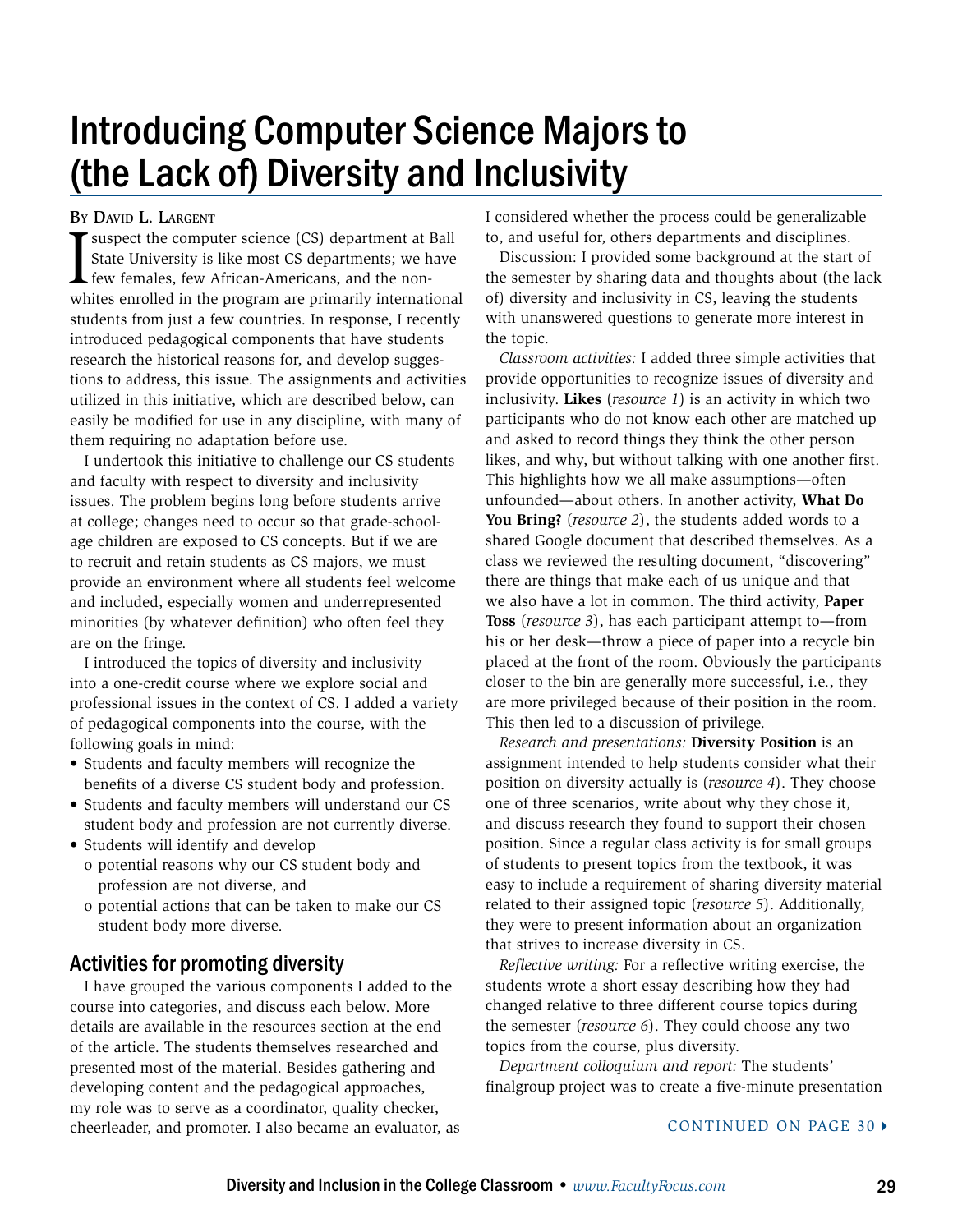# Introducing Computer Science Majors to (the Lack of) Diversity and Inclusivity

By David L. Largent

I suspect the computer science (CS) department at Ball State University is like most CS departments; we have few females, few African-Americans, and the non-whites enrolled in the program are primarily international students from just a few countries. In response, I recently introduced pedagogical components that have students research the historical reasons for, and develop suggestions to address, this issue. The assignments and activities utilized in this initiative, which are described below, can easily be modified for use in any discipline, with many of them requiring no adaptation before use.

I undertook this initiative to challenge our CS students and faculty with respect to diversity and inclusivity issues. The problem begins long before students arrive at college; changes need to occur so that grade-school-age children are exposed to CS concepts. But if we are to recruit and retain students as CS majors, we must provide an environment where all students feel welcome and included, especially women and underrepresented minorities (by whatever definition) who often feel they are on the fringe.

I introduced the topics of diversity and inclusivity into a one-credit course where we explore social and professional issues in the context of CS. I added a variety of pedagogical components into the course, with the following goals in mind:

- Students and faculty members will recognize the benefits of a diverse CS student body and profession.
- Students and faculty members will understand our CS student body and profession are not currently diverse.
- Students will identify and develop
  - potential reasons why our CS student body and profession are not diverse, and
  - potential actions that can be taken to make our CS student body more diverse.

## Activities for promoting diversity

I have grouped the various components I added to the course into categories, and discuss each below. More details are available in the resources section at the end of the article. The students themselves researched and presented most of the material. Besides gathering and developing content and the pedagogical approaches, my role was to serve as a coordinator, quality checker, cheerleader, and promoter. I also became an evaluator, as I considered whether the process could be generalizable to, and useful for, others departments and disciplines.

Discussion: I provided some background at the start of the semester by sharing data and thoughts about (the lack of) diversity and inclusivity in CS, leaving the students with unanswered questions to generate more interest in the topic.

*Classroom activities:* I added three simple activities that provide opportunities to recognize issues of diversity and inclusivity. **Likes** (*resource 1*) is an activity in which two participants who do not know each other are matched up and asked to record things they think the other person likes, and why, but without talking with one another first. This highlights how we all make assumptions—often unfounded—about others. In another activity, **What Do You Bring?** (*resource 2*), the students added words to a shared Google document that described themselves. As a class we reviewed the resulting document, "discovering" there are things that make each of us unique and that we also have a lot in common. The third activity, **Paper Toss** (*resource 3*), has each participant attempt to—from his or her desk—throw a piece of paper into a recycle bin placed at the front of the room. Obviously the participants closer to the bin are generally more successful, i.e., they are more privileged because of their position in the room. This then led to a discussion of privilege.

*Research and presentations:* **Diversity Position** is an assignment intended to help students consider what their position on diversity actually is (*resource 4*). They choose one of three scenarios, write about why they chose it, and discuss research they found to support their chosen position. Since a regular class activity is for small groups of students to present topics from the textbook, it was easy to include a requirement of sharing diversity material related to their assigned topic (*resource 5*). Additionally, they were to present information about an organization that strives to increase diversity in CS.

*Reflective writing:* For a reflective writing exercise, the students wrote a short essay describing how they had changed relative to three different course topics during the semester (*resource 6*). They could choose any two topics from the course, plus diversity.

*Department colloquium and report:* The students' finalgroup project was to create a five-minute presentation

CONTINUED ON PAGE 30 ▸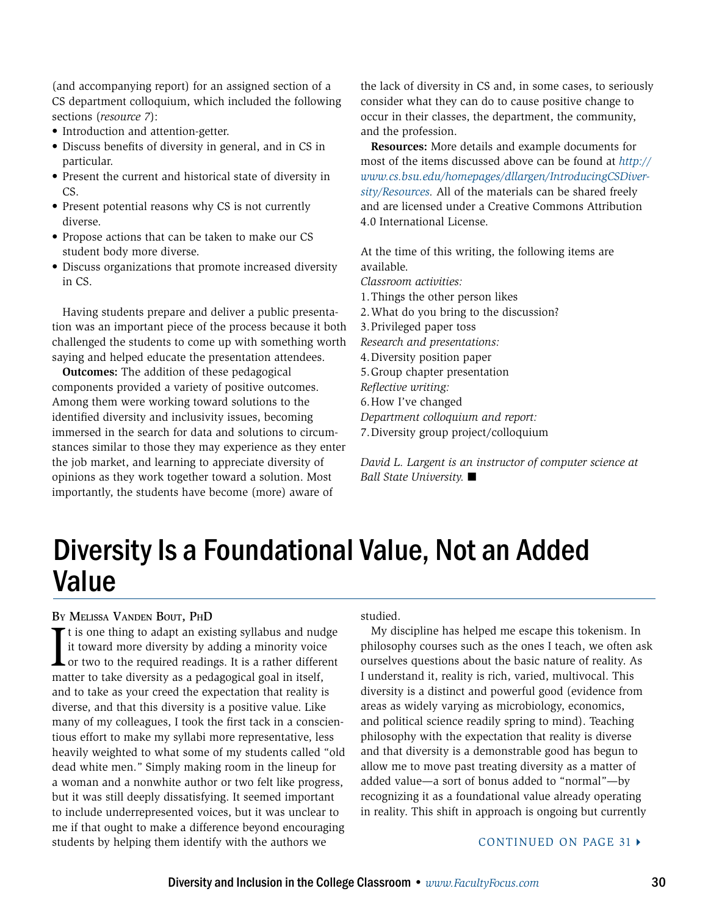(and accompanying report) for an assigned section of a CS department colloquium, which included the following sections (*resource 7*):

- Introduction and attention-getter.
- Discuss benefits of diversity in general, and in CS in particular.
- Present the current and historical state of diversity in CS.
- Present potential reasons why CS is not currently diverse.
- Propose actions that can be taken to make our CS student body more diverse.
- Discuss organizations that promote increased diversity in CS.

Having students prepare and deliver a public presentation was an important piece of the process because it both challenged the students to come up with something worth saying and helped educate the presentation attendees.

**Outcomes:** The addition of these pedagogical components provided a variety of positive outcomes. Among them were working toward solutions to the identified diversity and inclusivity issues, becoming immersed in the search for data and solutions to circumstances similar to those they may experience as they enter the job market, and learning to appreciate diversity of opinions as they work together toward a solution. Most importantly, the students have become (more) aware of the lack of diversity in CS and, in some cases, to seriously consider what they can do to cause positive change to occur in their classes, the department, the community, and the profession.

**Resources:** More details and example documents for most of the items discussed above can be found at *http://www.cs.bsu.edu/homepages/dllargen/IntroducingCSDiversity/Resources.* All of the materials can be shared freely and are licensed under a Creative Commons Attribution 4.0 International License.

At the time of this writing, the following items are available.

*Classroom activities:*

1. Things the other person likes
2. What do you bring to the discussion?
3. Privileged paper toss

*Research and presentations:*

4. Diversity position paper
5. Group chapter presentation

*Reflective writing:*

6. How I've changed

*Department colloquium and report:*

7. Diversity group project/colloquium

*David L. Largent is an instructor of computer science at Ball State University.* ■

# Diversity Is a Foundational Value, Not an Added Value

By Melissa Vanden Bout, PhD

It is one thing to adapt an existing syllabus and nudge it toward more diversity by adding a minority voice or two to the required readings. It is a rather different matter to take diversity as a pedagogical goal in itself, and to take as your creed the expectation that reality is diverse, and that this diversity is a positive value. Like many of my colleagues, I took the first tack in a conscientious effort to make my syllabi more representative, less heavily weighted to what some of my students called "old dead white men." Simply making room in the lineup for a woman and a nonwhite author or two felt like progress, but it was still deeply dissatisfying. It seemed important to include underrepresented voices, but it was unclear to me if that ought to make a difference beyond encouraging students by helping them identify with the authors we studied.

My discipline has helped me escape this tokenism. In philosophy courses such as the ones I teach, we often ask ourselves questions about the basic nature of reality. As I understand it, reality is rich, varied, multivocal. This diversity is a distinct and powerful good (evidence from areas as widely varying as microbiology, economics, and political science readily spring to mind). Teaching philosophy with the expectation that reality is diverse and that diversity is a demonstrable good has begun to allow me to move past treating diversity as a matter of added value—a sort of bonus added to "normal"—by recognizing it as a foundational value already operating in reality. This shift in approach is ongoing but currently

CONTINUED ON PAGE 31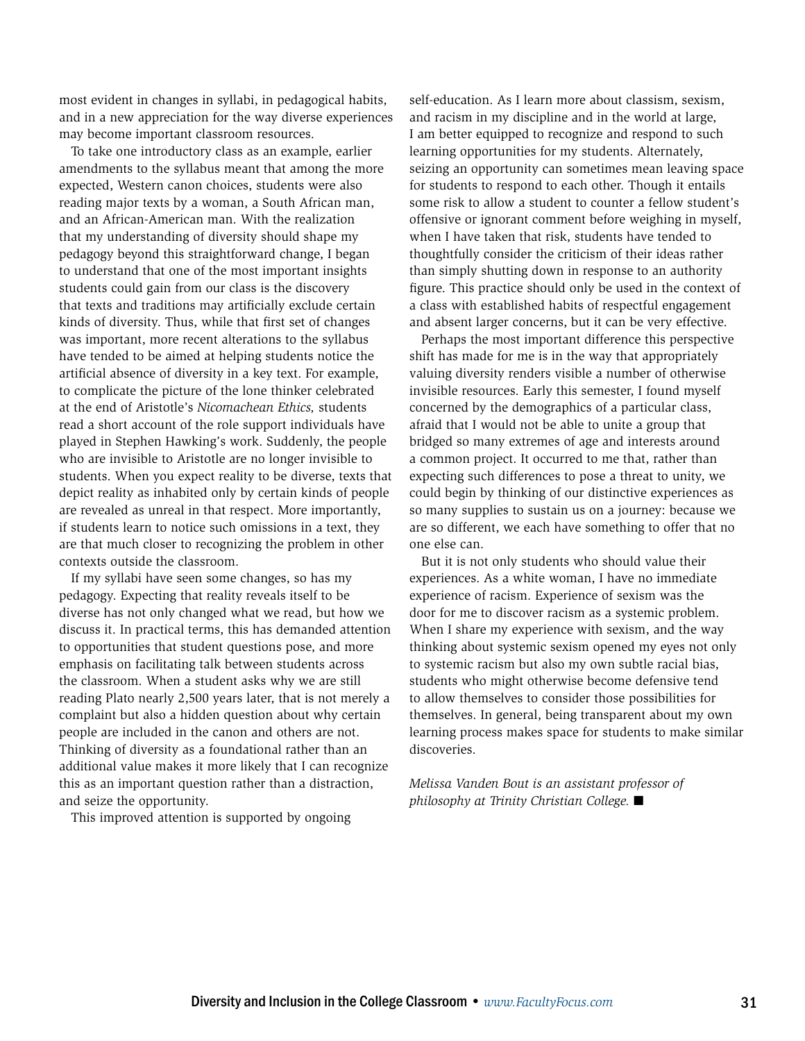most evident in changes in syllabi, in pedagogical habits, and in a new appreciation for the way diverse experiences may become important classroom resources.

To take one introductory class as an example, earlier amendments to the syllabus meant that among the more expected, Western canon choices, students were also reading major texts by a woman, a South African man, and an African-American man. With the realization that my understanding of diversity should shape my pedagogy beyond this straightforward change, I began to understand that one of the most important insights students could gain from our class is the discovery that texts and traditions may artificially exclude certain kinds of diversity. Thus, while that first set of changes was important, more recent alterations to the syllabus have tended to be aimed at helping students notice the artificial absence of diversity in a key text. For example, to complicate the picture of the lone thinker celebrated at the end of Aristotle's *Nicomachean Ethics,* students read a short account of the role support individuals have played in Stephen Hawking's work. Suddenly, the people who are invisible to Aristotle are no longer invisible to students. When you expect reality to be diverse, texts that depict reality as inhabited only by certain kinds of people are revealed as unreal in that respect. More importantly, if students learn to notice such omissions in a text, they are that much closer to recognizing the problem in other contexts outside the classroom.

If my syllabi have seen some changes, so has my pedagogy. Expecting that reality reveals itself to be diverse has not only changed what we read, but how we discuss it. In practical terms, this has demanded attention to opportunities that student questions pose, and more emphasis on facilitating talk between students across the classroom. When a student asks why we are still reading Plato nearly 2,500 years later, that is not merely a complaint but also a hidden question about why certain people are included in the canon and others are not. Thinking of diversity as a foundational rather than an additional value makes it more likely that I can recognize this as an important question rather than a distraction, and seize the opportunity.

This improved attention is supported by ongoing self-education. As I learn more about classism, sexism, and racism in my discipline and in the world at large, I am better equipped to recognize and respond to such learning opportunities for my students. Alternately, seizing an opportunity can sometimes mean leaving space for students to respond to each other. Though it entails some risk to allow a student to counter a fellow student's offensive or ignorant comment before weighing in myself, when I have taken that risk, students have tended to thoughtfully consider the criticism of their ideas rather than simply shutting down in response to an authority figure. This practice should only be used in the context of a class with established habits of respectful engagement and absent larger concerns, but it can be very effective.

Perhaps the most important difference this perspective shift has made for me is in the way that appropriately valuing diversity renders visible a number of otherwise invisible resources. Early this semester, I found myself concerned by the demographics of a particular class, afraid that I would not be able to unite a group that bridged so many extremes of age and interests around a common project. It occurred to me that, rather than expecting such differences to pose a threat to unity, we could begin by thinking of our distinctive experiences as so many supplies to sustain us on a journey: because we are so different, we each have something to offer that no one else can.

But it is not only students who should value their experiences. As a white woman, I have no immediate experience of racism. Experience of sexism was the door for me to discover racism as a systemic problem. When I share my experience with sexism, and the way thinking about systemic sexism opened my eyes not only to systemic racism but also my own subtle racial bias, students who might otherwise become defensive tend to allow themselves to consider those possibilities for themselves. In general, being transparent about my own learning process makes space for students to make similar discoveries.

*Melissa Vanden Bout is an assistant professor of philosophy at Trinity Christian College.* ■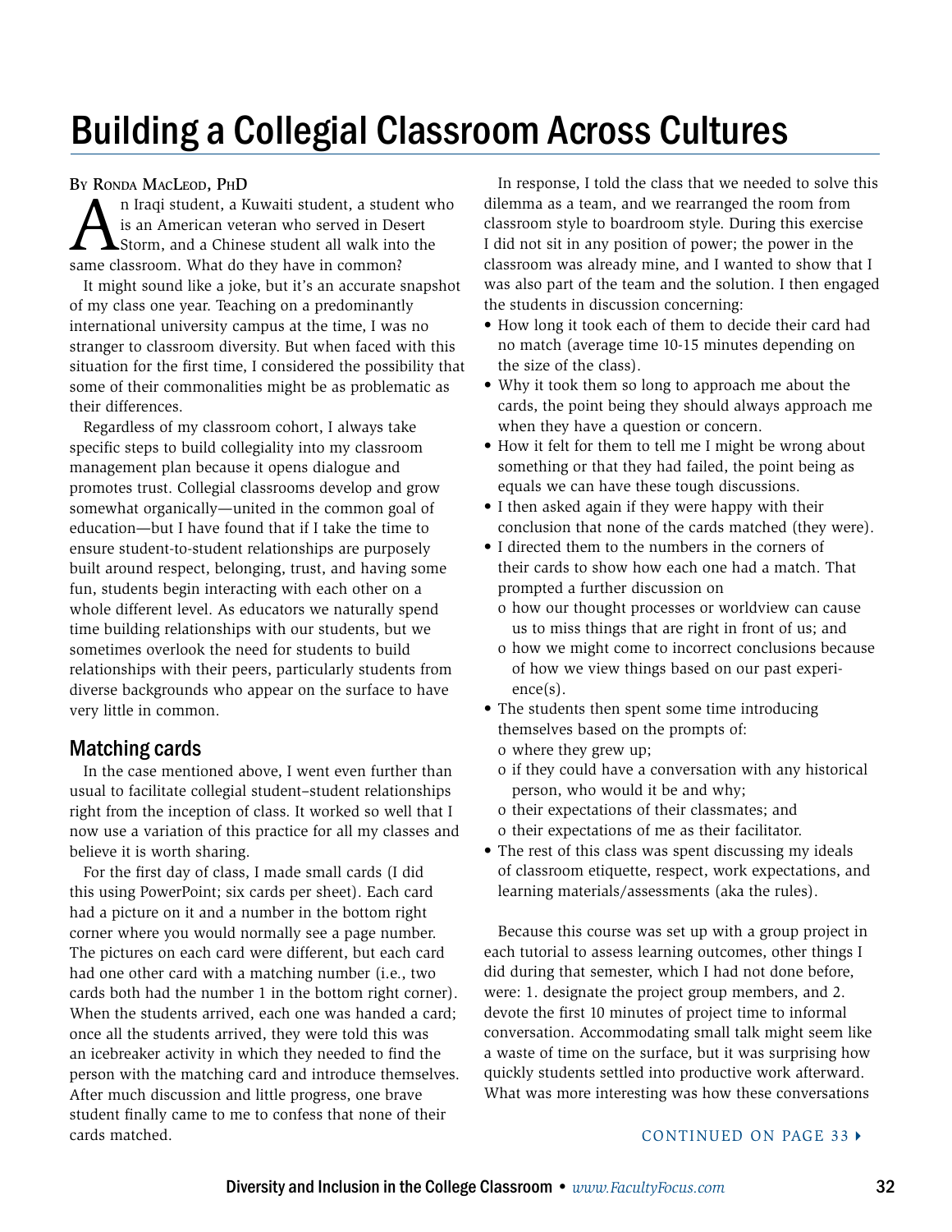# Building a Collegial Classroom Across Cultures

By Ronda MacLeod, PhD

An Iraqi student, a Kuwaiti student, a student who is an American veteran who served in Desert Storm, and a Chinese student all walk into the same classroom. What do they have in common?

It might sound like a joke, but it's an accurate snapshot of my class one year. Teaching on a predominantly international university campus at the time, I was no stranger to classroom diversity. But when faced with this situation for the first time, I considered the possibility that some of their commonalities might be as problematic as their differences.

Regardless of my classroom cohort, I always take specific steps to build collegiality into my classroom management plan because it opens dialogue and promotes trust. Collegial classrooms develop and grow somewhat organically—united in the common goal of education—but I have found that if I take the time to ensure student-to-student relationships are purposely built around respect, belonging, trust, and having some fun, students begin interacting with each other on a whole different level. As educators we naturally spend time building relationships with our students, but we sometimes overlook the need for students to build relationships with their peers, particularly students from diverse backgrounds who appear on the surface to have very little in common.

## Matching cards

In the case mentioned above, I went even further than usual to facilitate collegial student–student relationships right from the inception of class. It worked so well that I now use a variation of this practice for all my classes and believe it is worth sharing.

For the first day of class, I made small cards (I did this using PowerPoint; six cards per sheet). Each card had a picture on it and a number in the bottom right corner where you would normally see a page number. The pictures on each card were different, but each card had one other card with a matching number (i.e., two cards both had the number 1 in the bottom right corner). When the students arrived, each one was handed a card; once all the students arrived, they were told this was an icebreaker activity in which they needed to find the person with the matching card and introduce themselves. After much discussion and little progress, one brave student finally came to me to confess that none of their cards matched.

In response, I told the class that we needed to solve this dilemma as a team, and we rearranged the room from classroom style to boardroom style. During this exercise I did not sit in any position of power; the power in the classroom was already mine, and I wanted to show that I was also part of the team and the solution. I then engaged the students in discussion concerning:

- How long it took each of them to decide their card had no match (average time 10-15 minutes depending on the size of the class).
- Why it took them so long to approach me about the cards, the point being they should always approach me when they have a question or concern.
- How it felt for them to tell me I might be wrong about something or that they had failed, the point being as equals we can have these tough discussions.
- I then asked again if they were happy with their conclusion that none of the cards matched (they were).
- I directed them to the numbers in the corners of their cards to show how each one had a match. That prompted a further discussion on
  - o how our thought processes or worldview can cause us to miss things that are right in front of us; and
  - o how we might come to incorrect conclusions because of how we view things based on our past experience(s).
- The students then spent some time introducing themselves based on the prompts of:
  - o where they grew up;
  - o if they could have a conversation with any historical person, who would it be and why;
  - o their expectations of their classmates; and
  - o their expectations of me as their facilitator.
- The rest of this class was spent discussing my ideals of classroom etiquette, respect, work expectations, and learning materials/assessments (aka the rules).

Because this course was set up with a group project in each tutorial to assess learning outcomes, other things I did during that semester, which I had not done before, were: 1. designate the project group members, and 2. devote the first 10 minutes of project time to informal conversation. Accommodating small talk might seem like a waste of time on the surface, but it was surprising how quickly students settled into productive work afterward. What was more interesting was how these conversations

CONTINUED ON PAGE 33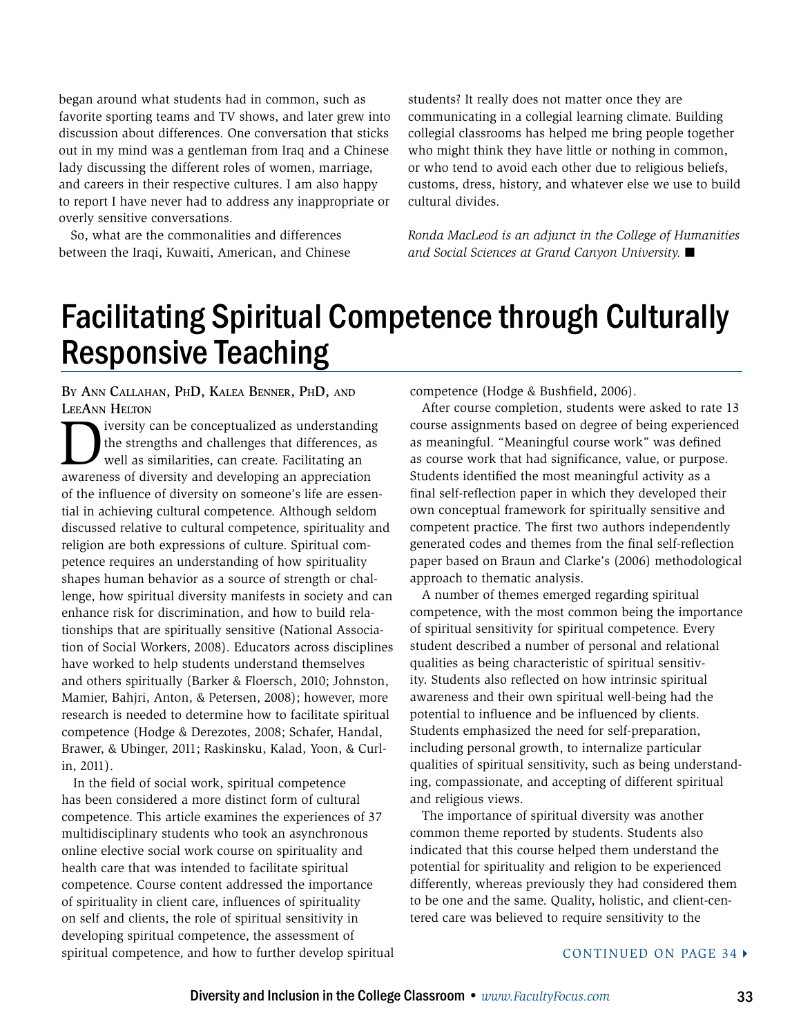began around what students had in common, such as favorite sporting teams and TV shows, and later grew into discussion about differences. One conversation that sticks out in my mind was a gentleman from Iraq and a Chinese lady discussing the different roles of women, marriage, and careers in their respective cultures. I am also happy to report I have never had to address any inappropriate or overly sensitive conversations.

So, what are the commonalities and differences between the Iraqi, Kuwaiti, American, and Chinese students? It really does not matter once they are communicating in a collegial learning climate. Building collegial classrooms has helped me bring people together who might think they have little or nothing in common, or who tend to avoid each other due to religious beliefs, customs, dress, history, and whatever else we use to build cultural divides.

*Ronda MacLeod is an adjunct in the College of Humanities and Social Sciences at Grand Canyon University.* ■

# Facilitating Spiritual Competence through Culturally Responsive Teaching

By Ann Callahan, PhD, Kalea Benner, PhD, and LeeAnn Helton

Diversity can be conceptualized as understanding the strengths and challenges that differences, as well as similarities, can create. Facilitating an awareness of diversity and developing an appreciation of the influence of diversity on someone's life are essential in achieving cultural competence. Although seldom discussed relative to cultural competence, spirituality and religion are both expressions of culture. Spiritual competence requires an understanding of how spirituality shapes human behavior as a source of strength or challenge, how spiritual diversity manifests in society and can enhance risk for discrimination, and how to build relationships that are spiritually sensitive (National Association of Social Workers, 2008). Educators across disciplines have worked to help students understand themselves and others spiritually (Barker & Floersch, 2010; Johnston, Mamier, Bahjri, Anton, & Petersen, 2008); however, more research is needed to determine how to facilitate spiritual competence (Hodge & Derezotes, 2008; Schafer, Handal, Brawer, & Ubinger, 2011; Raskinsku, Kalad, Yoon, & Curlin, 2011).

In the field of social work, spiritual competence has been considered a more distinct form of cultural competence. This article examines the experiences of 37 multidisciplinary students who took an asynchronous online elective social work course on spirituality and health care that was intended to facilitate spiritual competence. Course content addressed the importance of spirituality in client care, influences of spirituality on self and clients, the role of spiritual sensitivity in developing spiritual competence, the assessment of spiritual competence, and how to further develop spiritual competence (Hodge & Bushfield, 2006).

After course completion, students were asked to rate 13 course assignments based on degree of being experienced as meaningful. "Meaningful course work" was defined as course work that had significance, value, or purpose. Students identified the most meaningful activity as a final self-reflection paper in which they developed their own conceptual framework for spiritually sensitive and competent practice. The first two authors independently generated codes and themes from the final self-reflection paper based on Braun and Clarke's (2006) methodological approach to thematic analysis.

A number of themes emerged regarding spiritual competence, with the most common being the importance of spiritual sensitivity for spiritual competence. Every student described a number of personal and relational qualities as being characteristic of spiritual sensitivity. Students also reflected on how intrinsic spiritual awareness and their own spiritual well-being had the potential to influence and be influenced by clients. Students emphasized the need for self-preparation, including personal growth, to internalize particular qualities of spiritual sensitivity, such as being understanding, compassionate, and accepting of different spiritual and religious views.

The importance of spiritual diversity was another common theme reported by students. Students also indicated that this course helped them understand the potential for spirituality and religion to be experienced differently, whereas previously they had considered them to be one and the same. Quality, holistic, and client-centered care was believed to require sensitivity to the

CONTINUED ON PAGE 34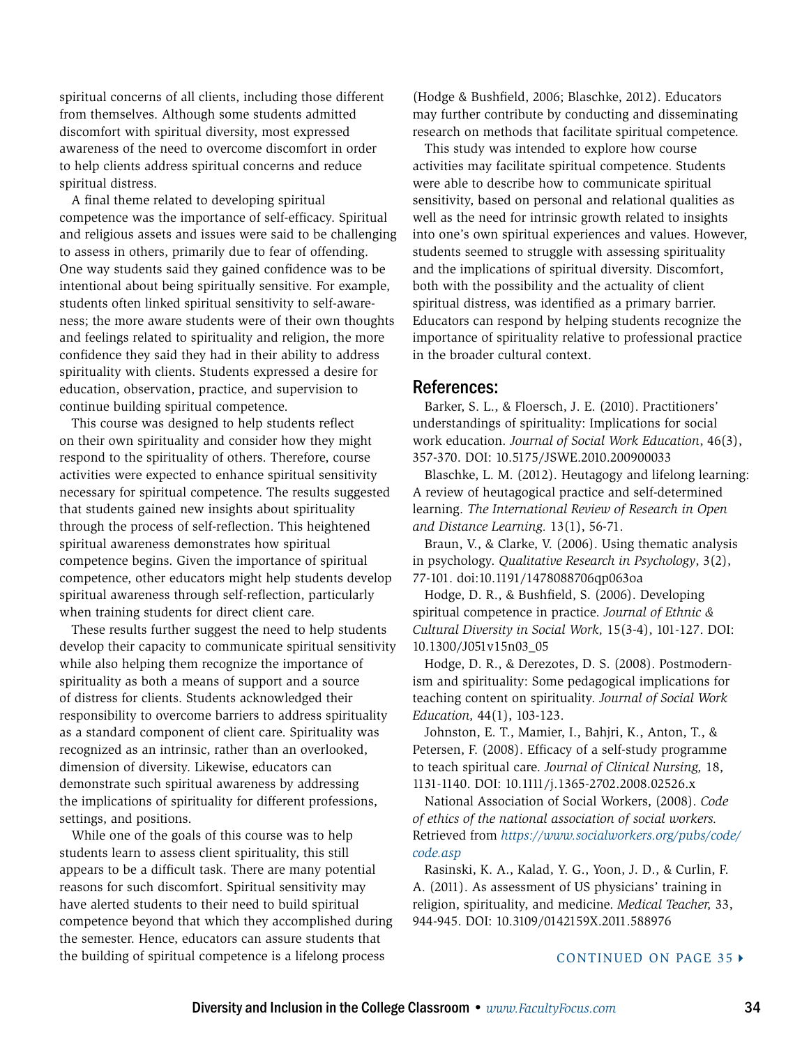spiritual concerns of all clients, including those different from themselves. Although some students admitted discomfort with spiritual diversity, most expressed awareness of the need to overcome discomfort in order to help clients address spiritual concerns and reduce spiritual distress.

A final theme related to developing spiritual competence was the importance of self-efficacy. Spiritual and religious assets and issues were said to be challenging to assess in others, primarily due to fear of offending. One way students said they gained confidence was to be intentional about being spiritually sensitive. For example, students often linked spiritual sensitivity to self-awareness; the more aware students were of their own thoughts and feelings related to spirituality and religion, the more confidence they said they had in their ability to address spirituality with clients. Students expressed a desire for education, observation, practice, and supervision to continue building spiritual competence.

This course was designed to help students reflect on their own spirituality and consider how they might respond to the spirituality of others. Therefore, course activities were expected to enhance spiritual sensitivity necessary for spiritual competence. The results suggested that students gained new insights about spirituality through the process of self-reflection. This heightened spiritual awareness demonstrates how spiritual competence begins. Given the importance of spiritual competence, other educators might help students develop spiritual awareness through self-reflection, particularly when training students for direct client care.

These results further suggest the need to help students develop their capacity to communicate spiritual sensitivity while also helping them recognize the importance of spirituality as both a means of support and a source of distress for clients. Students acknowledged their responsibility to overcome barriers to address spirituality as a standard component of client care. Spirituality was recognized as an intrinsic, rather than an overlooked, dimension of diversity. Likewise, educators can demonstrate such spiritual awareness by addressing the implications of spirituality for different professions, settings, and positions.

While one of the goals of this course was to help students learn to assess client spirituality, this still appears to be a difficult task. There are many potential reasons for such discomfort. Spiritual sensitivity may have alerted students to their need to build spiritual competence beyond that which they accomplished during the semester. Hence, educators can assure students that the building of spiritual competence is a lifelong process (Hodge & Bushfield, 2006; Blaschke, 2012). Educators may further contribute by conducting and disseminating research on methods that facilitate spiritual competence.

This study was intended to explore how course activities may facilitate spiritual competence. Students were able to describe how to communicate spiritual sensitivity, based on personal and relational qualities as well as the need for intrinsic growth related to insights into one's own spiritual experiences and values. However, students seemed to struggle with assessing spirituality and the implications of spiritual diversity. Discomfort, both with the possibility and the actuality of client spiritual distress, was identified as a primary barrier. Educators can respond by helping students recognize the importance of spirituality relative to professional practice in the broader cultural context.

## References:

Barker, S. L., & Floersch, J. E. (2010). Practitioners' understandings of spirituality: Implications for social work education. *Journal of Social Work Education*, 46(3), 357-370. DOI: 10.5175/JSWE.2010.200900033

Blaschke, L. M. (2012). Heutagogy and lifelong learning: A review of heutagogical practice and self-determined learning. *The International Review of Research in Open and Distance Learning.* 13(1), 56-71.

Braun, V., & Clarke, V. (2006). Using thematic analysis in psychology. *Qualitative Research in Psychology*, 3(2), 77-101. doi:10.1191/1478088706qp063oa

Hodge, D. R., & Bushfield, S. (2006). Developing spiritual competence in practice. *Journal of Ethnic & Cultural Diversity in Social Work,* 15(3-4), 101-127. DOI: 10.1300/J051v15n03_05

Hodge, D. R., & Derezotes, D. S. (2008). Postmodernism and spirituality: Some pedagogical implications for teaching content on spirituality. *Journal of Social Work Education,* 44(1), 103-123.

Johnston, E. T., Mamier, I., Bahjri, K., Anton, T., & Petersen, F. (2008). Efficacy of a self-study programme to teach spiritual care. *Journal of Clinical Nursing,* 18, 1131-1140. DOI: 10.1111/j.1365-2702.2008.02526.x

National Association of Social Workers, (2008). *Code of ethics of the national association of social workers.* Retrieved from *https://www.socialworkers.org/pubs/code/code.asp*

Rasinski, K. A., Kalad, Y. G., Yoon, J. D., & Curlin, F. A. (2011). As assessment of US physicians' training in religion, spirituality, and medicine. *Medical Teacher,* 33, 944-945. DOI: 10.3109/0142159X.2011.588976

CONTINUED ON PAGE 35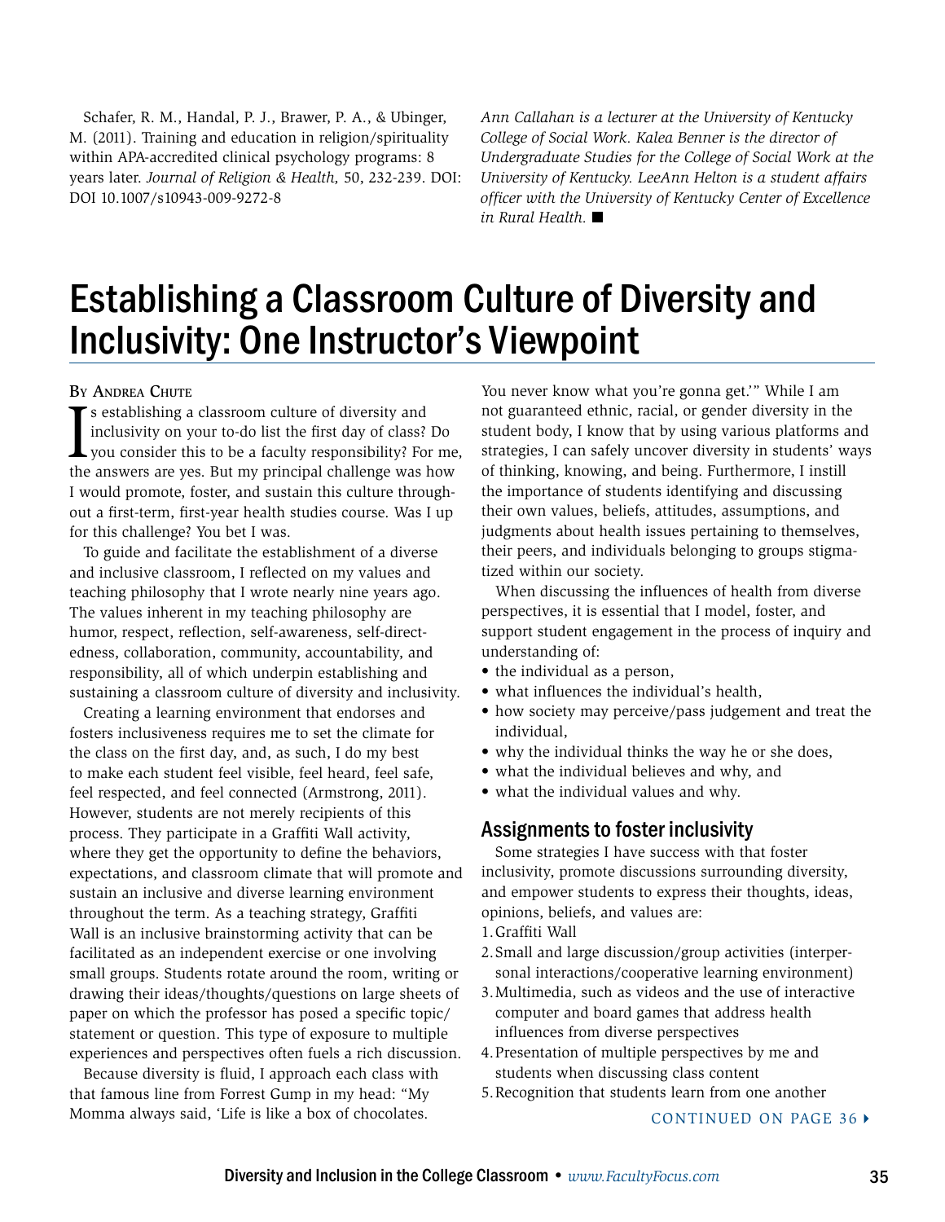Schafer, R. M., Handal, P. J., Brawer, P. A., & Ubinger, M. (2011). Training and education in religion/spirituality within APA-accredited clinical psychology programs: 8 years later. *Journal of Religion & Health,* 50, 232-239. DOI: DOI 10.1007/s10943-009-9272-8

*Ann Callahan is a lecturer at the University of Kentucky College of Social Work. Kalea Benner is the director of Undergraduate Studies for the College of Social Work at the University of Kentucky. LeeAnn Helton is a student affairs officer with the University of Kentucky Center of Excellence in Rural Health.* ■

# Establishing a Classroom Culture of Diversity and Inclusivity: One Instructor's Viewpoint

By Andrea Chute

Is establishing a classroom culture of diversity and inclusivity on your to-do list the first day of class? Do you consider this to be a faculty responsibility? For me, the answers are yes. But my principal challenge was how I would promote, foster, and sustain this culture throughout a first-term, first-year health studies course. Was I up for this challenge? You bet I was.

To guide and facilitate the establishment of a diverse and inclusive classroom, I reflected on my values and teaching philosophy that I wrote nearly nine years ago. The values inherent in my teaching philosophy are humor, respect, reflection, self-awareness, self-directedness, collaboration, community, accountability, and responsibility, all of which underpin establishing and sustaining a classroom culture of diversity and inclusivity.

Creating a learning environment that endorses and fosters inclusiveness requires me to set the climate for the class on the first day, and, as such, I do my best to make each student feel visible, feel heard, feel safe, feel respected, and feel connected (Armstrong, 2011). However, students are not merely recipients of this process. They participate in a Graffiti Wall activity, where they get the opportunity to define the behaviors, expectations, and classroom climate that will promote and sustain an inclusive and diverse learning environment throughout the term. As a teaching strategy, Graffiti Wall is an inclusive brainstorming activity that can be facilitated as an independent exercise or one involving small groups. Students rotate around the room, writing or drawing their ideas/thoughts/questions on large sheets of paper on which the professor has posed a specific topic/statement or question. This type of exposure to multiple experiences and perspectives often fuels a rich discussion.

Because diversity is fluid, I approach each class with that famous line from Forrest Gump in my head: "My Momma always said, 'Life is like a box of chocolates. You never know what you're gonna get.'" While I am not guaranteed ethnic, racial, or gender diversity in the student body, I know that by using various platforms and strategies, I can safely uncover diversity in students' ways of thinking, knowing, and being. Furthermore, I instill the importance of students identifying and discussing their own values, beliefs, attitudes, assumptions, and judgments about health issues pertaining to themselves, their peers, and individuals belonging to groups stigmatized within our society.

When discussing the influences of health from diverse perspectives, it is essential that I model, foster, and support student engagement in the process of inquiry and understanding of:

- the individual as a person,
- what influences the individual's health,
- how society may perceive/pass judgement and treat the individual,
- why the individual thinks the way he or she does,
- what the individual believes and why, and
- what the individual values and why.

## Assignments to foster inclusivity

Some strategies I have success with that foster inclusivity, promote discussions surrounding diversity, and empower students to express their thoughts, ideas, opinions, beliefs, and values are:

1. Graffiti Wall
2. Small and large discussion/group activities (interpersonal interactions/cooperative learning environment)
3. Multimedia, such as videos and the use of interactive computer and board games that address health influences from diverse perspectives
4. Presentation of multiple perspectives by me and students when discussing class content
5. Recognition that students learn from one another

CONTINUED ON PAGE 36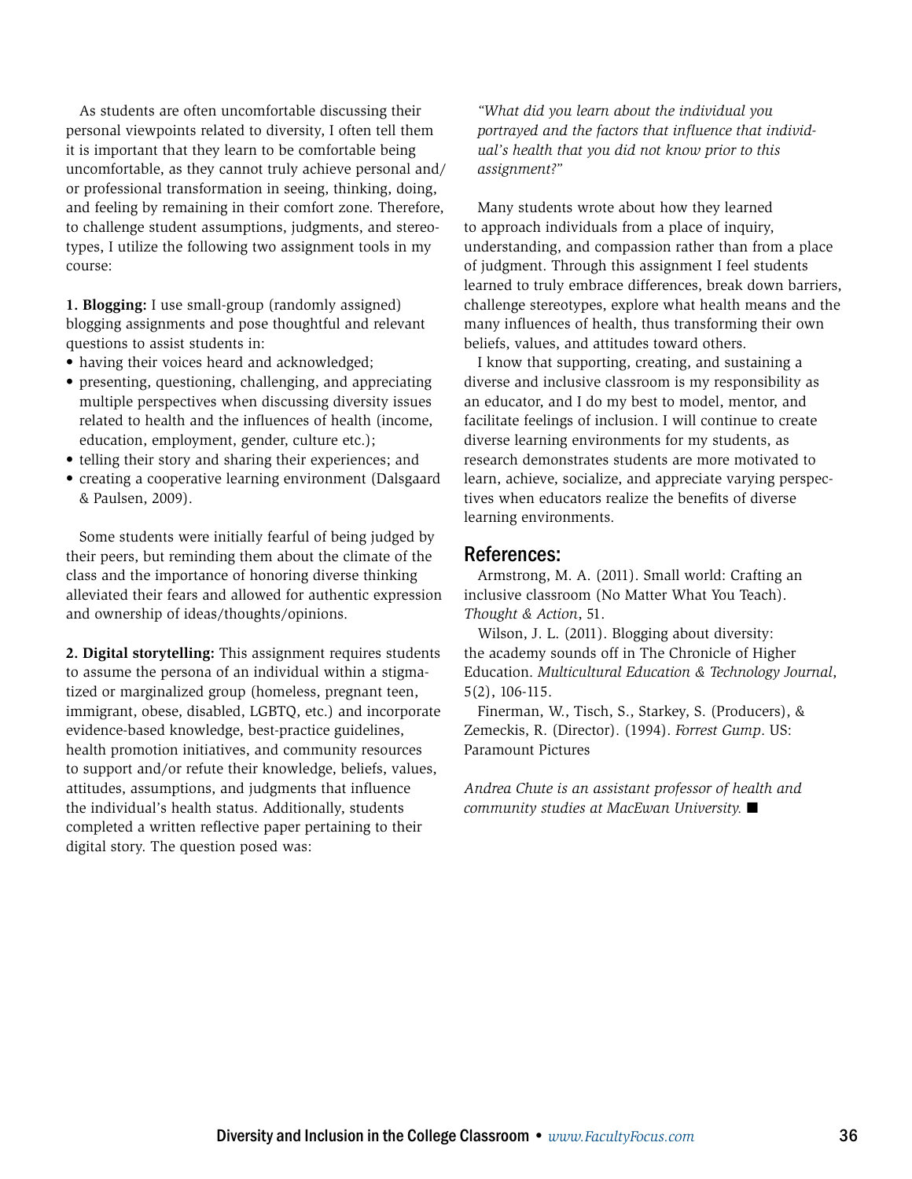As students are often uncomfortable discussing their personal viewpoints related to diversity, I often tell them it is important that they learn to be comfortable being uncomfortable, as they cannot truly achieve personal and/or professional transformation in seeing, thinking, doing, and feeling by remaining in their comfort zone. Therefore, to challenge student assumptions, judgments, and stereotypes, I utilize the following two assignment tools in my course:

**1. Blogging:** I use small-group (randomly assigned) blogging assignments and pose thoughtful and relevant questions to assist students in:

- having their voices heard and acknowledged;
- presenting, questioning, challenging, and appreciating multiple perspectives when discussing diversity issues related to health and the influences of health (income, education, employment, gender, culture etc.);
- telling their story and sharing their experiences; and
- creating a cooperative learning environment (Dalsgaard & Paulsen, 2009).

Some students were initially fearful of being judged by their peers, but reminding them about the climate of the class and the importance of honoring diverse thinking alleviated their fears and allowed for authentic expression and ownership of ideas/thoughts/opinions.

**2. Digital storytelling:** This assignment requires students to assume the persona of an individual within a stigmatized or marginalized group (homeless, pregnant teen, immigrant, obese, disabled, LGBTQ, etc.) and incorporate evidence-based knowledge, best-practice guidelines, health promotion initiatives, and community resources to support and/or refute their knowledge, beliefs, values, attitudes, assumptions, and judgments that influence the individual's health status. Additionally, students completed a written reflective paper pertaining to their digital story. The question posed was:

*"What did you learn about the individual you portrayed and the factors that influence that individual's health that you did not know prior to this assignment?"*

Many students wrote about how they learned to approach individuals from a place of inquiry, understanding, and compassion rather than from a place of judgment. Through this assignment I feel students learned to truly embrace differences, break down barriers, challenge stereotypes, explore what health means and the many influences of health, thus transforming their own beliefs, values, and attitudes toward others.

I know that supporting, creating, and sustaining a diverse and inclusive classroom is my responsibility as an educator, and I do my best to model, mentor, and facilitate feelings of inclusion. I will continue to create diverse learning environments for my students, as research demonstrates students are more motivated to learn, achieve, socialize, and appreciate varying perspectives when educators realize the benefits of diverse learning environments.

## References:

Armstrong, M. A. (2011). Small world: Crafting an inclusive classroom (No Matter What You Teach). *Thought & Action*, 51.

Wilson, J. L. (2011). Blogging about diversity: the academy sounds off in The Chronicle of Higher Education. *Multicultural Education & Technology Journal*, 5(2), 106-115.

Finerman, W., Tisch, S., Starkey, S. (Producers), & Zemeckis, R. (Director). (1994). *Forrest Gump*. US: Paramount Pictures

*Andrea Chute is an assistant professor of health and community studies at MacEwan University.* ■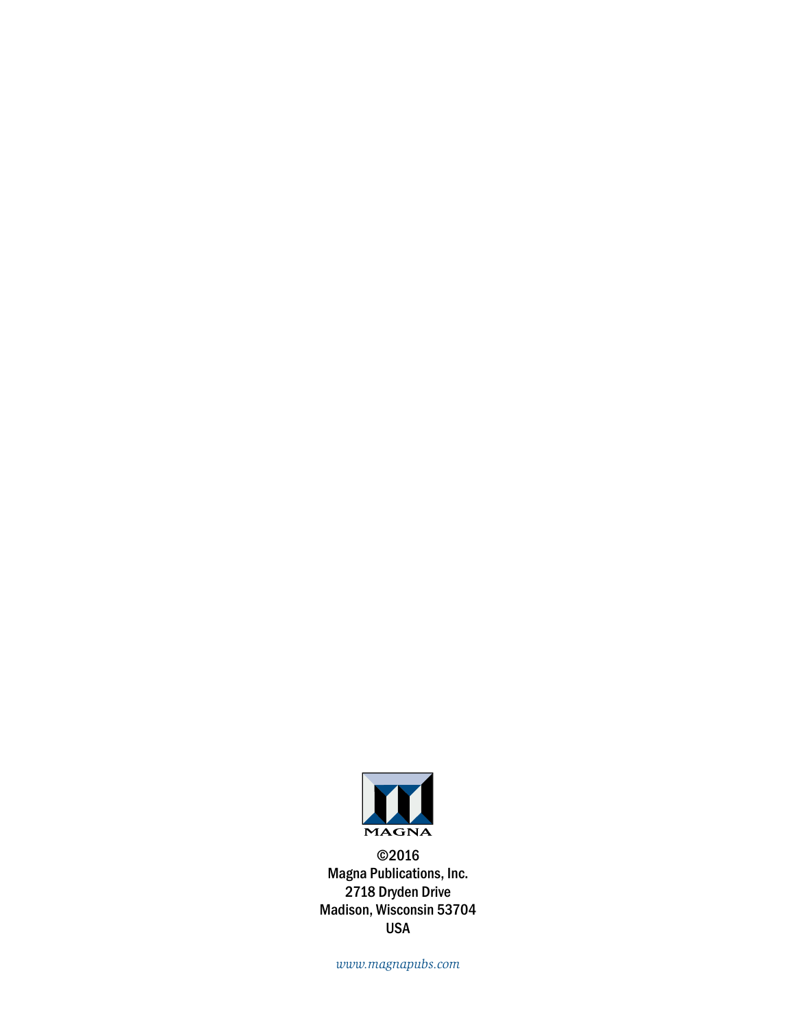MAGNA

©2016
Magna Publications, Inc.
2718 Dryden Drive
Madison, Wisconsin 53704
USA

*www.magnapubs.com*